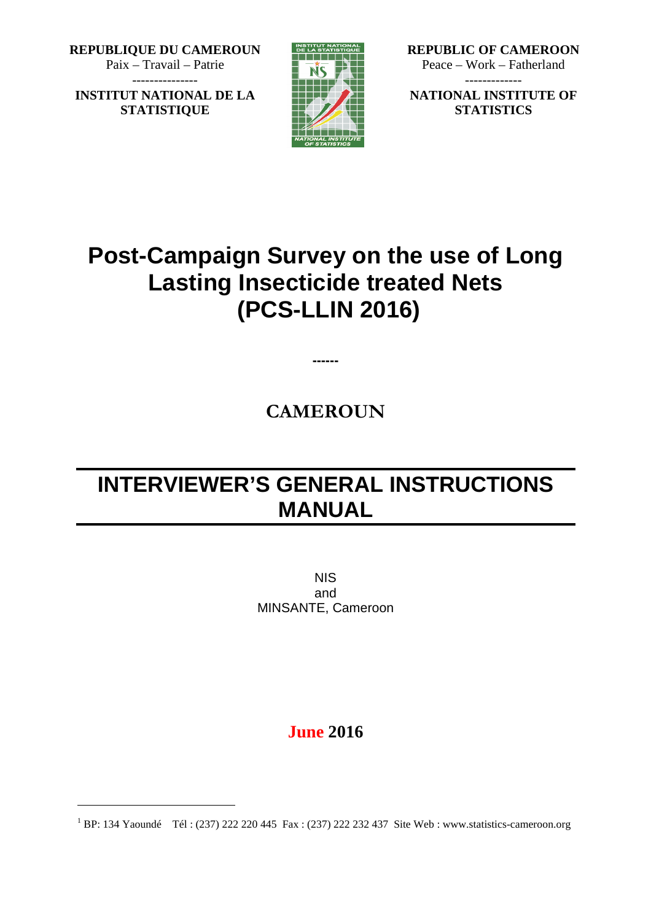**REPUBLIQUE DU CAMEROUN**
Paix – Travail – Patrie
---------------
**INSTITUT NATIONAL DE LA STATISTIQUE**

**REPUBLIC OF CAMEROON**
Peace – Work – Fatherland
-------------
**NATIONAL INSTITUTE OF STATISTICS**

# Post-Campaign Survey on the use of Long Lasting Insecticide treated Nets (PCS-LLIN 2016)

------

## CAMEROUN

# INTERVIEWER'S GENERAL INSTRUCTIONS MANUAL

NIS
and
MINSANTE, Cameroon

**June 2016**

[1] BP: 134 Yaoundé Tél : (237) 222 220 445 Fax : (237) 222 232 437 Site Web : www.statistics-cameroon.org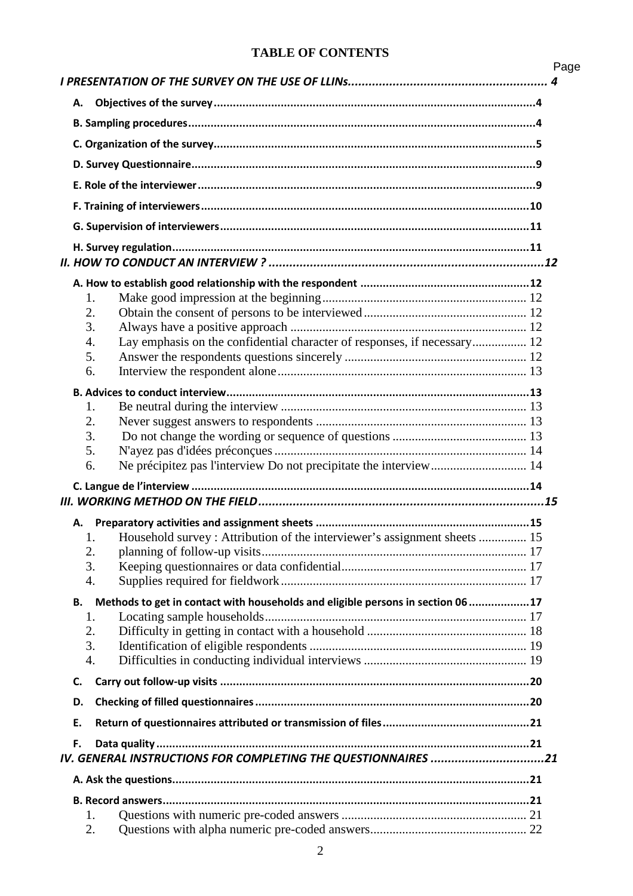# TABLE OF CONTENTS

Page

*I PRESENTATION OF THE SURVEY ON THE USE OF LLINs* ........ 4

- **A. Objectives of the survey** ........ 4
- **B. Sampling procedures** ........ 4
- **C. Organization of the survey** ........ 5
- **D. Survey Questionnaire** ........ 9
- **E. Role of the interviewer** ........ 9
- **F. Training of interviewers** ........ 10
- **G. Supervision of interviewers** ........ 11
- **H. Survey regulation** ........ 11

*II. HOW TO CONDUCT AN INTERVIEW ?* ........ 12

- **A. How to establish good relationship with the respondent** ........ 12
  1. Make good impression at the beginning ........ 12
  2. Obtain the consent of persons to be interviewed ........ 12
  3. Always have a positive approach ........ 12
  4. Lay emphasis on the confidential character of responses, if necessary ........ 12
  5. Answer the respondents questions sincerely ........ 12
  6. Interview the respondent alone ........ 13
- **B. Advices to conduct interview** ........ 13
  1. Be neutral during the interview ........ 13
  2. Never suggest answers to respondents ........ 13
  3. Do not change the wording or sequence of questions ........ 13
  5. N'ayez pas d'idées préconçues ........ 14
  6. Ne précipitez pas l'interview Do not precipitate the interview ........ 14
- **C. Langue de l'interview** ........ 14

*III. WORKING METHOD ON THE FIELD* ........ 15

- **A. Preparatory activities and assignment sheets** ........ 15
  1. Household survey : Attribution of the interviewer's assignment sheets ........ 15
  2. planning of follow-up visits ........ 17
  3. Keeping questionnaires or data confidential ........ 17
  4. Supplies required for fieldwork ........ 17
- **B. Methods to get in contact with households and eligible persons in section 06** ........ 17
  1. Locating sample households ........ 17
  2. Difficulty in getting in contact with a household ........ 18
  3. Identification of eligible respondents ........ 19
  4. Difficulties in conducting individual interviews ........ 19
- **C. Carry out follow-up visits** ........ 20
- **D. Checking of filled questionnaires** ........ 20
- **E. Return of questionnaires attributed or transmission of files** ........ 21
- **F. Data quality** ........ 21

*IV. GENERAL INSTRUCTIONS FOR COMPLETING THE QUESTIONNAIRES* ........ 21

- **A. Ask the questions** ........ 21
- **B. Record answers** ........ 21
  1. Questions with numeric pre-coded answers ........ 21
  2. Questions with alpha numeric pre-coded answers ........ 22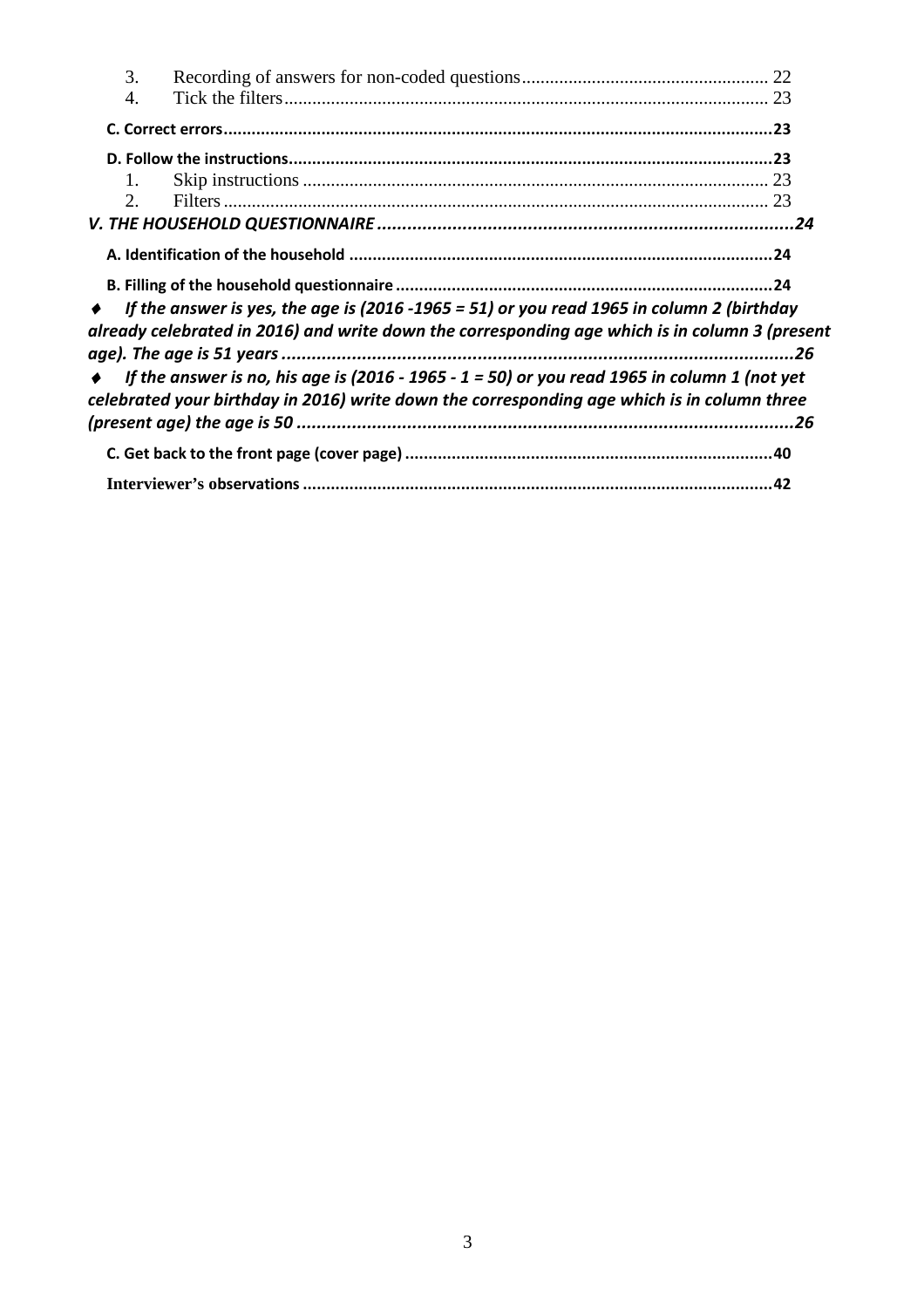3. Recording of answers for non-coded questions .................................................... 22
4. Tick the filters ...................................................................................................... 23

**C. Correct errors** .......................................................................................................... **23**

**D. Follow the instructions** ............................................................................................ **23**

1. Skip instructions .................................................................................................. 23
2. Filters .................................................................................................................... 23

***V. THE HOUSEHOLD QUESTIONNAIRE*** ................................................................................. ***24***

**A. Identification of the household** ............................................................................... **24**

**B. Filling of the household questionnaire** .................................................................... **24**

♦ ***If the answer is yes, the age is (2016 -1965 = 51) or you read 1965 in column 2 (birthday already celebrated in 2016) and write down the corresponding age which is in column 3 (present age). The age is 51 years*** ..................................................................................................... ***26***

♦ ***If the answer is no, his age is (2016 - 1965 - 1 = 50) or you read 1965 in column 1 (not yet celebrated your birthday in 2016) write down the corresponding age which is in column three (present age) the age is 50*** ................................................................................................... ***26***

**C. Get back to the front page (cover page)** ................................................................... **40**

**Interviewer's observations** ......................................................................................... **42**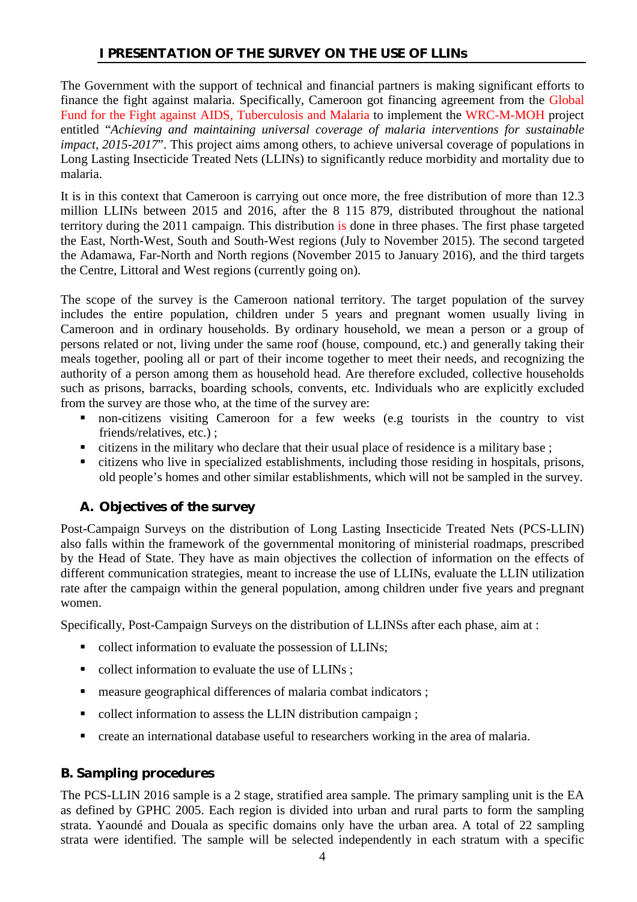# I PRESENTATION OF THE SURVEY ON THE USE OF LLINs

The Government with the support of technical and financial partners is making significant efforts to finance the fight against malaria. Specifically, Cameroon got financing agreement from the Global Fund for the Fight against AIDS, Tuberculosis and Malaria to implement the WRC-M-MOH project entitled "*Achieving and maintaining universal coverage of malaria interventions for sustainable impact, 2015-2017*". This project aims among others, to achieve universal coverage of populations in Long Lasting Insecticide Treated Nets (LLINs) to significantly reduce morbidity and mortality due to malaria.

It is in this context that Cameroon is carrying out once more, the free distribution of more than 12.3 million LLINs between 2015 and 2016, after the 8 115 879, distributed throughout the national territory during the 2011 campaign. This distribution is done in three phases. The first phase targeted the East, North-West, South and South-West regions (July to November 2015). The second targeted the Adamawa, Far-North and North regions (November 2015 to January 2016), and the third targets the Centre, Littoral and West regions (currently going on).

The scope of the survey is the Cameroon national territory. The target population of the survey includes the entire population, children under 5 years and pregnant women usually living in Cameroon and in ordinary households. By ordinary household, we mean a person or a group of persons related or not, living under the same roof (house, compound, etc.) and generally taking their meals together, pooling all or part of their income together to meet their needs, and recognizing the authority of a person among them as household head. Are therefore excluded, collective households such as prisons, barracks, boarding schools, convents, etc. Individuals who are explicitly excluded from the survey are those who, at the time of the survey are:

- non-citizens visiting Cameroon for a few weeks (e.g tourists in the country to vist friends/relatives, etc.) ;
- citizens in the military who declare that their usual place of residence is a military base ;
- citizens who live in specialized establishments, including those residing in hospitals, prisons, old people's homes and other similar establishments, which will not be sampled in the survey.

## A. Objectives of the survey

Post-Campaign Surveys on the distribution of Long Lasting Insecticide Treated Nets (PCS-LLIN) also falls within the framework of the governmental monitoring of ministerial roadmaps, prescribed by the Head of State. They have as main objectives the collection of information on the effects of different communication strategies, meant to increase the use of LLINs, evaluate the LLIN utilization rate after the campaign within the general population, among children under five years and pregnant women.

Specifically, Post-Campaign Surveys on the distribution of LLINSs after each phase, aim at :

- collect information to evaluate the possession of LLINs;
- collect information to evaluate the use of LLINs ;
- measure geographical differences of malaria combat indicators ;
- collect information to assess the LLIN distribution campaign ;
- create an international database useful to researchers working in the area of malaria.

## B. Sampling procedures

The PCS-LLIN 2016 sample is a 2 stage, stratified area sample. The primary sampling unit is the EA as defined by GPHC 2005. Each region is divided into urban and rural parts to form the sampling strata. Yaoundé and Douala as specific domains only have the urban area. A total of 22 sampling strata were identified. The sample will be selected independently in each stratum with a specific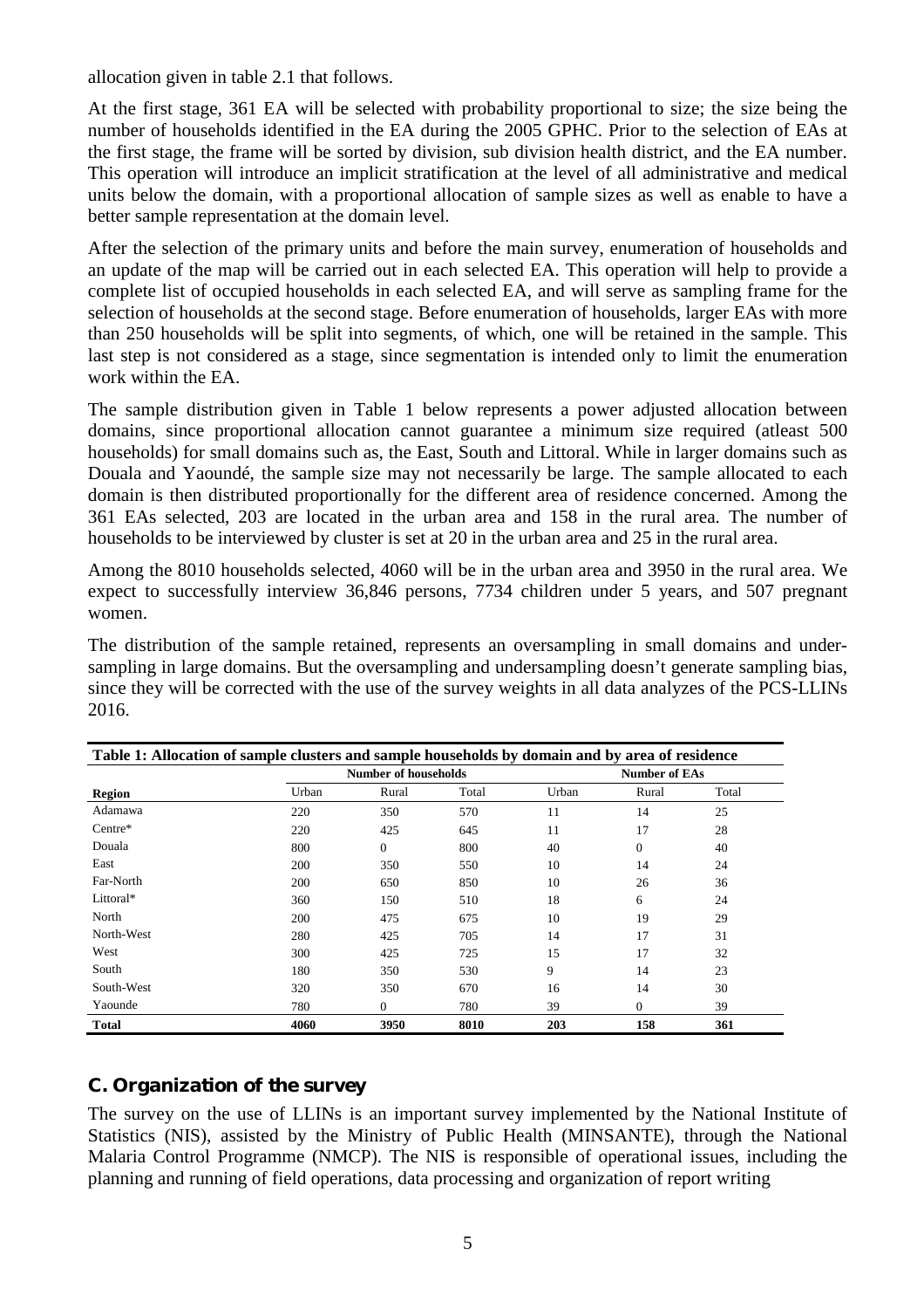allocation given in table 2.1 that follows.

At the first stage, 361 EA will be selected with probability proportional to size; the size being the number of households identified in the EA during the 2005 GPHC. Prior to the selection of EAs at the first stage, the frame will be sorted by division, sub division health district, and the EA number. This operation will introduce an implicit stratification at the level of all administrative and medical units below the domain, with a proportional allocation of sample sizes as well as enable to have a better sample representation at the domain level.

After the selection of the primary units and before the main survey, enumeration of households and an update of the map will be carried out in each selected EA. This operation will help to provide a complete list of occupied households in each selected EA, and will serve as sampling frame for the selection of households at the second stage. Before enumeration of households, larger EAs with more than 250 households will be split into segments, of which, one will be retained in the sample. This last step is not considered as a stage, since segmentation is intended only to limit the enumeration work within the EA.

The sample distribution given in Table 1 below represents a power adjusted allocation between domains, since proportional allocation cannot guarantee a minimum size required (atleast 500 households) for small domains such as, the East, South and Littoral. While in larger domains such as Douala and Yaoundé, the sample size may not necessarily be large. The sample allocated to each domain is then distributed proportionally for the different area of residence concerned. Among the 361 EAs selected, 203 are located in the urban area and 158 in the rural area. The number of households to be interviewed by cluster is set at 20 in the urban area and 25 in the rural area.

Among the 8010 households selected, 4060 will be in the urban area and 3950 in the rural area. We expect to successfully interview 36,846 persons, 7734 children under 5 years, and 507 pregnant women.

The distribution of the sample retained, represents an oversampling in small domains and under-sampling in large domains. But the oversampling and undersampling doesn't generate sampling bias, since they will be corrected with the use of the survey weights in all data analyzes of the PCS-LLINs 2016.

**Table 1: Allocation of sample clusters and sample households by domain and by area of residence**

| | Number of households | | | Number of EAs | | |
|---|---|---|---|---|---|---|
| **Region** | Urban | Rural | Total | Urban | Rural | Total |
| Adamawa | 220 | 350 | 570 | 11 | 14 | 25 |
| Centre* | 220 | 425 | 645 | 11 | 17 | 28 |
| Douala | 800 | 0 | 800 | 40 | 0 | 40 |
| East | 200 | 350 | 550 | 10 | 14 | 24 |
| Far-North | 200 | 650 | 850 | 10 | 26 | 36 |
| Littoral* | 360 | 150 | 510 | 18 | 6 | 24 |
| North | 200 | 475 | 675 | 10 | 19 | 29 |
| North-West | 280 | 425 | 705 | 14 | 17 | 31 |
| West | 300 | 425 | 725 | 15 | 17 | 32 |
| South | 180 | 350 | 530 | 9 | 14 | 23 |
| South-West | 320 | 350 | 670 | 16 | 14 | 30 |
| Yaounde | 780 | 0 | 780 | 39 | 0 | 39 |
| **Total** | **4060** | **3950** | **8010** | **203** | **158** | **361** |

## C. Organization of the survey

The survey on the use of LLINs is an important survey implemented by the National Institute of Statistics (NIS), assisted by the Ministry of Public Health (MINSANTE), through the National Malaria Control Programme (NMCP). The NIS is responsible of operational issues, including the planning and running of field operations, data processing and organization of report writing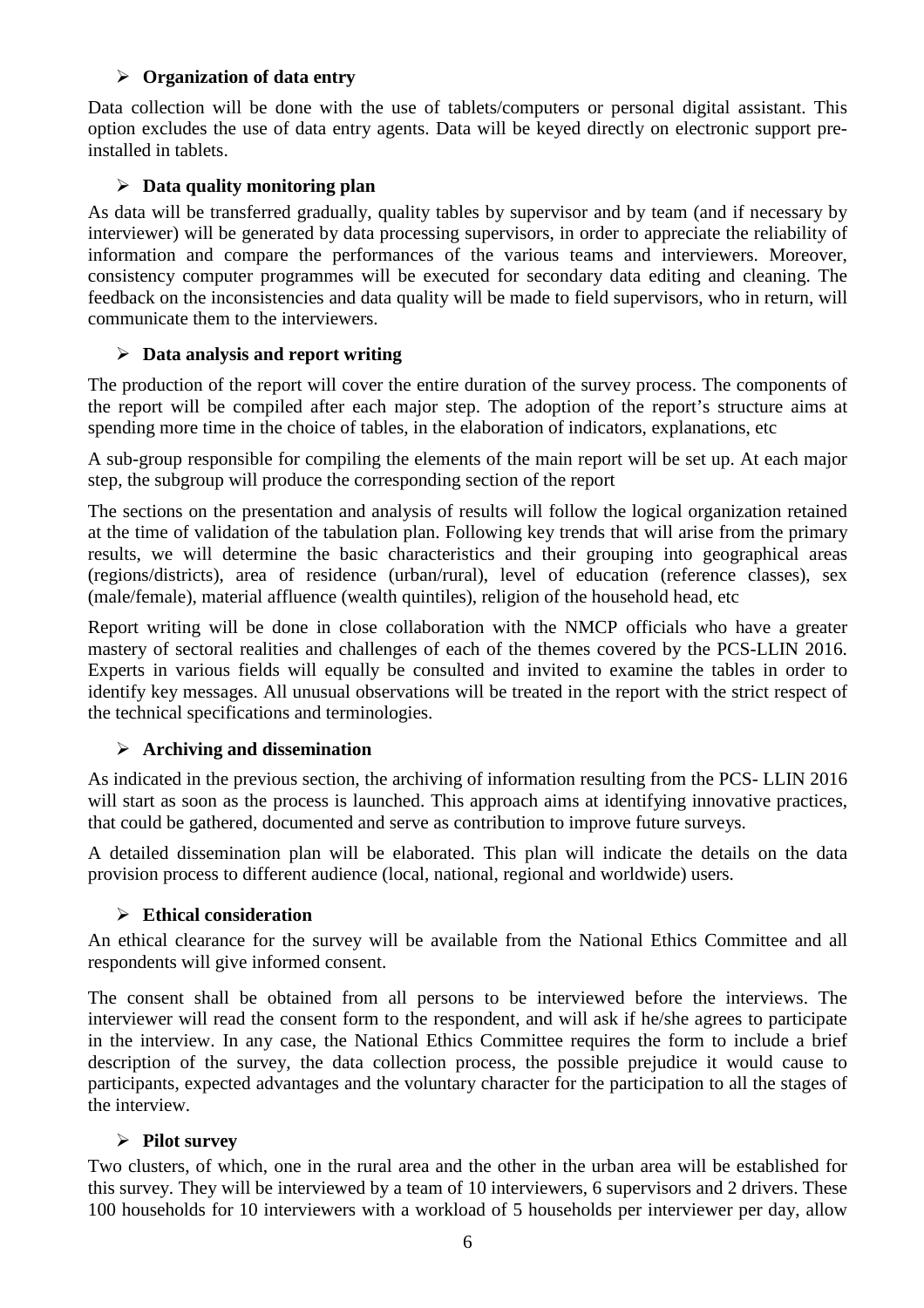- **Organization of data entry**

Data collection will be done with the use of tablets/computers or personal digital assistant. This option excludes the use of data entry agents. Data will be keyed directly on electronic support pre-installed in tablets.

- **Data quality monitoring plan**

As data will be transferred gradually, quality tables by supervisor and by team (and if necessary by interviewer) will be generated by data processing supervisors, in order to appreciate the reliability of information and compare the performances of the various teams and interviewers. Moreover, consistency computer programmes will be executed for secondary data editing and cleaning. The feedback on the inconsistencies and data quality will be made to field supervisors, who in return, will communicate them to the interviewers.

- **Data analysis and report writing**

The production of the report will cover the entire duration of the survey process. The components of the report will be compiled after each major step. The adoption of the report's structure aims at spending more time in the choice of tables, in the elaboration of indicators, explanations, etc

A sub-group responsible for compiling the elements of the main report will be set up. At each major step, the subgroup will produce the corresponding section of the report

The sections on the presentation and analysis of results will follow the logical organization retained at the time of validation of the tabulation plan. Following key trends that will arise from the primary results, we will determine the basic characteristics and their grouping into geographical areas (regions/districts), area of residence (urban/rural), level of education (reference classes), sex (male/female), material affluence (wealth quintiles), religion of the household head, etc

Report writing will be done in close collaboration with the NMCP officials who have a greater mastery of sectoral realities and challenges of each of the themes covered by the PCS-LLIN 2016. Experts in various fields will equally be consulted and invited to examine the tables in order to identify key messages. All unusual observations will be treated in the report with the strict respect of the technical specifications and terminologies.

- **Archiving and dissemination**

As indicated in the previous section, the archiving of information resulting from the PCS- LLIN 2016 will start as soon as the process is launched. This approach aims at identifying innovative practices, that could be gathered, documented and serve as contribution to improve future surveys.

A detailed dissemination plan will be elaborated. This plan will indicate the details on the data provision process to different audience (local, national, regional and worldwide) users.

- **Ethical consideration**

An ethical clearance for the survey will be available from the National Ethics Committee and all respondents will give informed consent.

The consent shall be obtained from all persons to be interviewed before the interviews. The interviewer will read the consent form to the respondent, and will ask if he/she agrees to participate in the interview. In any case, the National Ethics Committee requires the form to include a brief description of the survey, the data collection process, the possible prejudice it would cause to participants, expected advantages and the voluntary character for the participation to all the stages of the interview.

- **Pilot survey**

Two clusters, of which, one in the rural area and the other in the urban area will be established for this survey. They will be interviewed by a team of 10 interviewers, 6 supervisors and 2 drivers. These 100 households for 10 interviewers with a workload of 5 households per interviewer per day, allow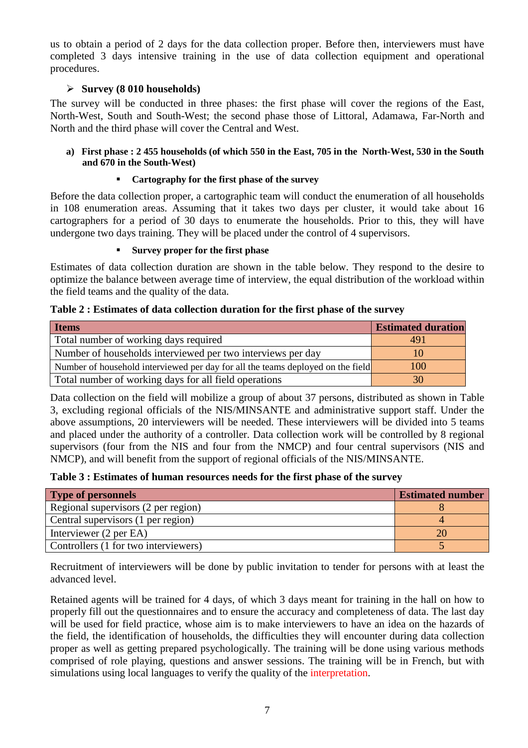us to obtain a period of 2 days for the data collection proper. Before then, interviewers must have completed 3 days intensive training in the use of data collection equipment and operational procedures.

- **Survey (8 010 households)**

The survey will be conducted in three phases: the first phase will cover the regions of the East, North-West, South and South-West; the second phase those of Littoral, Adamawa, Far-North and North and the third phase will cover the Central and West.

**a) First phase : 2 455 households (of which 550 in the East, 705 in the North-West, 530 in the South and 670 in the South-West)**

- **Cartography for the first phase of the survey**

Before the data collection proper, a cartographic team will conduct the enumeration of all households in 108 enumeration areas. Assuming that it takes two days per cluster, it would take about 16 cartographers for a period of 30 days to enumerate the households. Prior to this, they will have undergone two days training. They will be placed under the control of 4 supervisors.

- **Survey proper for the first phase**

Estimates of data collection duration are shown in the table below. They respond to the desire to optimize the balance between average time of interview, the equal distribution of the workload within the field teams and the quality of the data.

**Table 2 : Estimates of data collection duration for the first phase of the survey**

| Items | Estimated duration |
|---|---|
| Total number of working days required | 491 |
| Number of households interviewed per two interviews per day | 10 |
| Number of household interviewed per day for all the teams deployed on the field | 100 |
| Total number of working days for all field operations | 30 |

Data collection on the field will mobilize a group of about 37 persons, distributed as shown in Table 3, excluding regional officials of the NIS/MINSANTE and administrative support staff. Under the above assumptions, 20 interviewers will be needed. These interviewers will be divided into 5 teams and placed under the authority of a controller. Data collection work will be controlled by 8 regional supervisors (four from the NIS and four from the NMCP) and four central supervisors (NIS and NMCP), and will benefit from the support of regional officials of the NIS/MINSANTE.

**Table 3 : Estimates of human resources needs for the first phase of the survey**

| Type of personnels | Estimated number |
|---|---|
| Regional supervisors (2 per region) | 8 |
| Central supervisors (1 per region) | 4 |
| Interviewer (2 per EA) | 20 |
| Controllers (1 for two interviewers) | 5 |

Recruitment of interviewers will be done by public invitation to tender for persons with at least the advanced level.

Retained agents will be trained for 4 days, of which 3 days meant for training in the hall on how to properly fill out the questionnaires and to ensure the accuracy and completeness of data. The last day will be used for field practice, whose aim is to make interviewers to have an idea on the hazards of the field, the identification of households, the difficulties they will encounter during data collection proper as well as getting prepared psychologically. The training will be done using various methods comprised of role playing, questions and answer sessions. The training will be in French, but with simulations using local languages to verify the quality of the interpretation.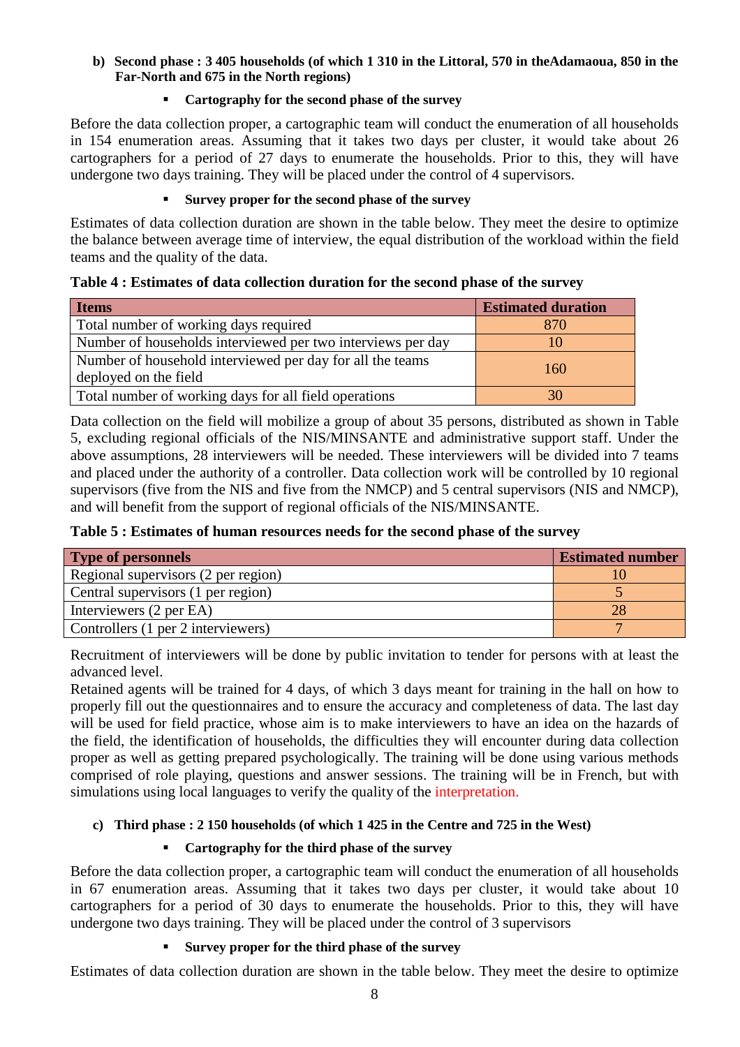**b) Second phase : 3 405 households (of which 1 310 in the Littoral, 570 in theAdamaoua, 850 in the Far-North and 675 in the North regions)**

- **Cartography for the second phase of the survey**

Before the data collection proper, a cartographic team will conduct the enumeration of all households in 154 enumeration areas. Assuming that it takes two days per cluster, it would take about 26 cartographers for a period of 27 days to enumerate the households. Prior to this, they will have undergone two days training. They will be placed under the control of 4 supervisors.

- **Survey proper for the second phase of the survey**

Estimates of data collection duration are shown in the table below. They meet the desire to optimize the balance between average time of interview, the equal distribution of the workload within the field teams and the quality of the data.

**Table 4 : Estimates of data collection duration for the second phase of the survey**

| Items | Estimated duration |
|---|---|
| Total number of working days required | 870 |
| Number of households interviewed per two interviews per day | 10 |
| Number of household interviewed per day for all the teams deployed on the field | 160 |
| Total number of working days for all field operations | 30 |

Data collection on the field will mobilize a group of about 35 persons, distributed as shown in Table 5, excluding regional officials of the NIS/MINSANTE and administrative support staff. Under the above assumptions, 28 interviewers will be needed. These interviewers will be divided into 7 teams and placed under the authority of a controller. Data collection work will be controlled by 10 regional supervisors (five from the NIS and five from the NMCP) and 5 central supervisors (NIS and NMCP), and will benefit from the support of regional officials of the NIS/MINSANTE.

**Table 5 : Estimates of human resources needs for the second phase of the survey**

| Type of personnels | Estimated number |
|---|---|
| Regional supervisors (2 per region) | 10 |
| Central supervisors (1 per region) | 5 |
| Interviewers (2 per EA) | 28 |
| Controllers (1 per 2 interviewers) | 7 |

Recruitment of interviewers will be done by public invitation to tender for persons with at least the advanced level.

Retained agents will be trained for 4 days, of which 3 days meant for training in the hall on how to properly fill out the questionnaires and to ensure the accuracy and completeness of data. The last day will be used for field practice, whose aim is to make interviewers to have an idea on the hazards of the field, the identification of households, the difficulties they will encounter during data collection proper as well as getting prepared psychologically. The training will be done using various methods comprised of role playing, questions and answer sessions. The training will be in French, but with simulations using local languages to verify the quality of the interpretation.

**c) Third phase : 2 150 households (of which 1 425 in the Centre and 725 in the West)**

- **Cartography for the third phase of the survey**

Before the data collection proper, a cartographic team will conduct the enumeration of all households in 67 enumeration areas. Assuming that it takes two days per cluster, it would take about 10 cartographers for a period of 30 days to enumerate the households. Prior to this, they will have undergone two days training. They will be placed under the control of 3 supervisors

- **Survey proper for the third phase of the survey**

Estimates of data collection duration are shown in the table below. They meet the desire to optimize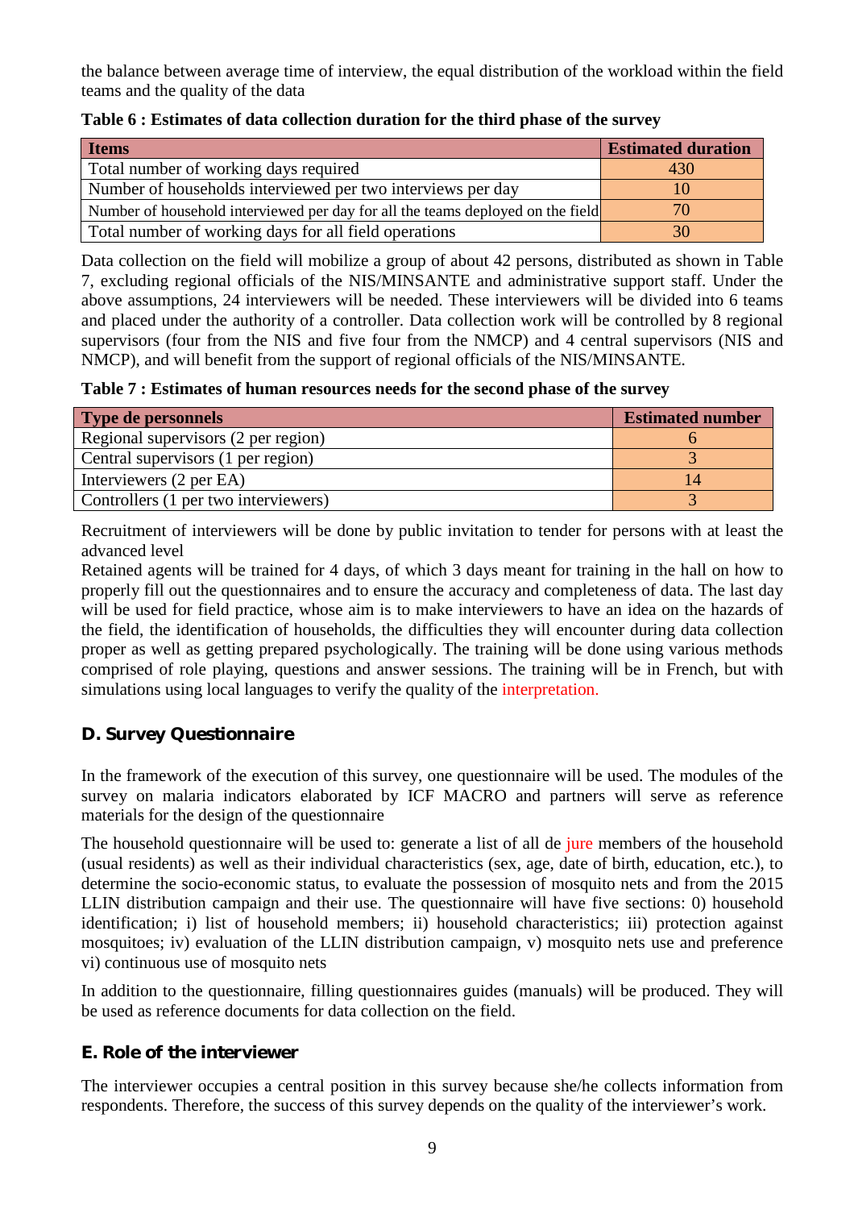the balance between average time of interview, the equal distribution of the workload within the field teams and the quality of the data

**Table 6 : Estimates of data collection duration for the third phase of the survey**

| Items | Estimated duration |
|---|---|
| Total number of working days required | 430 |
| Number of households interviewed per two interviews per day | 10 |
| Number of household interviewed per day for all the teams deployed on the field | 70 |
| Total number of working days for all field operations | 30 |

Data collection on the field will mobilize a group of about 42 persons, distributed as shown in Table 7, excluding regional officials of the NIS/MINSANTE and administrative support staff. Under the above assumptions, 24 interviewers will be needed. These interviewers will be divided into 6 teams and placed under the authority of a controller. Data collection work will be controlled by 8 regional supervisors (four from the NIS and five four from the NMCP) and 4 central supervisors (NIS and NMCP), and will benefit from the support of regional officials of the NIS/MINSANTE.

**Table 7 : Estimates of human resources needs for the second phase of the survey**

| Type de personnels | Estimated number |
|---|---|
| Regional supervisors (2 per region) | 6 |
| Central supervisors (1 per region) | 3 |
| Interviewers (2 per EA) | 14 |
| Controllers (1 per two interviewers) | 3 |

Recruitment of interviewers will be done by public invitation to tender for persons with at least the advanced level

Retained agents will be trained for 4 days, of which 3 days meant for training in the hall on how to properly fill out the questionnaires and to ensure the accuracy and completeness of data. The last day will be used for field practice, whose aim is to make interviewers to have an idea on the hazards of the field, the identification of households, the difficulties they will encounter during data collection proper as well as getting prepared psychologically. The training will be done using various methods comprised of role playing, questions and answer sessions. The training will be in French, but with simulations using local languages to verify the quality of the interpretation.

## D. Survey Questionnaire

In the framework of the execution of this survey, one questionnaire will be used. The modules of the survey on malaria indicators elaborated by ICF MACRO and partners will serve as reference materials for the design of the questionnaire

The household questionnaire will be used to: generate a list of all de jure members of the household (usual residents) as well as their individual characteristics (sex, age, date of birth, education, etc.), to determine the socio-economic status, to evaluate the possession of mosquito nets and from the 2015 LLIN distribution campaign and their use. The questionnaire will have five sections: 0) household identification; i) list of household members; ii) household characteristics; iii) protection against mosquitoes; iv) evaluation of the LLIN distribution campaign, v) mosquito nets use and preference vi) continuous use of mosquito nets

In addition to the questionnaire, filling questionnaires guides (manuals) will be produced. They will be used as reference documents for data collection on the field.

## E. Role of the interviewer

The interviewer occupies a central position in this survey because she/he collects information from respondents. Therefore, the success of this survey depends on the quality of the interviewer's work.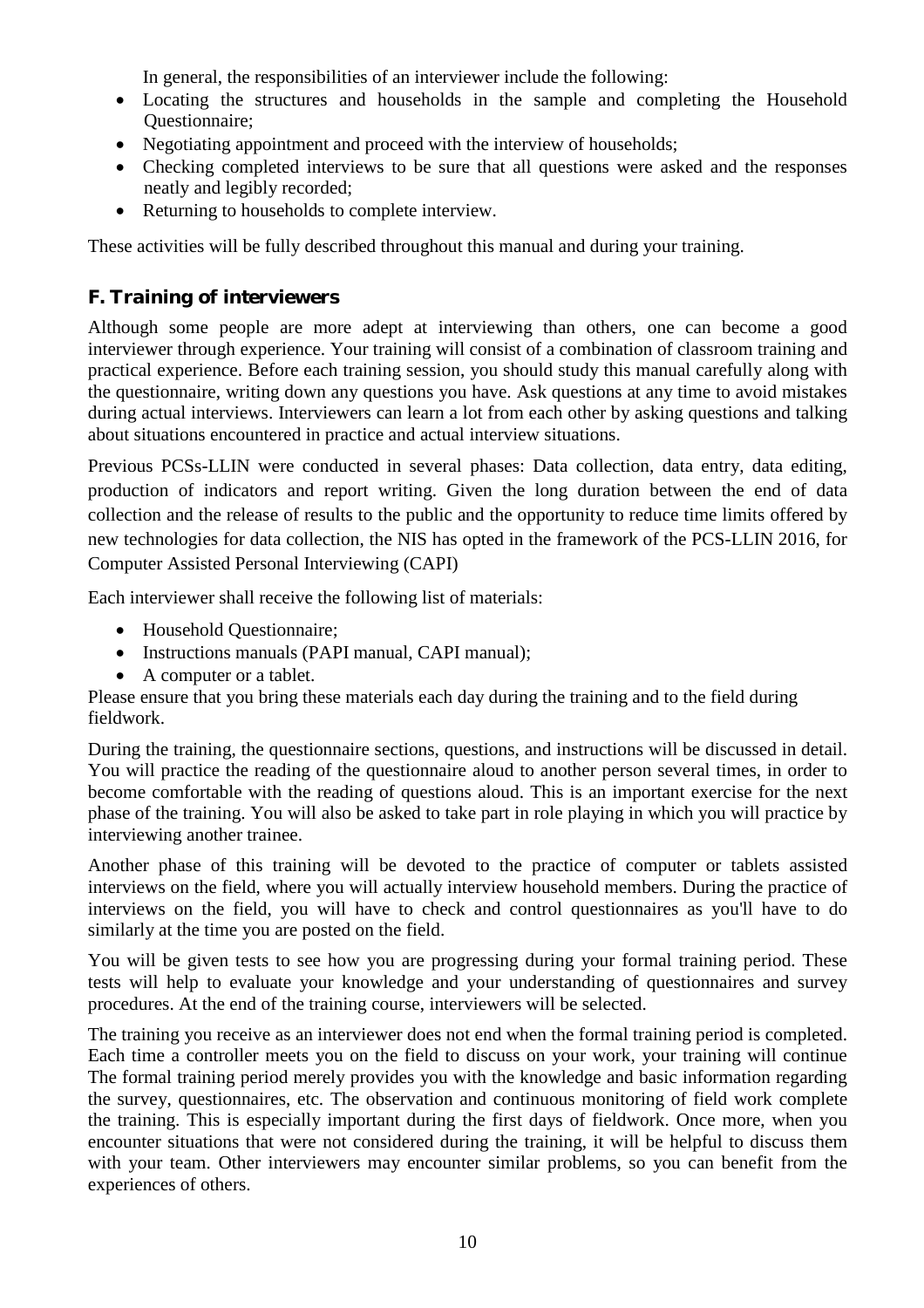In general, the responsibilities of an interviewer include the following:

- Locating the structures and households in the sample and completing the Household Questionnaire;
- Negotiating appointment and proceed with the interview of households;
- Checking completed interviews to be sure that all questions were asked and the responses neatly and legibly recorded;
- Returning to households to complete interview.

These activities will be fully described throughout this manual and during your training.

## F. Training of interviewers

Although some people are more adept at interviewing than others, one can become a good interviewer through experience. Your training will consist of a combination of classroom training and practical experience. Before each training session, you should study this manual carefully along with the questionnaire, writing down any questions you have. Ask questions at any time to avoid mistakes during actual interviews. Interviewers can learn a lot from each other by asking questions and talking about situations encountered in practice and actual interview situations.

Previous PCSs-LLIN were conducted in several phases: Data collection, data entry, data editing, production of indicators and report writing. Given the long duration between the end of data collection and the release of results to the public and the opportunity to reduce time limits offered by new technologies for data collection, the NIS has opted in the framework of the PCS-LLIN 2016, for Computer Assisted Personal Interviewing (CAPI)

Each interviewer shall receive the following list of materials:

- Household Questionnaire;
- Instructions manuals (PAPI manual, CAPI manual);
- A computer or a tablet.

Please ensure that you bring these materials each day during the training and to the field during fieldwork.

During the training, the questionnaire sections, questions, and instructions will be discussed in detail. You will practice the reading of the questionnaire aloud to another person several times, in order to become comfortable with the reading of questions aloud. This is an important exercise for the next phase of the training. You will also be asked to take part in role playing in which you will practice by interviewing another trainee.

Another phase of this training will be devoted to the practice of computer or tablets assisted interviews on the field, where you will actually interview household members. During the practice of interviews on the field, you will have to check and control questionnaires as you'll have to do similarly at the time you are posted on the field.

You will be given tests to see how you are progressing during your formal training period. These tests will help to evaluate your knowledge and your understanding of questionnaires and survey procedures. At the end of the training course, interviewers will be selected.

The training you receive as an interviewer does not end when the formal training period is completed. Each time a controller meets you on the field to discuss on your work, your training will continue The formal training period merely provides you with the knowledge and basic information regarding the survey, questionnaires, etc. The observation and continuous monitoring of field work complete the training. This is especially important during the first days of fieldwork. Once more, when you encounter situations that were not considered during the training, it will be helpful to discuss them with your team. Other interviewers may encounter similar problems, so you can benefit from the experiences of others.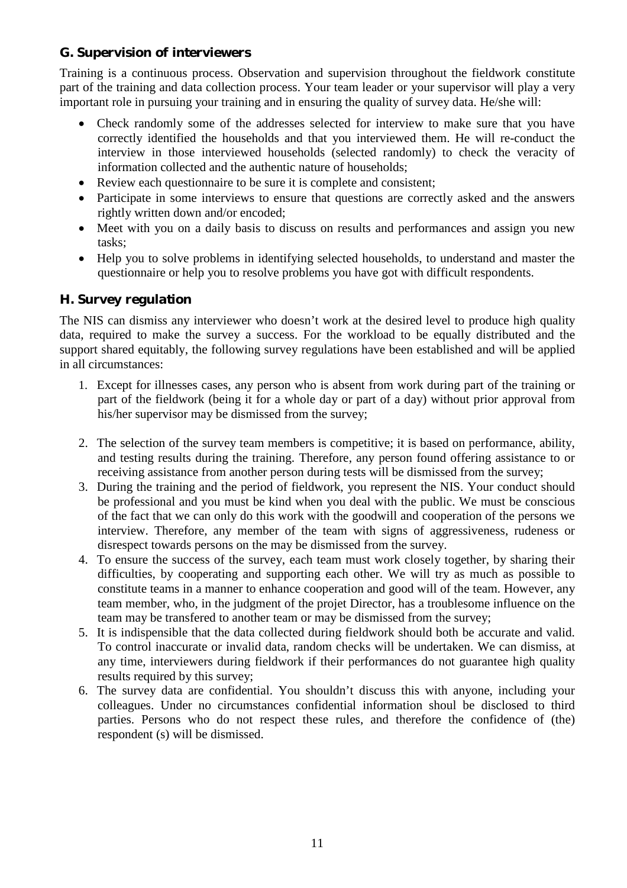## G. Supervision of interviewers

Training is a continuous process. Observation and supervision throughout the fieldwork constitute part of the training and data collection process. Your team leader or your supervisor will play a very important role in pursuing your training and in ensuring the quality of survey data. He/she will:

- Check randomly some of the addresses selected for interview to make sure that you have correctly identified the households and that you interviewed them. He will re-conduct the interview in those interviewed households (selected randomly) to check the veracity of information collected and the authentic nature of households;
- Review each questionnaire to be sure it is complete and consistent;
- Participate in some interviews to ensure that questions are correctly asked and the answers rightly written down and/or encoded;
- Meet with you on a daily basis to discuss on results and performances and assign you new tasks;
- Help you to solve problems in identifying selected households, to understand and master the questionnaire or help you to resolve problems you have got with difficult respondents.

## H. Survey regulation

The NIS can dismiss any interviewer who doesn't work at the desired level to produce high quality data, required to make the survey a success. For the workload to be equally distributed and the support shared equitably, the following survey regulations have been established and will be applied in all circumstances:

1. Except for illnesses cases, any person who is absent from work during part of the training or part of the fieldwork (being it for a whole day or part of a day) without prior approval from his/her supervisor may be dismissed from the survey;

2. The selection of the survey team members is competitive; it is based on performance, ability, and testing results during the training. Therefore, any person found offering assistance to or receiving assistance from another person during tests will be dismissed from the survey;
3. During the training and the period of fieldwork, you represent the NIS. Your conduct should be professional and you must be kind when you deal with the public. We must be conscious of the fact that we can only do this work with the goodwill and cooperation of the persons we interview. Therefore, any member of the team with signs of aggressiveness, rudeness or disrespect towards persons on the may be dismissed from the survey.
4. To ensure the success of the survey, each team must work closely together, by sharing their difficulties, by cooperating and supporting each other. We will try as much as possible to constitute teams in a manner to enhance cooperation and good will of the team. However, any team member, who, in the judgment of the projet Director, has a troublesome influence on the team may be transfered to another team or may be dismissed from the survey;
5. It is indispensible that the data collected during fieldwork should both be accurate and valid. To control inaccurate or invalid data, random checks will be undertaken. We can dismiss, at any time, interviewers during fieldwork if their performances do not guarantee high quality results required by this survey;
6. The survey data are confidential. You shouldn't discuss this with anyone, including your colleagues. Under no circumstances confidential information shoul be disclosed to third parties. Persons who do not respect these rules, and therefore the confidence of (the) respondent (s) will be dismissed.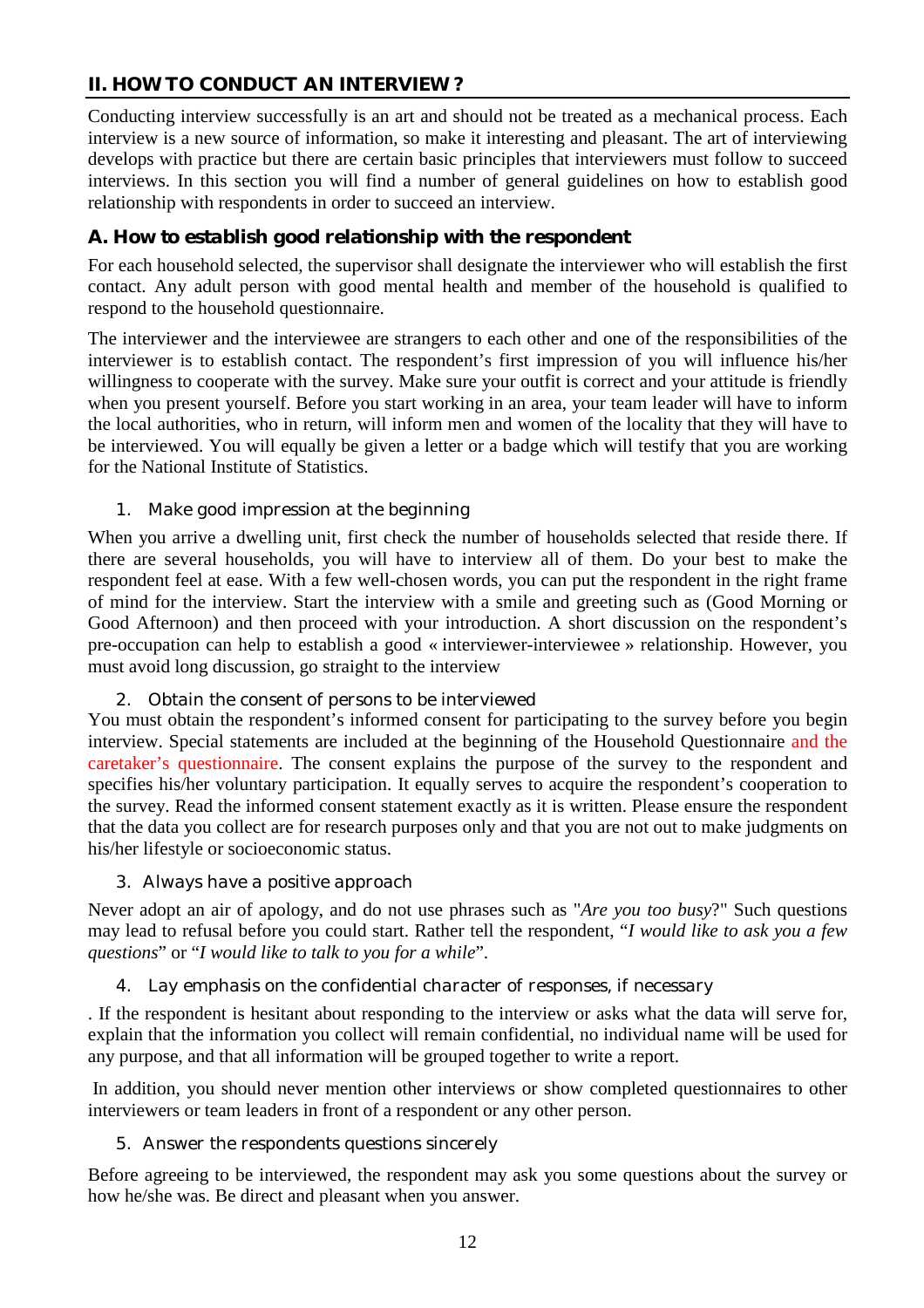## II. HOW TO CONDUCT AN INTERVIEW ?

Conducting interview successfully is an art and should not be treated as a mechanical process. Each interview is a new source of information, so make it interesting and pleasant. The art of interviewing develops with practice but there are certain basic principles that interviewers must follow to succeed interviews. In this section you will find a number of general guidelines on how to establish good relationship with respondents in order to succeed an interview.

### A. How to establish good relationship with the respondent

For each household selected, the supervisor shall designate the interviewer who will establish the first contact. Any adult person with good mental health and member of the household is qualified to respond to the household questionnaire.

The interviewer and the interviewee are strangers to each other and one of the responsibilities of the interviewer is to establish contact. The respondent's first impression of you will influence his/her willingness to cooperate with the survey. Make sure your outfit is correct and your attitude is friendly when you present yourself. Before you start working in an area, your team leader will have to inform the local authorities, who in return, will inform men and women of the locality that they will have to be interviewed. You will equally be given a letter or a badge which will testify that you are working for the National Institute of Statistics.

1. Make good impression at the beginning

When you arrive a dwelling unit, first check the number of households selected that reside there. If there are several households, you will have to interview all of them. Do your best to make the respondent feel at ease. With a few well-chosen words, you can put the respondent in the right frame of mind for the interview. Start the interview with a smile and greeting such as (Good Morning or Good Afternoon) and then proceed with your introduction. A short discussion on the respondent's pre-occupation can help to establish a good « interviewer-interviewee » relationship. However, you must avoid long discussion, go straight to the interview

2. Obtain the consent of persons to be interviewed

You must obtain the respondent's informed consent for participating to the survey before you begin interview. Special statements are included at the beginning of the Household Questionnaire and the caretaker's questionnaire. The consent explains the purpose of the survey to the respondent and specifies his/her voluntary participation. It equally serves to acquire the respondent's cooperation to the survey. Read the informed consent statement exactly as it is written. Please ensure the respondent that the data you collect are for research purposes only and that you are not out to make judgments on his/her lifestyle or socioeconomic status.

3. Always have a positive approach

Never adopt an air of apology, and do not use phrases such as "*Are you too busy*?" Such questions may lead to refusal before you could start. Rather tell the respondent, "*I would like to ask you a few questions*" or "*I would like to talk to you for a while*".

4. Lay emphasis on the confidential character of responses, if necessary

. If the respondent is hesitant about responding to the interview or asks what the data will serve for, explain that the information you collect will remain confidential, no individual name will be used for any purpose, and that all information will be grouped together to write a report.

In addition, you should never mention other interviews or show completed questionnaires to other interviewers or team leaders in front of a respondent or any other person.

5. Answer the respondents questions sincerely

Before agreeing to be interviewed, the respondent may ask you some questions about the survey or how he/she was. Be direct and pleasant when you answer.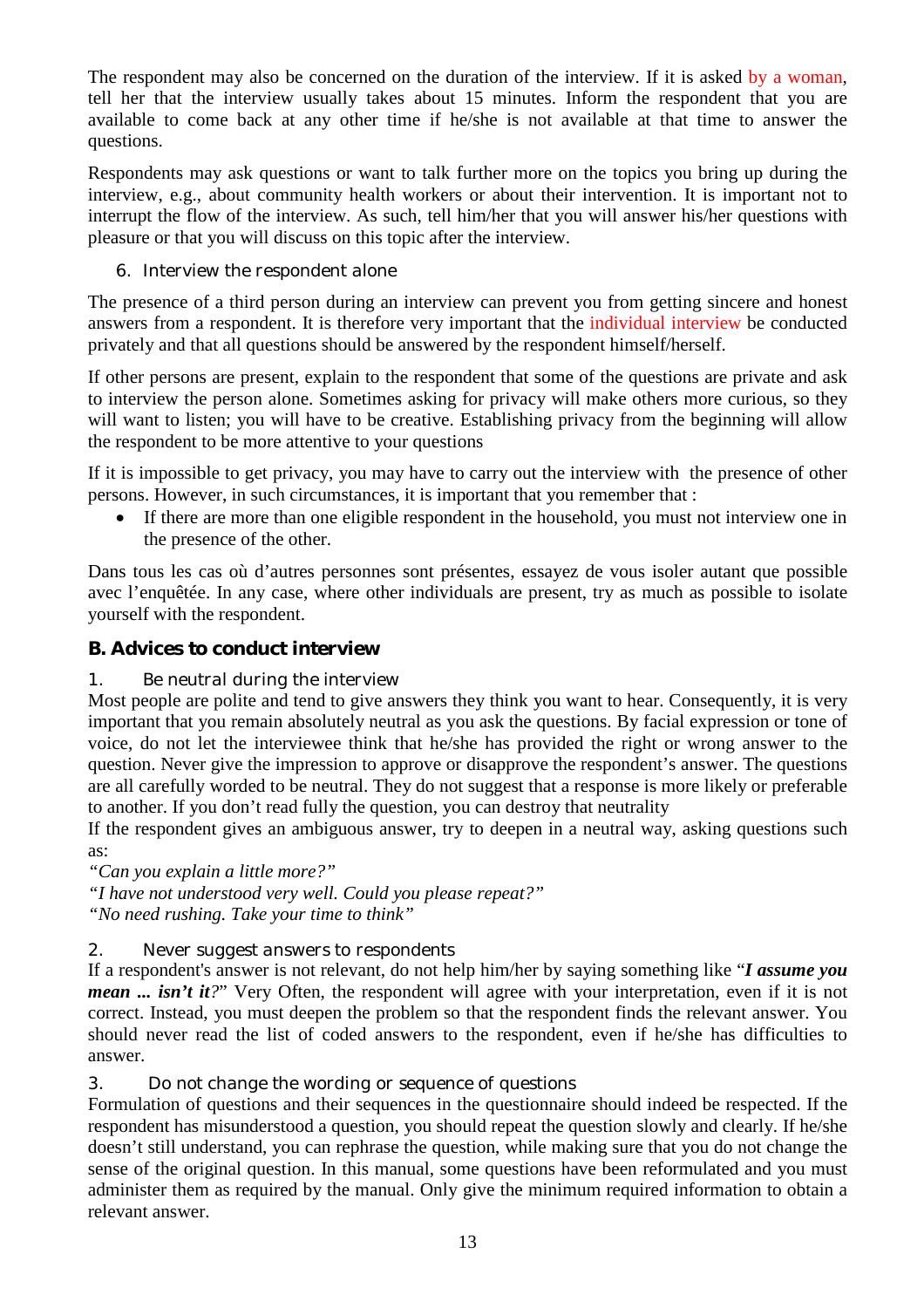The respondent may also be concerned on the duration of the interview. If it is asked by a woman, tell her that the interview usually takes about 15 minutes. Inform the respondent that you are available to come back at any other time if he/she is not available at that time to answer the questions.

Respondents may ask questions or want to talk further more on the topics you bring up during the interview, e.g., about community health workers or about their intervention. It is important not to interrupt the flow of the interview. As such, tell him/her that you will answer his/her questions with pleasure or that you will discuss on this topic after the interview.

6. Interview the respondent alone

The presence of a third person during an interview can prevent you from getting sincere and honest answers from a respondent. It is therefore very important that the individual interview be conducted privately and that all questions should be answered by the respondent himself/herself.

If other persons are present, explain to the respondent that some of the questions are private and ask to interview the person alone. Sometimes asking for privacy will make others more curious, so they will want to listen; you will have to be creative. Establishing privacy from the beginning will allow the respondent to be more attentive to your questions

If it is impossible to get privacy, you may have to carry out the interview with the presence of other persons. However, in such circumstances, it is important that you remember that :

- If there are more than one eligible respondent in the household, you must not interview one in the presence of the other.

Dans tous les cas où d'autres personnes sont présentes, essayez de vous isoler autant que possible avec l'enquêtée. In any case, where other individuals are present, try as much as possible to isolate yourself with the respondent.

### B. Advices to conduct interview

1. Be neutral during the interview

Most people are polite and tend to give answers they think you want to hear. Consequently, it is very important that you remain absolutely neutral as you ask the questions. By facial expression or tone of voice, do not let the interviewee think that he/she has provided the right or wrong answer to the question. Never give the impression to approve or disapprove the respondent's answer. The questions are all carefully worded to be neutral. They do not suggest that a response is more likely or preferable to another. If you don't read fully the question, you can destroy that neutrality

If the respondent gives an ambiguous answer, try to deepen in a neutral way, asking questions such as:

*"Can you explain a little more?"*
*"I have not understood very well. Could you please repeat?"*
*"No need rushing. Take your time to think"*

2. Never suggest answers to respondents

If a respondent's answer is not relevant, do not help him/her by saying something like "***I assume you mean ... isn't it****?*" Very Often, the respondent will agree with your interpretation, even if it is not correct. Instead, you must deepen the problem so that the respondent finds the relevant answer. You should never read the list of coded answers to the respondent, even if he/she has difficulties to answer.

3. Do not change the wording or sequence of questions

Formulation of questions and their sequences in the questionnaire should indeed be respected. If the respondent has misunderstood a question, you should repeat the question slowly and clearly. If he/she doesn't still understand, you can rephrase the question, while making sure that you do not change the sense of the original question. In this manual, some questions have been reformulated and you must administer them as required by the manual. Only give the minimum required information to obtain a relevant answer.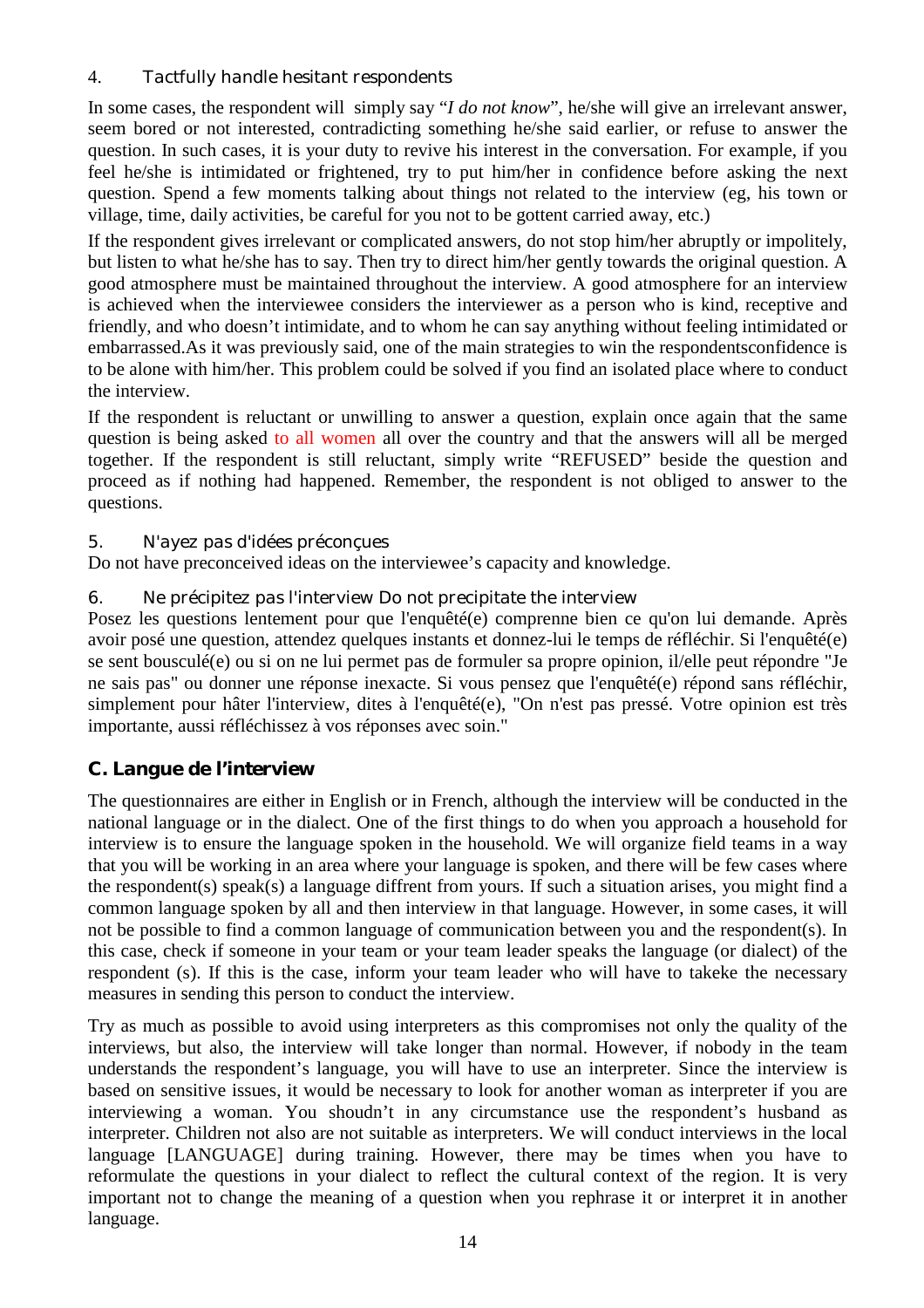4. Tactfully handle hesitant respondents

In some cases, the respondent will simply say "*I do not know*", he/she will give an irrelevant answer, seem bored or not interested, contradicting something he/she said earlier, or refuse to answer the question. In such cases, it is your duty to revive his interest in the conversation. For example, if you feel he/she is intimidated or frightened, try to put him/her in confidence before asking the next question. Spend a few moments talking about things not related to the interview (eg, his town or village, time, daily activities, be careful for you not to be gottent carried away, etc.)

If the respondent gives irrelevant or complicated answers, do not stop him/her abruptly or impolitely, but listen to what he/she has to say. Then try to direct him/her gently towards the original question. A good atmosphere must be maintained throughout the interview. A good atmosphere for an interview is achieved when the interviewee considers the interviewer as a person who is kind, receptive and friendly, and who doesn't intimidate, and to whom he can say anything without feeling intimidated or embarrassed.As it was previously said, one of the main strategies to win the respondentsconfidence is to be alone with him/her. This problem could be solved if you find an isolated place where to conduct the interview.

If the respondent is reluctant or unwilling to answer a question, explain once again that the same question is being asked to all women all over the country and that the answers will all be merged together. If the respondent is still reluctant, simply write "REFUSED" beside the question and proceed as if nothing had happened. Remember, the respondent is not obliged to answer to the questions.

5. N'ayez pas d'idées préconçues

Do not have preconceived ideas on the interviewee's capacity and knowledge.

6. Ne précipitez pas l'interview Do not precipitate the interview

Posez les questions lentement pour que l'enquêté(e) comprenne bien ce qu'on lui demande. Après avoir posé une question, attendez quelques instants et donnez-lui le temps de réfléchir. Si l'enquêté(e) se sent bousculé(e) ou si on ne lui permet pas de formuler sa propre opinion, il/elle peut répondre "Je ne sais pas" ou donner une réponse inexacte. Si vous pensez que l'enquêté(e) répond sans réfléchir, simplement pour hâter l'interview, dites à l'enquêté(e), "On n'est pas pressé. Votre opinion est très importante, aussi réfléchissez à vos réponses avec soin."

## C. Langue de l'interview

The questionnaires are either in English or in French, although the interview will be conducted in the national language or in the dialect. One of the first things to do when you approach a household for interview is to ensure the language spoken in the household. We will organize field teams in a way that you will be working in an area where your language is spoken, and there will be few cases where the respondent(s) speak(s) a language diffrent from yours. If such a situation arises, you might find a common language spoken by all and then interview in that language. However, in some cases, it will not be possible to find a common language of communication between you and the respondent(s). In this case, check if someone in your team or your team leader speaks the language (or dialect) of the respondent (s). If this is the case, inform your team leader who will have to takeke the necessary measures in sending this person to conduct the interview.

Try as much as possible to avoid using interpreters as this compromises not only the quality of the interviews, but also, the interview will take longer than normal. However, if nobody in the team understands the respondent's language, you will have to use an interpreter. Since the interview is based on sensitive issues, it would be necessary to look for another woman as interpreter if you are interviewing a woman. You shoudn't in any circumstance use the respondent's husband as interpreter. Children not also are not suitable as interpreters. We will conduct interviews in the local language [LANGUAGE] during training. However, there may be times when you have to reformulate the questions in your dialect to reflect the cultural context of the region. It is very important not to change the meaning of a question when you rephrase it or interpret it in another language.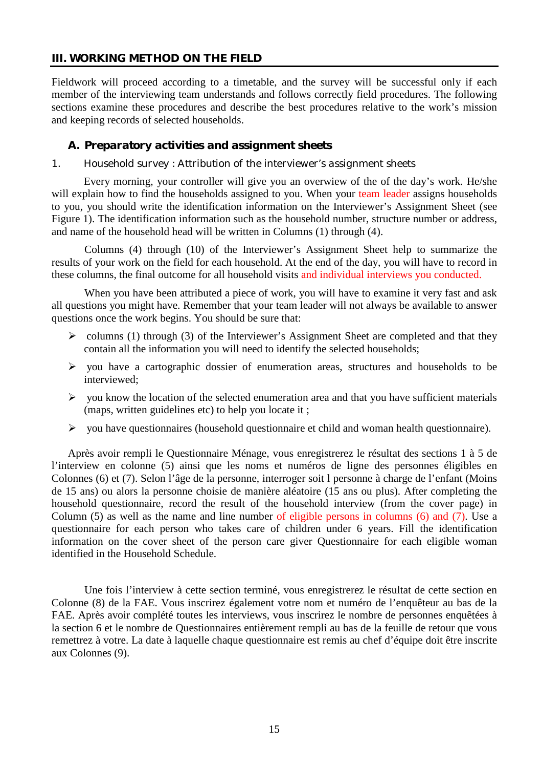## III. WORKING METHOD ON THE FIELD

Fieldwork will proceed according to a timetable, and the survey will be successful only if each member of the interviewing team understands and follows correctly field procedures. The following sections examine these procedures and describe the best procedures relative to the work's mission and keeping records of selected households.

### A. Preparatory activities and assignment sheets

#### 1. Household survey : Attribution of the interviewer's assignment sheets

Every morning, your controller will give you an overwiew of the of the day's work. He/she will explain how to find the households assigned to you. When your team leader assigns households to you, you should write the identification information on the Interviewer's Assignment Sheet (see Figure 1). The identification information such as the household number, structure number or address, and name of the household head will be written in Columns (1) through (4).

Columns (4) through (10) of the Interviewer's Assignment Sheet help to summarize the results of your work on the field for each household. At the end of the day, you will have to record in these columns, the final outcome for all household visits and individual interviews you conducted.

When you have been attributed a piece of work, you will have to examine it very fast and ask all questions you might have. Remember that your team leader will not always be available to answer questions once the work begins. You should be sure that:

- columns (1) through (3) of the Interviewer's Assignment Sheet are completed and that they contain all the information you will need to identify the selected households;
- you have a cartographic dossier of enumeration areas, structures and households to be interviewed;
- you know the location of the selected enumeration area and that you have sufficient materials (maps, written guidelines etc) to help you locate it ;
- you have questionnaires (household questionnaire et child and woman health questionnaire).

Après avoir rempli le Questionnaire Ménage, vous enregistrerez le résultat des sections 1 à 5 de l'interview en colonne (5) ainsi que les noms et numéros de ligne des personnes éligibles en Colonnes (6) et (7). Selon l'âge de la personne, interroger soit l personne à charge de l'enfant (Moins de 15 ans) ou alors la personne choisie de manière aléatoire (15 ans ou plus). After completing the household questionnaire, record the result of the household interview (from the cover page) in Column (5) as well as the name and line number of eligible persons in columns (6) and (7). Use a questionnaire for each person who takes care of children under 6 years. Fill the identification information on the cover sheet of the person care giver Questionnaire for each eligible woman identified in the Household Schedule.

Une fois l'interview à cette section terminé, vous enregistrerez le résultat de cette section en Colonne (8) de la FAE. Vous inscrirez également votre nom et numéro de l'enquêteur au bas de la FAE. Après avoir complété toutes les interviews, vous inscrirez le nombre de personnes enquêtées à la section 6 et le nombre de Questionnaires entièrement rempli au bas de la feuille de retour que vous remettrez à votre. La date à laquelle chaque questionnaire est remis au chef d'équipe doit être inscrite aux Colonnes (9).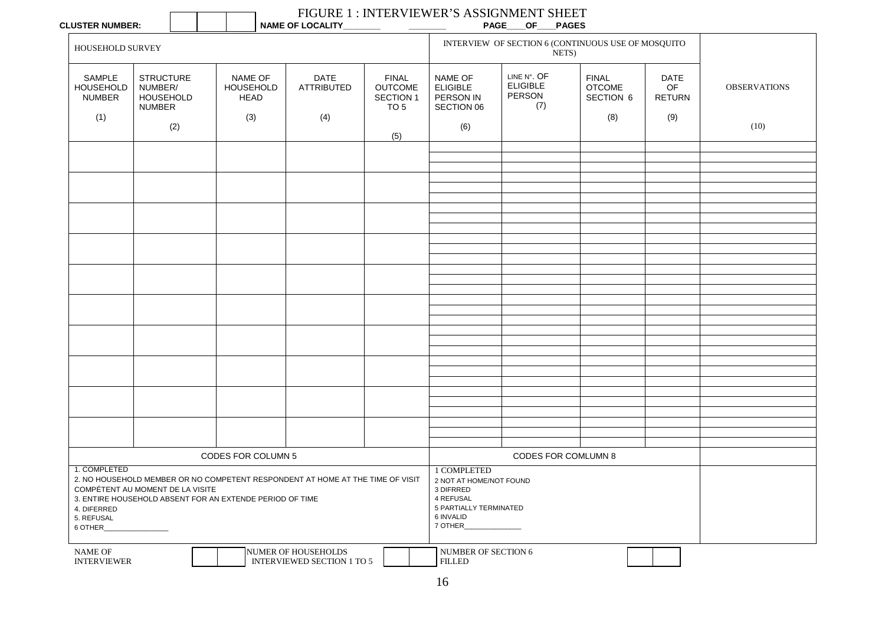# FIGURE 1 : INTERVIEWER'S ASSIGNMENT SHEET

**CLUSTER NUMBER:** | | | | **NAME OF LOCALITY**________ ________ **PAGE**____**OF**____**PAGES**

| HOUSEHOLD SURVEY | | | | | INTERVIEW OF SECTION 6 (CONTINUOUS USE OF MOSQUITO NETS) | | | | |
|---|---|---|---|---|---|---|---|---|---|
| SAMPLE HOUSEHOLD NUMBER (1) | STRUCTURE NUMBER/ HOUSEHOLD NUMBER (2) | NAME OF HOUSEHOLD HEAD (3) | DATE ATTRIBUTED (4) | FINAL OUTCOME SECTION 1 TO 5 (5) | NAME OF ELIGIBLE PERSON IN SECTION 06 (6) | LINE N°. OF ELIGIBLE PERSON (7) | FINAL OTCOME SECTION 6 (8) | DATE OF RETURN (9) | OBSERVATIONS (10) |
| | | | | | | | | | |
| | | | | | | | | | |
| | | | | | | | | | |
| | | | | | | | | | |
| | | | | | | | | | |
| | | | | | | | | | |
| | | | | | | | | | |
| | | | | | | | | | |
| | | | | | | | | | |
| | | | | | | | | | |

**CODES FOR COLUMN 5**

1. COMPLETED
2. NO HOUSEHOLD MEMBER OR NO COMPETENT RESPONDENT AT HOME AT THE TIME OF VISIT COMPÉTENT AU MOMENT DE LA VISITE
3. ENTIRE HOUSEHOLD ABSENT FOR AN EXTENDE PERIOD OF TIME
4. DIFERRED
5. REFUSAL
6. OTHER________________

**CODES FOR COMLUMN 8**

1 COMPLETED
2 NOT AT HOME/NOT FOUND
3 DIFRRED
4 REFUSAL
5 PARTIALLY TERMINATED
6 INVALID
7 OTHER______________

NAME OF INTERVIEWER | | |  NUMER OF HOUSEHOLDS INTERVIEWED SECTION 1 TO 5 | | |  NUMBER OF SECTION 6 FILLED | | |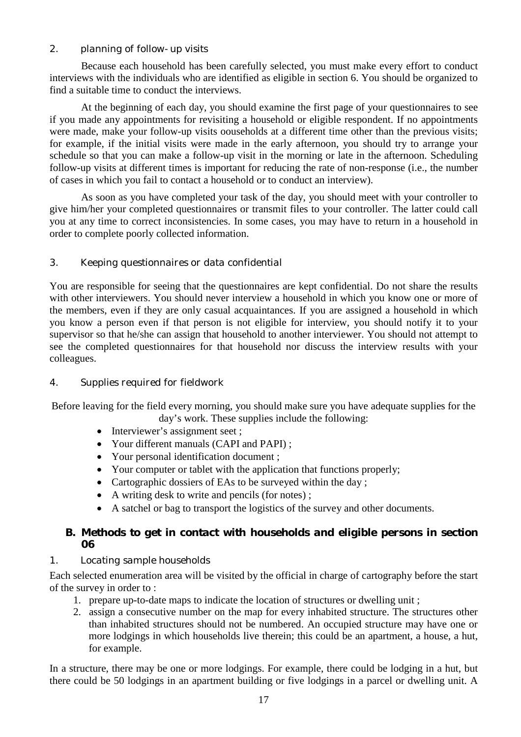### 2. planning of follow-up visits

Because each household has been carefully selected, you must make every effort to conduct interviews with the individuals who are identified as eligible in section 6. You should be organized to find a suitable time to conduct the interviews.

At the beginning of each day, you should examine the first page of your questionnaires to see if you made any appointments for revisiting a household or eligible respondent. If no appointments were made, make your follow-up visits oouseholds at a different time other than the previous visits; for example, if the initial visits were made in the early afternoon, you should try to arrange your schedule so that you can make a follow-up visit in the morning or late in the afternoon. Scheduling follow-up visits at different times is important for reducing the rate of non-response (i.e., the number of cases in which you fail to contact a household or to conduct an interview).

As soon as you have completed your task of the day, you should meet with your controller to give him/her your completed questionnaires or transmit files to your controller. The latter could call you at any time to correct inconsistencies. In some cases, you may have to return in a household in order to complete poorly collected information.

### 3. Keeping questionnaires or data confidential

You are responsible for seeing that the questionnaires are kept confidential. Do not share the results with other interviewers. You should never interview a household in which you know one or more of the members, even if they are only casual acquaintances. If you are assigned a household in which you know a person even if that person is not eligible for interview, you should notify it to your supervisor so that he/she can assign that household to another interviewer. You should not attempt to see the completed questionnaires for that household nor discuss the interview results with your colleagues.

### 4. Supplies required for fieldwork

Before leaving for the field every morning, you should make sure you have adequate supplies for the day's work. These supplies include the following:

- Interviewer's assignment seet ;
- Your different manuals (CAPI and PAPI) ;
- Your personal identification document ;
- Your computer or tablet with the application that functions properly;
- Cartographic dossiers of EAs to be surveyed within the day ;
- A writing desk to write and pencils (for notes) ;
- A satchel or bag to transport the logistics of the survey and other documents.

## B. Methods to get in contact with households and eligible persons in section 06

### 1. Locating sample households

Each selected enumeration area will be visited by the official in charge of cartography before the start of the survey in order to :

1. prepare up-to-date maps to indicate the location of structures or dwelling unit ;
2. assign a consecutive number on the map for every inhabited structure. The structures other than inhabited structures should not be numbered. An occupied structure may have one or more lodgings in which households live therein; this could be an apartment, a house, a hut, for example.

In a structure, there may be one or more lodgings. For example, there could be lodging in a hut, but there could be 50 lodgings in an apartment building or five lodgings in a parcel or dwelling unit. A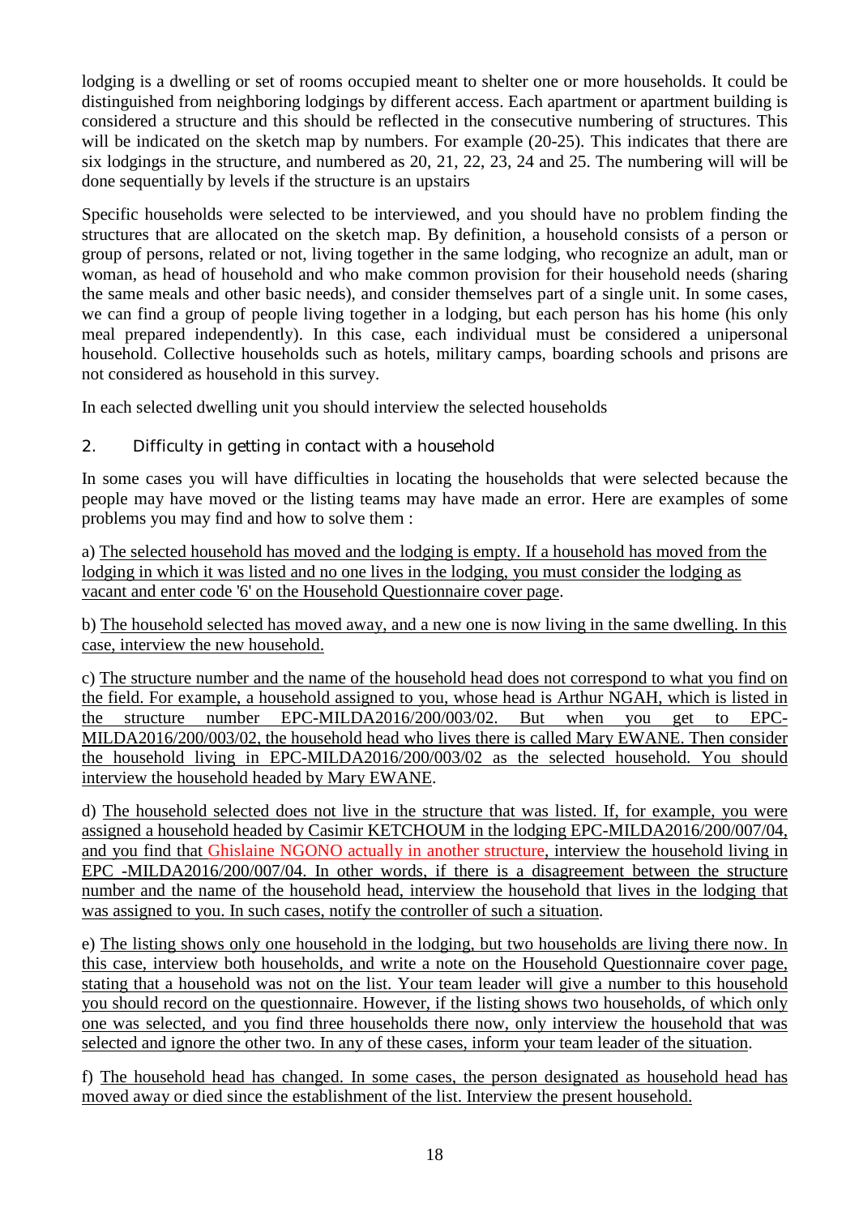lodging is a dwelling or set of rooms occupied meant to shelter one or more households. It could be distinguished from neighboring lodgings by different access. Each apartment or apartment building is considered a structure and this should be reflected in the consecutive numbering of structures. This will be indicated on the sketch map by numbers. For example (20-25). This indicates that there are six lodgings in the structure, and numbered as 20, 21, 22, 23, 24 and 25. The numbering will will be done sequentially by levels if the structure is an upstairs

Specific households were selected to be interviewed, and you should have no problem finding the structures that are allocated on the sketch map. By definition, a household consists of a person or group of persons, related or not, living together in the same lodging, who recognize an adult, man or woman, as head of household and who make common provision for their household needs (sharing the same meals and other basic needs), and consider themselves part of a single unit. In some cases, we can find a group of people living together in a lodging, but each person has his home (his only meal prepared independently). In this case, each individual must be considered a unipersonal household. Collective households such as hotels, military camps, boarding schools and prisons are not considered as household in this survey.

In each selected dwelling unit you should interview the selected households

## 2. Difficulty in getting in contact with a household

In some cases you will have difficulties in locating the households that were selected because the people may have moved or the listing teams may have made an error. Here are examples of some problems you may find and how to solve them :

a) The selected household has moved and the lodging is empty. If a household has moved from the lodging in which it was listed and no one lives in the lodging, you must consider the lodging as vacant and enter code '6' on the Household Questionnaire cover page.

b) The household selected has moved away, and a new one is now living in the same dwelling. In this case, interview the new household.

c) The structure number and the name of the household head does not correspond to what you find on the field. For example, a household assigned to you, whose head is Arthur NGAH, which is listed in the structure number EPC-MILDA2016/200/003/02. But when you get to EPC-MILDA2016/200/003/02, the household head who lives there is called Mary EWANE. Then consider the household living in EPC-MILDA2016/200/003/02 as the selected household. You should interview the household headed by Mary EWANE.

d) The household selected does not live in the structure that was listed. If, for example, you were assigned a household headed by Casimir KETCHOUM in the lodging EPC-MILDA2016/200/007/04, and you find that Ghislaine NGONO actually in another structure, interview the household living in EPC -MILDA2016/200/007/04. In other words, if there is a disagreement between the structure number and the name of the household head, interview the household that lives in the lodging that was assigned to you. In such cases, notify the controller of such a situation.

e) The listing shows only one household in the lodging, but two households are living there now. In this case, interview both households, and write a note on the Household Questionnaire cover page, stating that a household was not on the list. Your team leader will give a number to this household you should record on the questionnaire. However, if the listing shows two households, of which only one was selected, and you find three households there now, only interview the household that was selected and ignore the other two. In any of these cases, inform your team leader of the situation.

f) The household head has changed. In some cases, the person designated as household head has moved away or died since the establishment of the list. Interview the present household.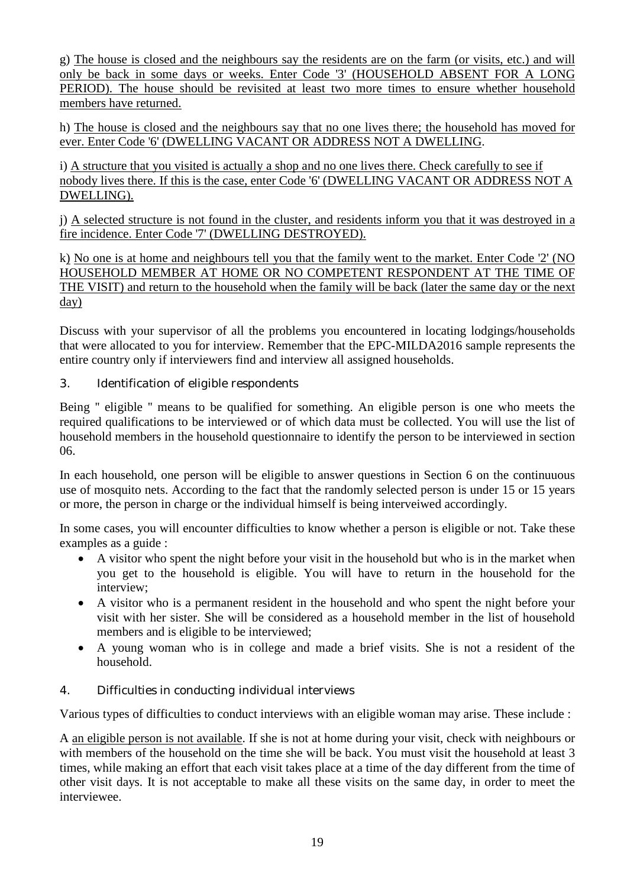g) The house is closed and the neighbours say the residents are on the farm (or visits, etc.) and will only be back in some days or weeks. Enter Code '3' (HOUSEHOLD ABSENT FOR A LONG PERIOD). The house should be revisited at least two more times to ensure whether household members have returned.

h) The house is closed and the neighbours say that no one lives there; the household has moved for ever. Enter Code '6' (DWELLING VACANT OR ADDRESS NOT A DWELLING.

i) A structure that you visited is actually a shop and no one lives there. Check carefully to see if nobody lives there. If this is the case, enter Code '6' (DWELLING VACANT OR ADDRESS NOT A DWELLING).

j) A selected structure is not found in the cluster, and residents inform you that it was destroyed in a fire incidence. Enter Code '7' (DWELLING DESTROYED).

k) No one is at home and neighbours tell you that the family went to the market. Enter Code '2' (NO HOUSEHOLD MEMBER AT HOME OR NO COMPETENT RESPONDENT AT THE TIME OF THE VISIT) and return to the household when the family will be back (later the same day or the next day)

Discuss with your supervisor of all the problems you encountered in locating lodgings/households that were allocated to you for interview. Remember that the EPC-MILDA2016 sample represents the entire country only if interviewers find and interview all assigned households.

### 3. Identification of eligible respondents

Being " eligible " means to be qualified for something. An eligible person is one who meets the required qualifications to be interviewed or of which data must be collected. You will use the list of household members in the household questionnaire to identify the person to be interviewed in section 06.

In each household, one person will be eligible to answer questions in Section 6 on the continuuous use of mosquito nets. According to the fact that the randomly selected person is under 15 or 15 years or more, the person in charge or the individual himself is being interveiwed accordingly.

In some cases, you will encounter difficulties to know whether a person is eligible or not. Take these examples as a guide :

- A visitor who spent the night before your visit in the household but who is in the market when you get to the household is eligible. You will have to return in the household for the interview;
- A visitor who is a permanent resident in the household and who spent the night before your visit with her sister. She will be considered as a household member in the list of household members and is eligible to be interviewed;
- A young woman who is in college and made a brief visits. She is not a resident of the household.

### 4. Difficulties in conducting individual interviews

Various types of difficulties to conduct interviews with an eligible woman may arise. These include :

A an eligible person is not available. If she is not at home during your visit, check with neighbours or with members of the household on the time she will be back. You must visit the household at least 3 times, while making an effort that each visit takes place at a time of the day different from the time of other visit days. It is not acceptable to make all these visits on the same day, in order to meet the interviewee.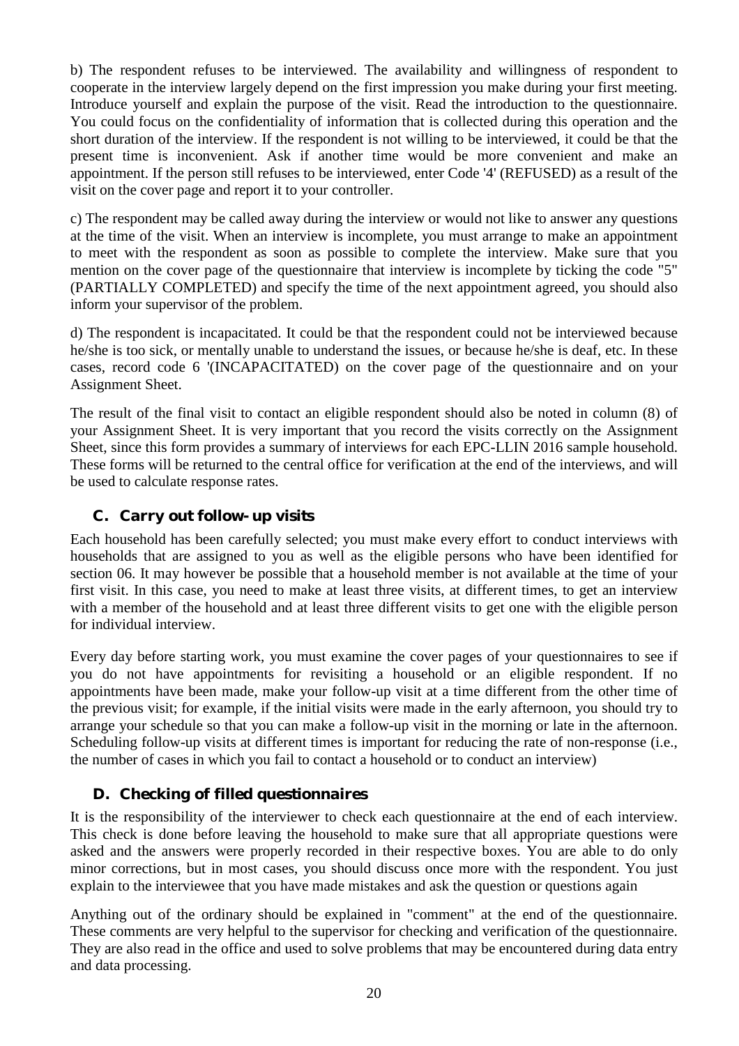b) The respondent refuses to be interviewed. The availability and willingness of respondent to cooperate in the interview largely depend on the first impression you make during your first meeting. Introduce yourself and explain the purpose of the visit. Read the introduction to the questionnaire. You could focus on the confidentiality of information that is collected during this operation and the short duration of the interview. If the respondent is not willing to be interviewed, it could be that the present time is inconvenient. Ask if another time would be more convenient and make an appointment. If the person still refuses to be interviewed, enter Code '4' (REFUSED) as a result of the visit on the cover page and report it to your controller.

c) The respondent may be called away during the interview or would not like to answer any questions at the time of the visit. When an interview is incomplete, you must arrange to make an appointment to meet with the respondent as soon as possible to complete the interview. Make sure that you mention on the cover page of the questionnaire that interview is incomplete by ticking the code "5" (PARTIALLY COMPLETED) and specify the time of the next appointment agreed, you should also inform your supervisor of the problem.

d) The respondent is incapacitated. It could be that the respondent could not be interviewed because he/she is too sick, or mentally unable to understand the issues, or because he/she is deaf, etc. In these cases, record code 6 '(INCAPACITATED) on the cover page of the questionnaire and on your Assignment Sheet.

The result of the final visit to contact an eligible respondent should also be noted in column (8) of your Assignment Sheet. It is very important that you record the visits correctly on the Assignment Sheet, since this form provides a summary of interviews for each EPC-LLIN 2016 sample household. These forms will be returned to the central office for verification at the end of the interviews, and will be used to calculate response rates.

### C. Carry out follow-up visits

Each household has been carefully selected; you must make every effort to conduct interviews with households that are assigned to you as well as the eligible persons who have been identified for section 06. It may however be possible that a household member is not available at the time of your first visit. In this case, you need to make at least three visits, at different times, to get an interview with a member of the household and at least three different visits to get one with the eligible person for individual interview.

Every day before starting work, you must examine the cover pages of your questionnaires to see if you do not have appointments for revisiting a household or an eligible respondent. If no appointments have been made, make your follow-up visit at a time different from the other time of the previous visit; for example, if the initial visits were made in the early afternoon, you should try to arrange your schedule so that you can make a follow-up visit in the morning or late in the afternoon. Scheduling follow-up visits at different times is important for reducing the rate of non-response (i.e., the number of cases in which you fail to contact a household or to conduct an interview)

### D. Checking of filled questionnaires

It is the responsibility of the interviewer to check each questionnaire at the end of each interview. This check is done before leaving the household to make sure that all appropriate questions were asked and the answers were properly recorded in their respective boxes. You are able to do only minor corrections, but in most cases, you should discuss once more with the respondent. You just explain to the interviewee that you have made mistakes and ask the question or questions again

Anything out of the ordinary should be explained in "comment" at the end of the questionnaire. These comments are very helpful to the supervisor for checking and verification of the questionnaire. They are also read in the office and used to solve problems that may be encountered during data entry and data processing.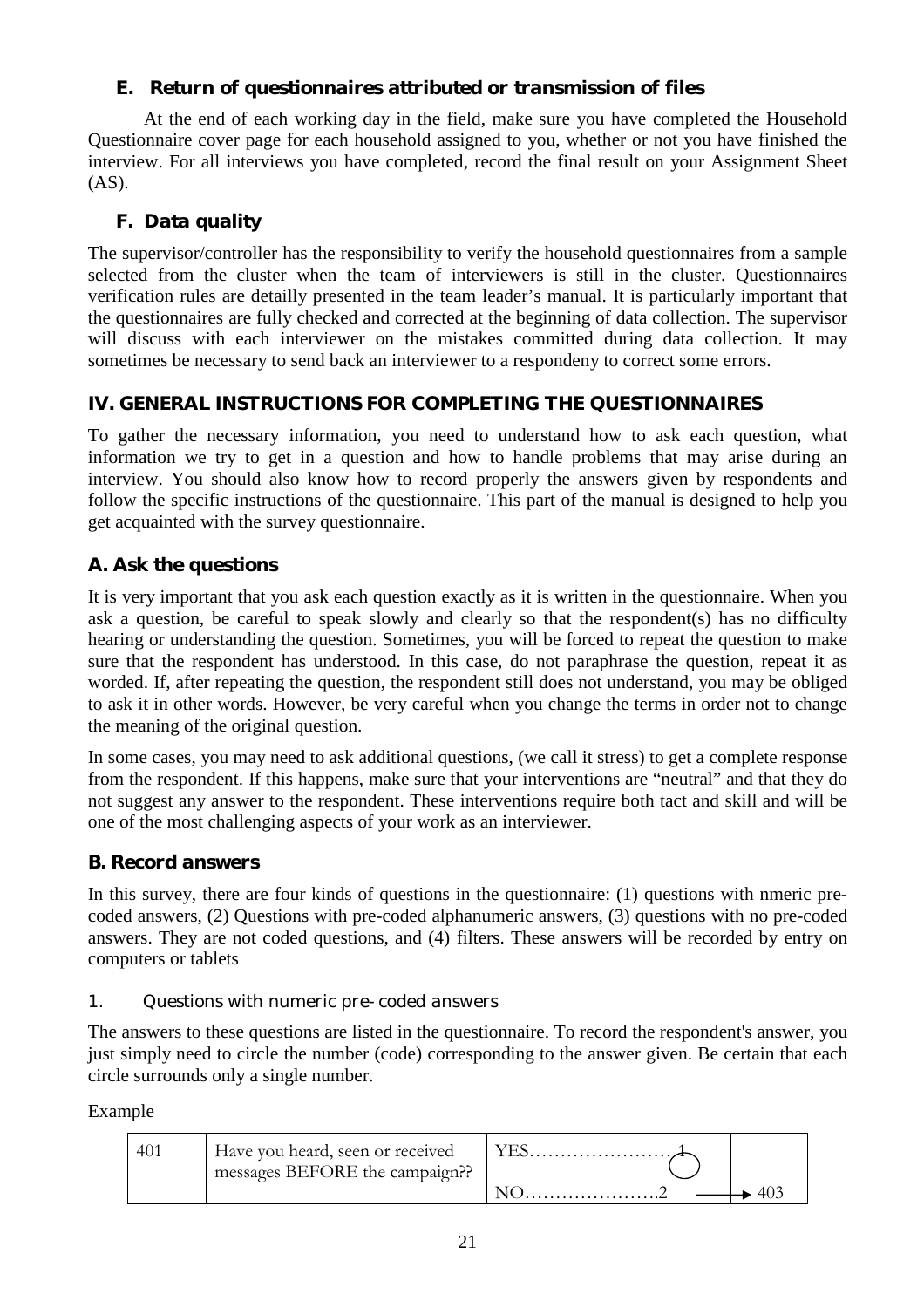### E. Return of questionnaires attributed or transmission of files

At the end of each working day in the field, make sure you have completed the Household Questionnaire cover page for each household assigned to you, whether or not you have finished the interview. For all interviews you have completed, record the final result on your Assignment Sheet (AS).

### F. Data quality

The supervisor/controller has the responsibility to verify the household questionnaires from a sample selected from the cluster when the team of interviewers is still in the cluster. Questionnaires verification rules are detailly presented in the team leader's manual. It is particularly important that the questionnaires are fully checked and corrected at the beginning of data collection. The supervisor will discuss with each interviewer on the mistakes committed during data collection. It may sometimes be necessary to send back an interviewer to a respondeny to correct some errors.

## IV. GENERAL INSTRUCTIONS FOR COMPLETING THE QUESTIONNAIRES

To gather the necessary information, you need to understand how to ask each question, what information we try to get in a question and how to handle problems that may arise during an interview. You should also know how to record properly the answers given by respondents and follow the specific instructions of the questionnaire. This part of the manual is designed to help you get acquainted with the survey questionnaire.

### A. Ask the questions

It is very important that you ask each question exactly as it is written in the questionnaire. When you ask a question, be careful to speak slowly and clearly so that the respondent(s) has no difficulty hearing or understanding the question. Sometimes, you will be forced to repeat the question to make sure that the respondent has understood. In this case, do not paraphrase the question, repeat it as worded. If, after repeating the question, the respondent still does not understand, you may be obliged to ask it in other words. However, be very careful when you change the terms in order not to change the meaning of the original question.

In some cases, you may need to ask additional questions, (we call it stress) to get a complete response from the respondent. If this happens, make sure that your interventions are "neutral" and that they do not suggest any answer to the respondent. These interventions require both tact and skill and will be one of the most challenging aspects of your work as an interviewer.

### B. Record answers

In this survey, there are four kinds of questions in the questionnaire: (1) questions with nmeric pre-coded answers, (2) Questions with pre-coded alphanumeric answers, (3) questions with no pre-coded answers. They are not coded questions, and (4) filters. These answers will be recorded by entry on computers or tablets

#### 1. Questions with numeric pre-coded answers

The answers to these questions are listed in the questionnaire. To record the respondent's answer, you just simply need to circle the number (code) corresponding to the answer given. Be certain that each circle surrounds only a single number.

Example

| 401 | Have you heard, seen or received messages BEFORE the campaign?? | YES……………………1 (circled)<br>NO…………………..2 | <br>→ 403 |
|---|---|---|---|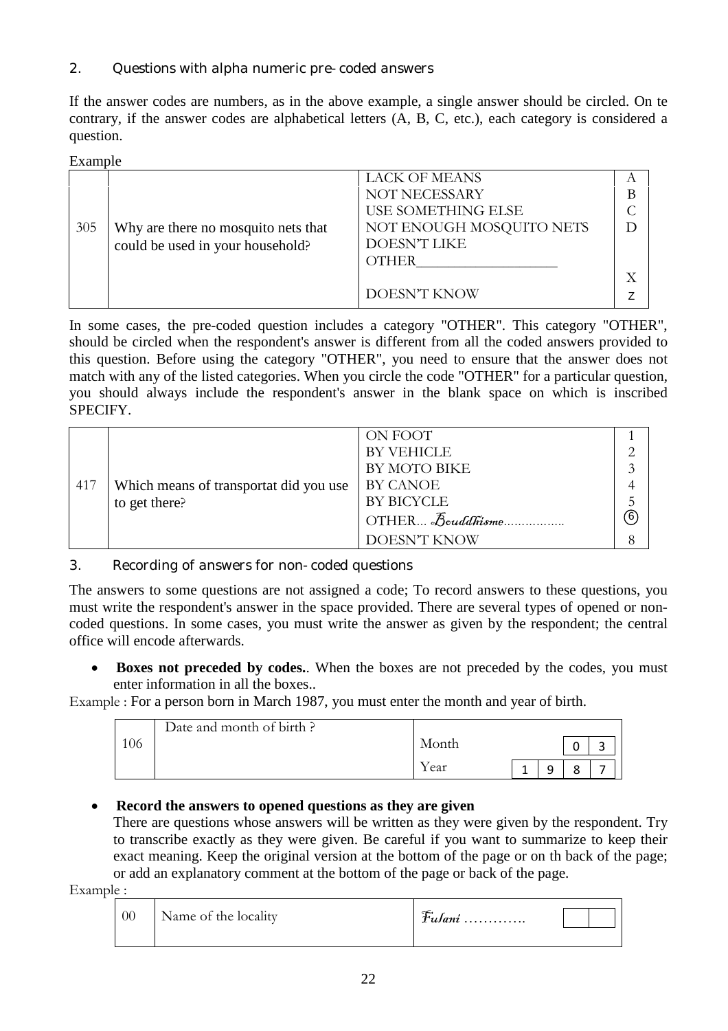## 2. Questions with alpha numeric pre-coded answers

If the answer codes are numbers, as in the above example, a single answer should be circled. On te contrary, if the answer codes are alphabetical letters (A, B, C, etc.), each category is considered a question.

Example

| | | | |
|---|---|---|---|
| 305 | Why are there no mosquito nets that could be used in your household? | LACK OF MEANS<br>NOT NECESSARY<br>USE SOMETHING ELSE<br>NOT ENOUGH MOSQUITO NETS<br>DOESN'T LIKE<br>OTHER___________________<br><br>DOESN'T KNOW | A<br>B<br>C<br>D<br><br><br>X<br>Z |

In some cases, the pre-coded question includes a category "OTHER". This category "OTHER", should be circled when the respondent's answer is different from all the coded answers provided to this question. Before using the category "OTHER", you need to ensure that the answer does not match with any of the listed categories. When you circle the code "OTHER" for a particular question, you should always include the respondent's answer in the blank space on which is inscribed SPECIFY.

| | | | |
|---|---|---|---|
| 417 | Which means of transportat did you use to get there? | ON FOOT<br>BY VEHICLE<br>BY MOTO BIKE<br>BY CANOE<br>BY BICYCLE<br>OTHER... *Bouddhisme*................<br>DOESN'T KNOW | 1<br>2<br>3<br>4<br>5<br>(6)<br>8 |

## 3. Recording of answers for non-coded questions

The answers to some questions are not assigned a code; To record answers to these questions, you must write the respondent's answer in the space provided. There are several types of opened or non-coded questions. In some cases, you must write the answer as given by the respondent; the central office will encode afterwards.

- **Boxes not preceded by codes.**. When the boxes are not preceded by the codes, you must enter information in all the boxes..

Example : For a person born in March 1987, you must enter the month and year of birth.

| | | | | | | |
|---|---|---|---|---|---|---|
| 106 | Date and month of birth ? | Month | | | 0 | 3 |
| | | Year | 1 | 9 | 8 | 7 |

- **Record the answers to opened questions as they are given**
  There are questions whose answers will be written as they were given by the respondent. Try to transcribe exactly as they were given. Be careful if you want to summarize to keep their exact meaning. Keep the original version at the bottom of the page or on th back of the page; or add an explanatory comment at the bottom of the page or back of the page.

Example :

| | | | | |
|---|---|---|---|---|
| 00 | Name of the locality | *Fulani* …………. | | |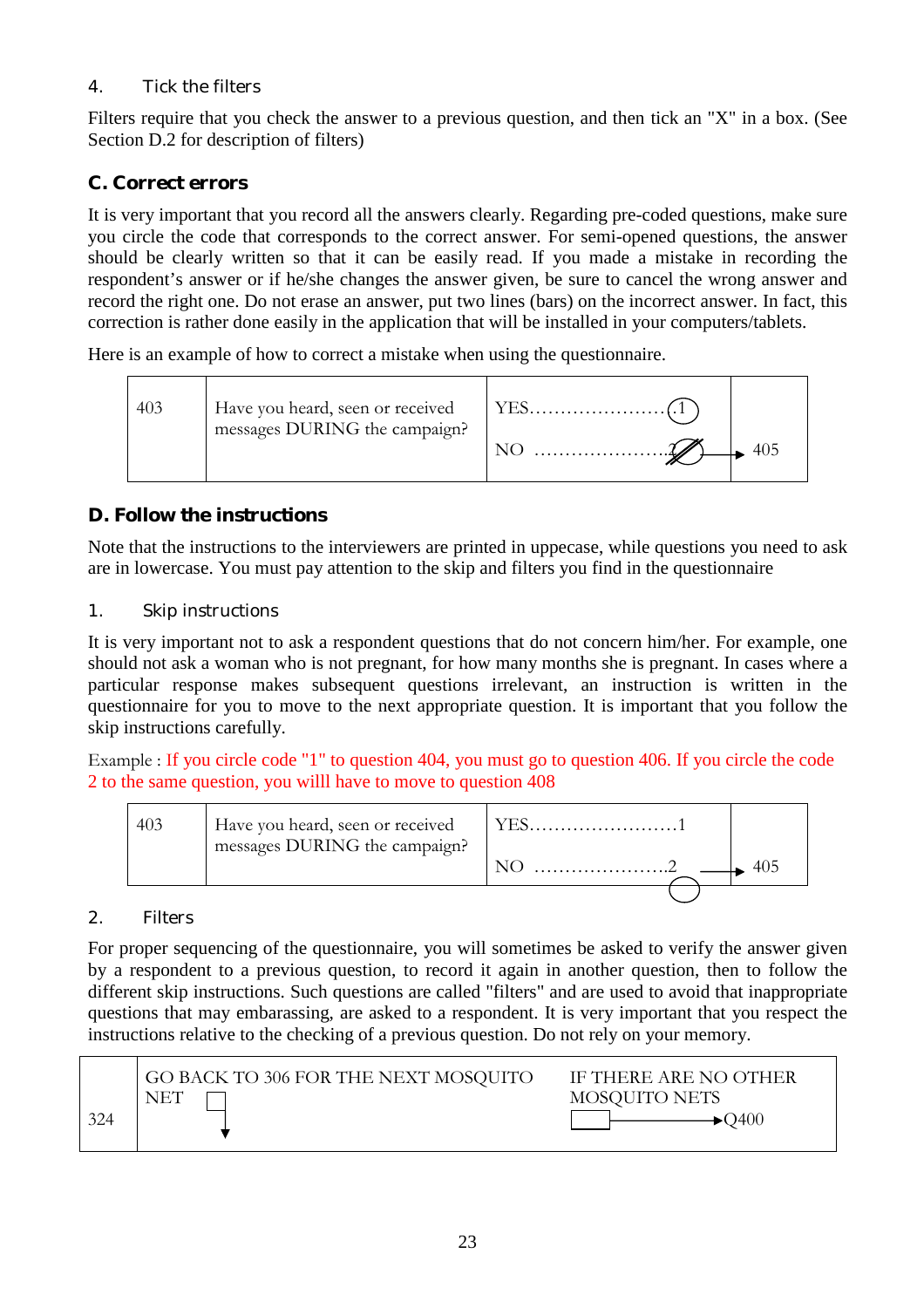4. Tick the filters

Filters require that you check the answer to a previous question, and then tick an "X" in a box. (See Section D.2 for description of filters)

## C. Correct errors

It is very important that you record all the answers clearly. Regarding pre-coded questions, make sure you circle the code that corresponds to the correct answer. For semi-opened questions, the answer should be clearly written so that it can be easily read. If you made a mistake in recording the respondent's answer or if he/she changes the answer given, be sure to cancel the wrong answer and record the right one. Do not erase an answer, put two lines (bars) on the incorrect answer. In fact, this correction is rather done easily in the application that will be installed in your computers/tablets.

Here is an example of how to correct a mistake when using the questionnaire.

| 403 | Have you heard, seen or received messages DURING the campaign? | YES……………………(1)<br>NO …………………..2 (circled and crossed out) | → 405 |
|---|---|---|---|

## D. Follow the instructions

Note that the instructions to the interviewers are printed in uppecase, while questions you need to ask are in lowercase. You must pay attention to the skip and filters you find in the questionnaire

1. Skip instructions

It is very important not to ask a respondent questions that do not concern him/her. For example, one should not ask a woman who is not pregnant, for how many months she is pregnant. In cases where a particular response makes subsequent questions irrelevant, an instruction is written in the questionnaire for you to move to the next appropriate question. It is important that you follow the skip instructions carefully.

Example : If you circle code "1" to question 404, you must go to question 406. If you circle the code 2 to the same question, you willl have to move to question 408

| 403 | Have you heard, seen or received messages DURING the campaign? | YES……………………..1<br>NO …………………..2 | → 405 |
|---|---|---|---|

2. Filters

For proper sequencing of the questionnaire, you will sometimes be asked to verify the answer given by a respondent to a previous question, to record it again in another question, then to follow the different skip instructions. Such questions are called "filters" and are used to avoid that inappropriate questions that may embarassing, are asked to a respondent. It is very important that you respect the instructions relative to the checking of a previous question. Do not rely on your memory.

| 324 | GO BACK TO 306 FOR THE NEXT MOSQUITO NET ☐ ↓ | IF THERE ARE NO OTHER MOSQUITO NETS ☐ → Q400 |
|---|---|---|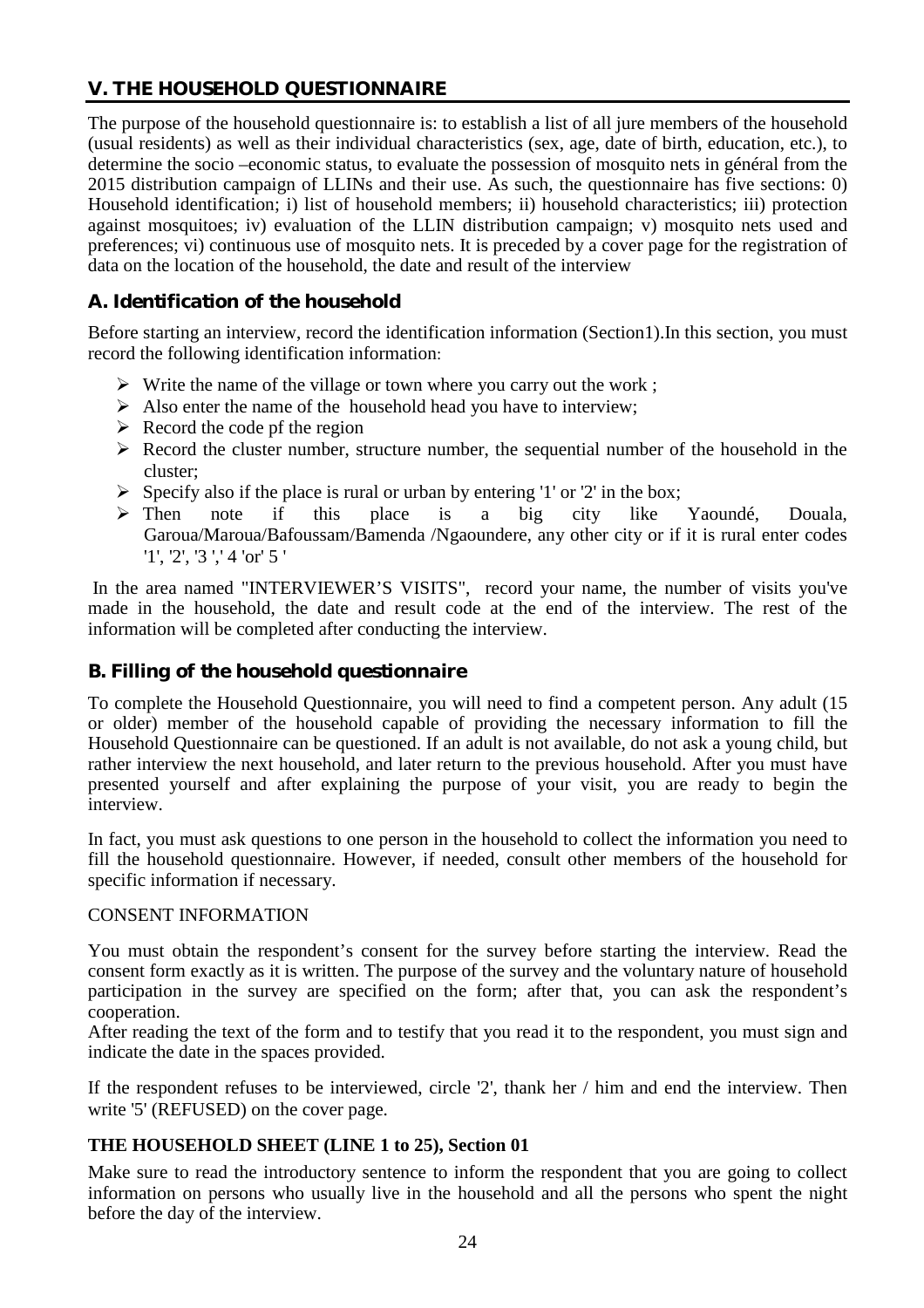## V. THE HOUSEHOLD QUESTIONNAIRE

The purpose of the household questionnaire is: to establish a list of all jure members of the household (usual residents) as well as their individual characteristics (sex, age, date of birth, education, etc.), to determine the socio –economic status, to evaluate the possession of mosquito nets in général from the 2015 distribution campaign of LLINs and their use. As such, the questionnaire has five sections: 0) Household identification; i) list of household members; ii) household characteristics; iii) protection against mosquitoes; iv) evaluation of the LLIN distribution campaign; v) mosquito nets used and preferences; vi) continuous use of mosquito nets. It is preceded by a cover page for the registration of data on the location of the household, the date and result of the interview

### A. Identification of the household

Before starting an interview, record the identification information (Section1).In this section, you must record the following identification information:

- Write the name of the village or town where you carry out the work ;
- Also enter the name of the household head you have to interview;
- Record the code pf the region
- Record the cluster number, structure number, the sequential number of the household in the cluster;
- Specify also if the place is rural or urban by entering '1' or '2' in the box;
- Then note if this place is a big city like Yaoundé, Douala, Garoua/Maroua/Bafoussam/Bamenda /Ngaoundere, any other city or if it is rural enter codes '1', '2', '3 ',' 4 'or' 5 '

In the area named "INTERVIEWER'S VISITS", record your name, the number of visits you've made in the household, the date and result code at the end of the interview. The rest of the information will be completed after conducting the interview.

### B. Filling of the household questionnaire

To complete the Household Questionnaire, you will need to find a competent person. Any adult (15 or older) member of the household capable of providing the necessary information to fill the Household Questionnaire can be questioned. If an adult is not available, do not ask a young child, but rather interview the next household, and later return to the previous household. After you must have presented yourself and after explaining the purpose of your visit, you are ready to begin the interview.

In fact, you must ask questions to one person in the household to collect the information you need to fill the household questionnaire. However, if needed, consult other members of the household for specific information if necessary.

CONSENT INFORMATION

You must obtain the respondent's consent for the survey before starting the interview. Read the consent form exactly as it is written. The purpose of the survey and the voluntary nature of household participation in the survey are specified on the form; after that, you can ask the respondent's cooperation.
After reading the text of the form and to testify that you read it to the respondent, you must sign and indicate the date in the spaces provided.

If the respondent refuses to be interviewed, circle '2', thank her / him and end the interview. Then write '5' (REFUSED) on the cover page.

**THE HOUSEHOLD SHEET (LINE 1 to 25), Section 01**

Make sure to read the introductory sentence to inform the respondent that you are going to collect information on persons who usually live in the household and all the persons who spent the night before the day of the interview.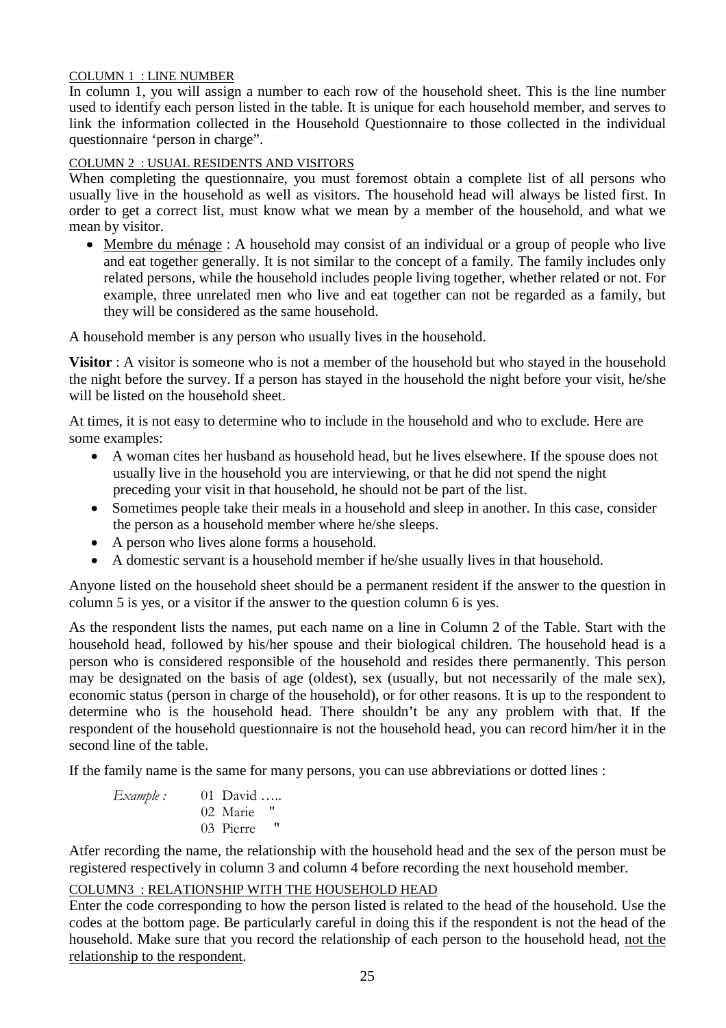COLUMN 1 : LINE NUMBER

In column 1, you will assign a number to each row of the household sheet. This is the line number used to identify each person listed in the table. It is unique for each household member, and serves to link the information collected in the Household Questionnaire to those collected in the individual questionnaire 'person in charge".

COLUMN 2 : USUAL RESIDENTS AND VISITORS

When completing the questionnaire, you must foremost obtain a complete list of all persons who usually live in the household as well as visitors. The household head will always be listed first. In order to get a correct list, must know what we mean by a member of the household, and what we mean by visitor.

- Membre du ménage : A household may consist of an individual or a group of people who live and eat together generally. It is not similar to the concept of a family. The family includes only related persons, while the household includes people living together, whether related or not. For example, three unrelated men who live and eat together can not be regarded as a family, but they will be considered as the same household.

A household member is any person who usually lives in the household.

**Visitor** : A visitor is someone who is not a member of the household but who stayed in the household the night before the survey. If a person has stayed in the household the night before your visit, he/she will be listed on the household sheet.

At times, it is not easy to determine who to include in the household and who to exclude. Here are some examples:

- A woman cites her husband as household head, but he lives elsewhere. If the spouse does not usually live in the household you are interviewing, or that he did not spend the night preceding your visit in that household, he should not be part of the list.
- Sometimes people take their meals in a household and sleep in another. In this case, consider the person as a household member where he/she sleeps.
- A person who lives alone forms a household.
- A domestic servant is a household member if he/she usually lives in that household.

Anyone listed on the household sheet should be a permanent resident if the answer to the question in column 5 is yes, or a visitor if the answer to the question column 6 is yes.

As the respondent lists the names, put each name on a line in Column 2 of the Table. Start with the household head, followed by his/her spouse and their biological children. The household head is a person who is considered responsible of the household and resides there permanently. This person may be designated on the basis of age (oldest), sex (usually, but not necessarily of the male sex), economic status (person in charge of the household), or for other reasons. It is up to the respondent to determine who is the household head. There shouldn't be any any problem with that. If the respondent of the household questionnaire is not the household head, you can record him/her it in the second line of the table.

If the family name is the same for many persons, you can use abbreviations or dotted lines :

*Example :* 01 David …..
02 Marie "
03 Pierre "

Atfer recording the name, the relationship with the household head and the sex of the person must be registered respectively in column 3 and column 4 before recording the next household member.

COLUMN3 : RELATIONSHIP WITH THE HOUSEHOLD HEAD

Enter the code corresponding to how the person listed is related to the head of the household. Use the codes at the bottom page. Be particularly careful in doing this if the respondent is not the head of the household. Make sure that you record the relationship of each person to the household head, not the relationship to the respondent.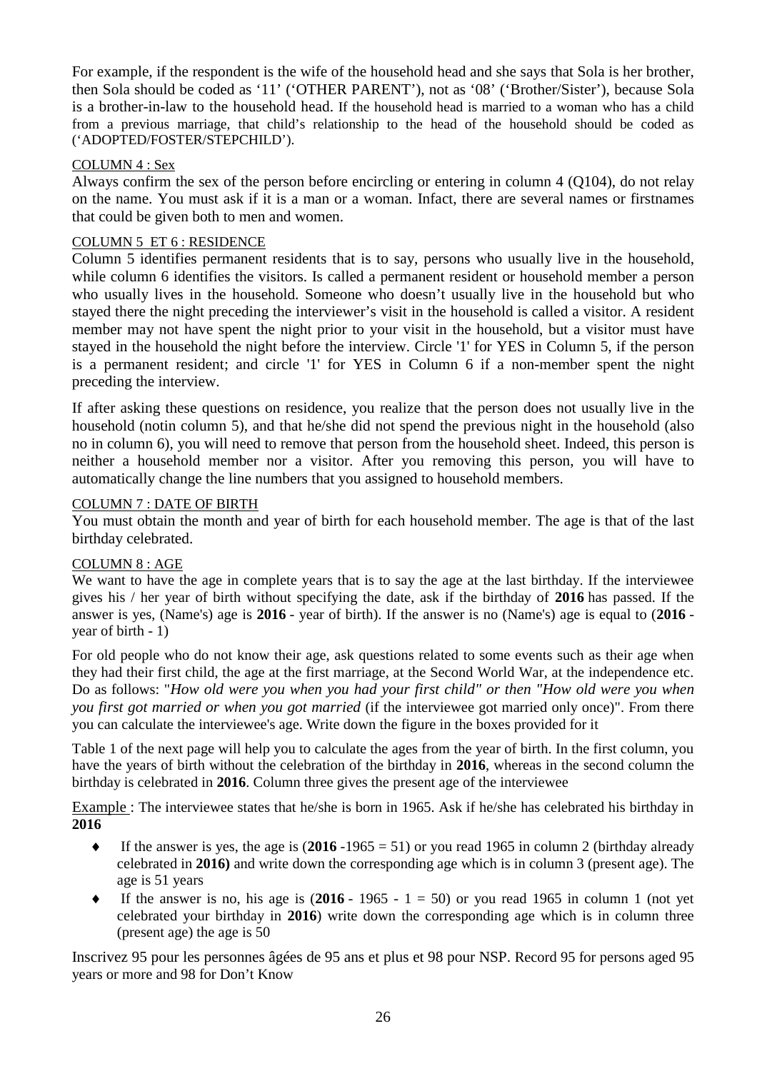For example, if the respondent is the wife of the household head and she says that Sola is her brother, then Sola should be coded as '11' ('OTHER PARENT'), not as '08' ('Brother/Sister'), because Sola is a brother-in-law to the household head. If the household head is married to a woman who has a child from a previous marriage, that child's relationship to the head of the household should be coded as ('ADOPTED/FOSTER/STEPCHILD').

COLUMN 4 : Sex

Always confirm the sex of the person before encircling or entering in column 4 (Q104), do not relay on the name. You must ask if it is a man or a woman. Infact, there are several names or firstnames that could be given both to men and women.

COLUMN 5 ET 6 : RESIDENCE

Column 5 identifies permanent residents that is to say, persons who usually live in the household, while column 6 identifies the visitors. Is called a permanent resident or household member a person who usually lives in the household. Someone who doesn't usually live in the household but who stayed there the night preceding the interviewer's visit in the household is called a visitor. A resident member may not have spent the night prior to your visit in the household, but a visitor must have stayed in the household the night before the interview. Circle '1' for YES in Column 5, if the person is a permanent resident; and circle '1' for YES in Column 6 if a non-member spent the night preceding the interview.

If after asking these questions on residence, you realize that the person does not usually live in the household (notin column 5), and that he/she did not spend the previous night in the household (also no in column 6), you will need to remove that person from the household sheet. Indeed, this person is neither a household member nor a visitor. After you removing this person, you will have to automatically change the line numbers that you assigned to household members.

COLUMN 7 : DATE OF BIRTH

You must obtain the month and year of birth for each household member. The age is that of the last birthday celebrated.

COLUMN 8 : AGE

We want to have the age in complete years that is to say the age at the last birthday. If the interviewee gives his / her year of birth without specifying the date, ask if the birthday of **2016** has passed. If the answer is yes, (Name's) age is **2016** - year of birth). If the answer is no (Name's) age is equal to (**2016** - year of birth - 1)

For old people who do not know their age, ask questions related to some events such as their age when they had their first child, the age at the first marriage, at the Second World War, at the independence etc. Do as follows: "*How old were you when you had your first child" or then "How old were you when you first got married or when you got married* (if the interviewee got married only once)". From there you can calculate the interviewee's age. Write down the figure in the boxes provided for it

Table 1 of the next page will help you to calculate the ages from the year of birth. In the first column, you have the years of birth without the celebration of the birthday in **2016**, whereas in the second column the birthday is celebrated in **2016**. Column three gives the present age of the interviewee

Example : The interviewee states that he/she is born in 1965. Ask if he/she has celebrated his birthday in **2016**

- If the answer is yes, the age is (**2016** -1965 = 51) or you read 1965 in column 2 (birthday already celebrated in **2016)** and write down the corresponding age which is in column 3 (present age). The age is 51 years
- If the answer is no, his age is (**2016** - 1965 - 1 = 50) or you read 1965 in column 1 (not yet celebrated your birthday in **2016**) write down the corresponding age which is in column three (present age) the age is 50

Inscrivez 95 pour les personnes âgées de 95 ans et plus et 98 pour NSP. Record 95 for persons aged 95 years or more and 98 for Don't Know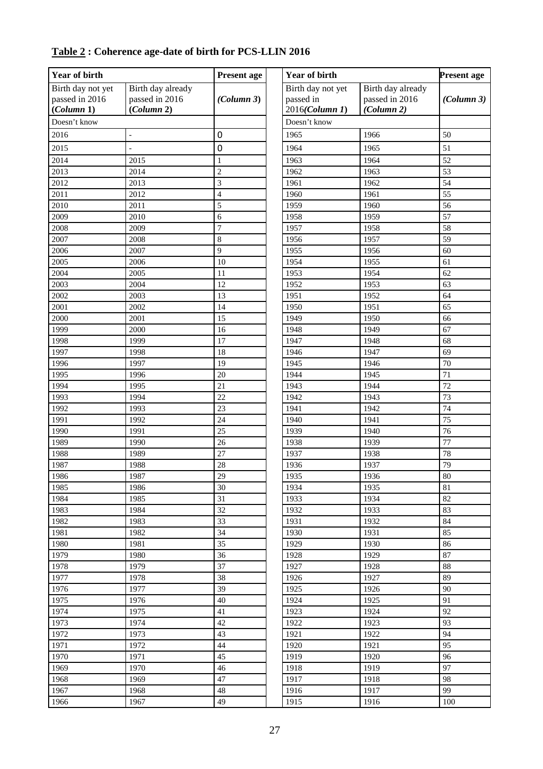**Table 2 : Coherence age-date of birth for PCS-LLIN 2016**

| Year of birth | | Present age | Year of birth | | Present age |
|---|---|---|---|---|---|
| Birth day not yet passed in 2016 (*Column 1*) | Birth day already passed in 2016 (*Column 2*) | (*Column 3*) | Birth day not yet passed in 2016(*Column 1*) | Birth day already passed in 2016 (*Column 2*) | (*Column 3*) |
| Doesn't know | | | Doesn't know | | |
| 2016 | - | 0 | 1965 | 1966 | 50 |
| 2015 | - | 0 | 1964 | 1965 | 51 |
| 2014 | 2015 | 1 | 1963 | 1964 | 52 |
| 2013 | 2014 | 2 | 1962 | 1963 | 53 |
| 2012 | 2013 | 3 | 1961 | 1962 | 54 |
| 2011 | 2012 | 4 | 1960 | 1961 | 55 |
| 2010 | 2011 | 5 | 1959 | 1960 | 56 |
| 2009 | 2010 | 6 | 1958 | 1959 | 57 |
| 2008 | 2009 | 7 | 1957 | 1958 | 58 |
| 2007 | 2008 | 8 | 1956 | 1957 | 59 |
| 2006 | 2007 | 9 | 1955 | 1956 | 60 |
| 2005 | 2006 | 10 | 1954 | 1955 | 61 |
| 2004 | 2005 | 11 | 1953 | 1954 | 62 |
| 2003 | 2004 | 12 | 1952 | 1953 | 63 |
| 2002 | 2003 | 13 | 1951 | 1952 | 64 |
| 2001 | 2002 | 14 | 1950 | 1951 | 65 |
| 2000 | 2001 | 15 | 1949 | 1950 | 66 |
| 1999 | 2000 | 16 | 1948 | 1949 | 67 |
| 1998 | 1999 | 17 | 1947 | 1948 | 68 |
| 1997 | 1998 | 18 | 1946 | 1947 | 69 |
| 1996 | 1997 | 19 | 1945 | 1946 | 70 |
| 1995 | 1996 | 20 | 1944 | 1945 | 71 |
| 1994 | 1995 | 21 | 1943 | 1944 | 72 |
| 1993 | 1994 | 22 | 1942 | 1943 | 73 |
| 1992 | 1993 | 23 | 1941 | 1942 | 74 |
| 1991 | 1992 | 24 | 1940 | 1941 | 75 |
| 1990 | 1991 | 25 | 1939 | 1940 | 76 |
| 1989 | 1990 | 26 | 1938 | 1939 | 77 |
| 1988 | 1989 | 27 | 1937 | 1938 | 78 |
| 1987 | 1988 | 28 | 1936 | 1937 | 79 |
| 1986 | 1987 | 29 | 1935 | 1936 | 80 |
| 1985 | 1986 | 30 | 1934 | 1935 | 81 |
| 1984 | 1985 | 31 | 1933 | 1934 | 82 |
| 1983 | 1984 | 32 | 1932 | 1933 | 83 |
| 1982 | 1983 | 33 | 1931 | 1932 | 84 |
| 1981 | 1982 | 34 | 1930 | 1931 | 85 |
| 1980 | 1981 | 35 | 1929 | 1930 | 86 |
| 1979 | 1980 | 36 | 1928 | 1929 | 87 |
| 1978 | 1979 | 37 | 1927 | 1928 | 88 |
| 1977 | 1978 | 38 | 1926 | 1927 | 89 |
| 1976 | 1977 | 39 | 1925 | 1926 | 90 |
| 1975 | 1976 | 40 | 1924 | 1925 | 91 |
| 1974 | 1975 | 41 | 1923 | 1924 | 92 |
| 1973 | 1974 | 42 | 1922 | 1923 | 93 |
| 1972 | 1973 | 43 | 1921 | 1922 | 94 |
| 1971 | 1972 | 44 | 1920 | 1921 | 95 |
| 1970 | 1971 | 45 | 1919 | 1920 | 96 |
| 1969 | 1970 | 46 | 1918 | 1919 | 97 |
| 1968 | 1969 | 47 | 1917 | 1918 | 98 |
| 1967 | 1968 | 48 | 1916 | 1917 | 99 |
| 1966 | 1967 | 49 | 1915 | 1916 | 100 |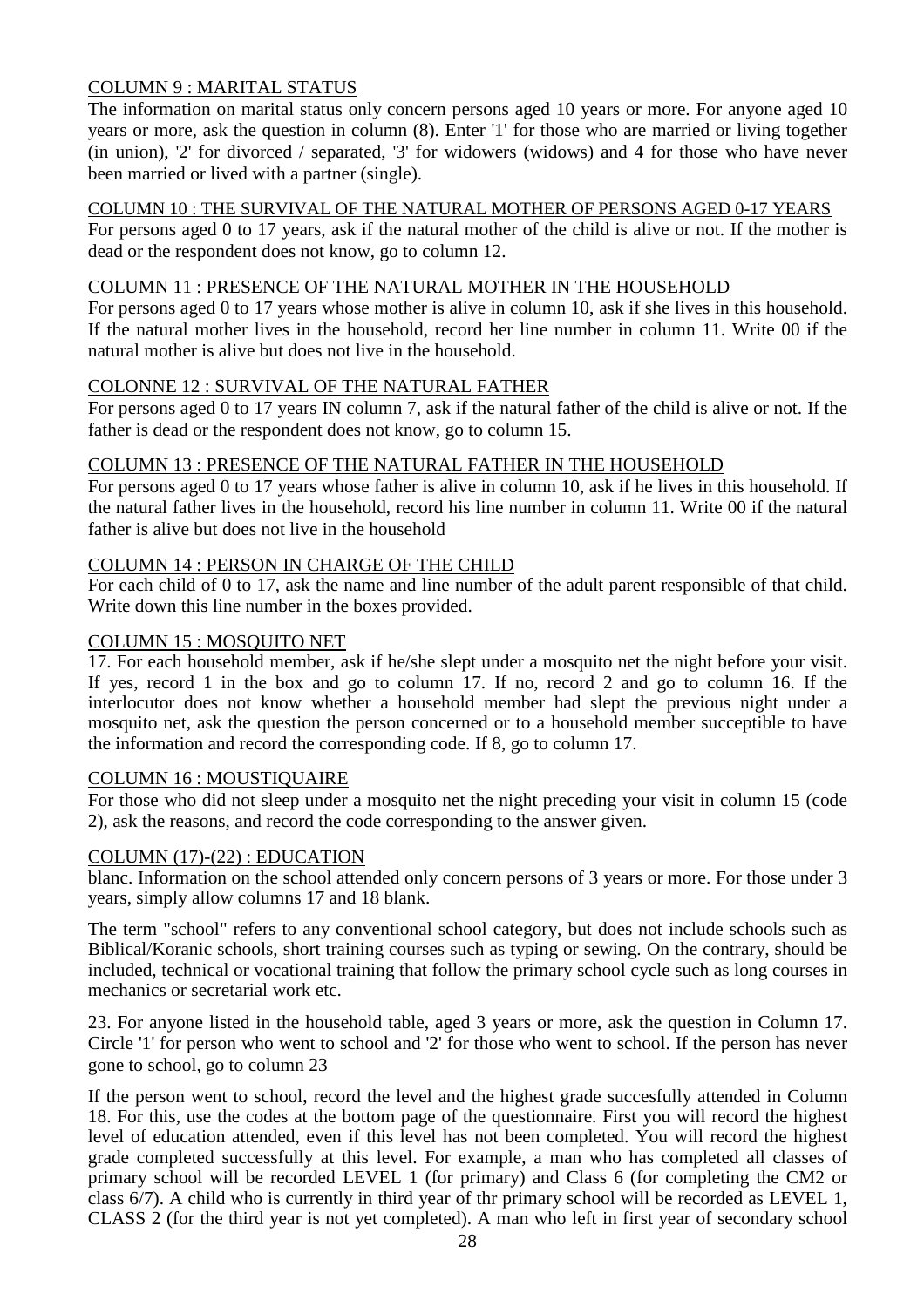COLUMN 9 : MARITAL STATUS

The information on marital status only concern persons aged 10 years or more. For anyone aged 10 years or more, ask the question in column (8). Enter '1' for those who are married or living together (in union), '2' for divorced / separated, '3' for widowers (widows) and 4 for those who have never been married or lived with a partner (single).

COLUMN 10 : THE SURVIVAL OF THE NATURAL MOTHER OF PERSONS AGED 0-17 YEARS

For persons aged 0 to 17 years, ask if the natural mother of the child is alive or not. If the mother is dead or the respondent does not know, go to column 12.

COLUMN 11 : PRESENCE OF THE NATURAL MOTHER IN THE HOUSEHOLD

For persons aged 0 to 17 years whose mother is alive in column 10, ask if she lives in this household. If the natural mother lives in the household, record her line number in column 11. Write 00 if the natural mother is alive but does not live in the household.

COLONNE 12 : SURVIVAL OF THE NATURAL FATHER

For persons aged 0 to 17 years IN column 7, ask if the natural father of the child is alive or not. If the father is dead or the respondent does not know, go to column 15.

COLUMN 13 : PRESENCE OF THE NATURAL FATHER IN THE HOUSEHOLD

For persons aged 0 to 17 years whose father is alive in column 10, ask if he lives in this household. If the natural father lives in the household, record his line number in column 11. Write 00 if the natural father is alive but does not live in the household

COLUMN 14 : PERSON IN CHARGE OF THE CHILD

For each child of 0 to 17, ask the name and line number of the adult parent responsible of that child. Write down this line number in the boxes provided.

COLUMN 15 : MOSQUITO NET

17. For each household member, ask if he/she slept under a mosquito net the night before your visit. If yes, record 1 in the box and go to column 17. If no, record 2 and go to column 16. If the interlocutor does not know whether a household member had slept the previous night under a mosquito net, ask the question the person concerned or to a household member succeptible to have the information and record the corresponding code. If 8, go to column 17.

COLUMN 16 : MOUSTIQUAIRE

For those who did not sleep under a mosquito net the night preceding your visit in column 15 (code 2), ask the reasons, and record the code corresponding to the answer given.

COLUMN (17)-(22) : EDUCATION

blanc. Information on the school attended only concern persons of 3 years or more. For those under 3 years, simply allow columns 17 and 18 blank.

The term "school" refers to any conventional school category, but does not include schools such as Biblical/Koranic schools, short training courses such as typing or sewing. On the contrary, should be included, technical or vocational training that follow the primary school cycle such as long courses in mechanics or secretarial work etc.

23. For anyone listed in the household table, aged 3 years or more, ask the question in Column 17. Circle '1' for person who went to school and '2' for those who went to school. If the person has never gone to school, go to column 23

If the person went to school, record the level and the highest grade succesfully attended in Column 18. For this, use the codes at the bottom page of the questionnaire. First you will record the highest level of education attended, even if this level has not been completed. You will record the highest grade completed successfully at this level. For example, a man who has completed all classes of primary school will be recorded LEVEL 1 (for primary) and Class 6 (for completing the CM2 or class 6/7). A child who is currently in third year of thr primary school will be recorded as LEVEL 1, CLASS 2 (for the third year is not yet completed). A man who left in first year of secondary school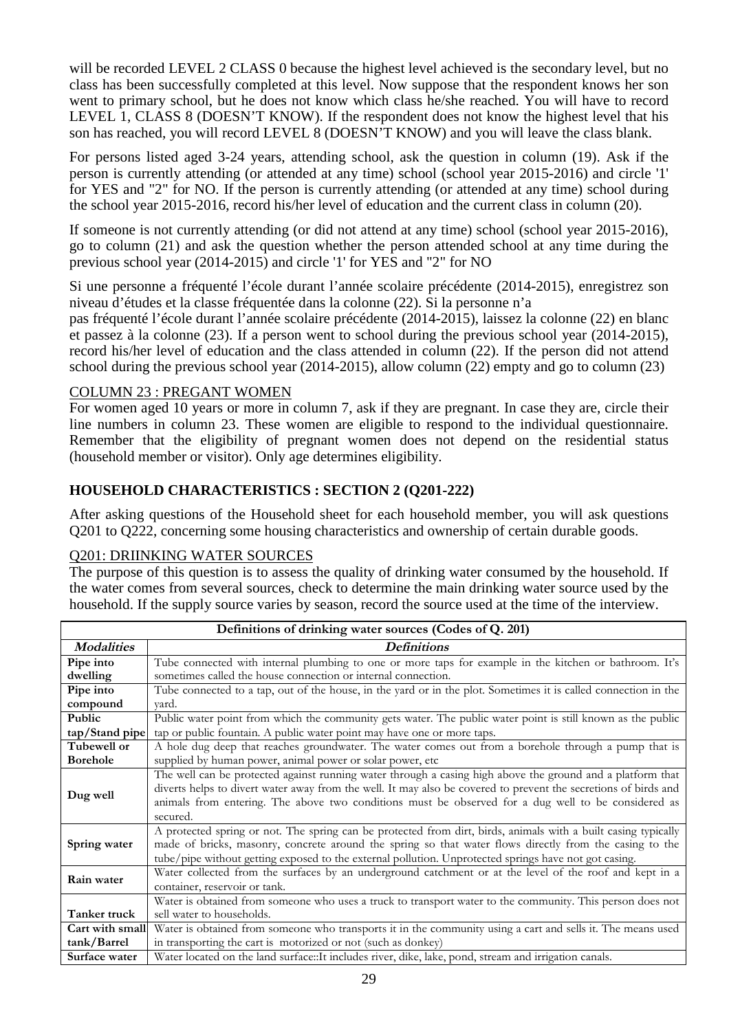will be recorded LEVEL 2 CLASS 0 because the highest level achieved is the secondary level, but no class has been successfully completed at this level. Now suppose that the respondent knows her son went to primary school, but he does not know which class he/she reached. You will have to record LEVEL 1, CLASS 8 (DOESN'T KNOW). If the respondent does not know the highest level that his son has reached, you will record LEVEL 8 (DOESN'T KNOW) and you will leave the class blank.

For persons listed aged 3-24 years, attending school, ask the question in column (19). Ask if the person is currently attending (or attended at any time) school (school year 2015-2016) and circle '1' for YES and "2" for NO. If the person is currently attending (or attended at any time) school during the school year 2015-2016, record his/her level of education and the current class in column (20).

If someone is not currently attending (or did not attend at any time) school (school year 2015-2016), go to column (21) and ask the question whether the person attended school at any time during the previous school year (2014-2015) and circle '1' for YES and "2" for NO

Si une personne a fréquenté l'école durant l'année scolaire précédente (2014-2015), enregistrez son niveau d'études et la classe fréquentée dans la colonne (22). Si la personne n'a
pas fréquenté l'école durant l'année scolaire précédente (2014-2015), laissez la colonne (22) en blanc et passez à la colonne (23). If a person went to school during the previous school year (2014-2015), record his/her level of education and the class attended in column (22). If the person did not attend school during the previous school year (2014-2015), allow column (22) empty and go to column (23)

COLUMN 23 : PREGANT WOMEN

For women aged 10 years or more in column 7, ask if they are pregnant. In case they are, circle their line numbers in column 23. These women are eligible to respond to the individual questionnaire. Remember that the eligibility of pregnant women does not depend on the residential status (household member or visitor). Only age determines eligibility.

## HOUSEHOLD CHARACTERISTICS : SECTION 2 (Q201-222)

After asking questions of the Household sheet for each household member, you will ask questions Q201 to Q222, concerning some housing characteristics and ownership of certain durable goods.

Q201: DRIINKING WATER SOURCES

The purpose of this question is to assess the quality of drinking water consumed by the household. If the water comes from several sources, check to determine the main drinking water source used by the household. If the supply source varies by season, record the source used at the time of the interview.

| Definitions of drinking water sources (Codes of Q. 201) | |
|---|---|
| ***Modalities*** | ***Definitions*** |
| **Pipe into dwelling** | Tube connected with internal plumbing to one or more taps for example in the kitchen or bathroom. It's sometimes called the house connection or internal connection. |
| **Pipe into compound** | Tube connected to a tap, out of the house, in the yard or in the plot. Sometimes it is called connection in the yard. |
| **Public tap/Stand pipe** | Public water point from which the community gets water. The public water point is still known as the public tap or public fountain. A public water point may have one or more taps. |
| **Tubewell or Borehole** | A hole dug deep that reaches groundwater. The water comes out from a borehole through a pump that is supplied by human power, animal power or solar power, etc |
| **Dug well** | The well can be protected against running water through a casing high above the ground and a platform that diverts helps to divert water away from the well. It may also be covered to prevent the secretions of birds and animals from entering. The above two conditions must be observed for a dug well to be considered as secured. |
| **Spring water** | A protected spring or not. The spring can be protected from dirt, birds, animals with a built casing typically made of bricks, masonry, concrete around the spring so that water flows directly from the casing to the tube/pipe without getting exposed to the external pollution. Unprotected springs have not got casing. |
| **Rain water** | Water collected from the surfaces by an underground catchment or at the level of the roof and kept in a container, reservoir or tank. |
| **Tanker truck** | Water is obtained from someone who uses a truck to transport water to the community. This person does not sell water to households. |
| **Cart with small tank/Barrel** | Water is obtained from someone who transports it in the community using a cart and sells it. The means used in transporting the cart is motorized or not (such as donkey) |
| **Surface water** | Water located on the land surface::It includes river, dike, lake, pond, stream and irrigation canals. |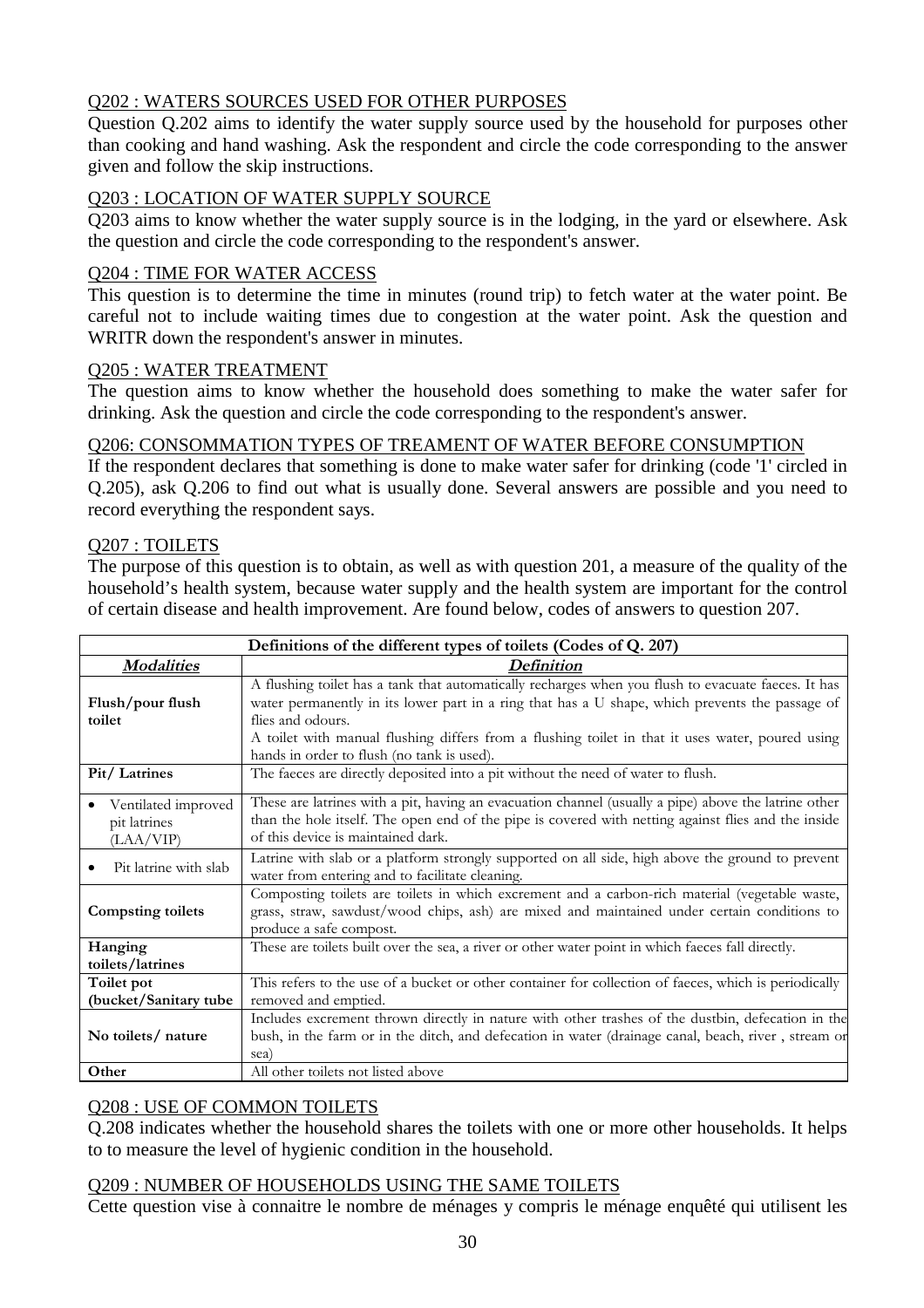Q202 : WATERS SOURCES USED FOR OTHER PURPOSES

Question Q.202 aims to identify the water supply source used by the household for purposes other than cooking and hand washing. Ask the respondent and circle the code corresponding to the answer given and follow the skip instructions.

Q203 : LOCATION OF WATER SUPPLY SOURCE

Q203 aims to know whether the water supply source is in the lodging, in the yard or elsewhere. Ask the question and circle the code corresponding to the respondent's answer.

Q204 : TIME FOR WATER ACCESS

This question is to determine the time in minutes (round trip) to fetch water at the water point. Be careful not to include waiting times due to congestion at the water point. Ask the question and WRITR down the respondent's answer in minutes.

Q205 : WATER TREATMENT

The question aims to know whether the household does something to make the water safer for drinking. Ask the question and circle the code corresponding to the respondent's answer.

Q206: CONSOMMATION TYPES OF TREAMENT OF WATER BEFORE CONSUMPTION

If the respondent declares that something is done to make water safer for drinking (code '1' circled in Q.205), ask Q.206 to find out what is usually done. Several answers are possible and you need to record everything the respondent says.

Q207 : TOILETS

The purpose of this question is to obtain, as well as with question 201, a measure of the quality of the household's health system, because water supply and the health system are important for the control of certain disease and health improvement. Are found below, codes of answers to question 207.

| Definitions of the different types of toilets (Codes of Q. 207) | |
|---|---|
| ***Modalities*** | ***Definition*** |
| **Flush/pour flush toilet** | A flushing toilet has a tank that automatically recharges when you flush to evacuate faeces. It has water permanently in its lower part in a ring that has a U shape, which prevents the passage of flies and odours. A toilet with manual flushing differs from a flushing toilet in that it uses water, poured using hands in order to flush (no tank is used). |
| **Pit/ Latrines** | The faeces are directly deposited into a pit without the need of water to flush. |
| • Ventilated improved pit latrines (LAA/VIP) | These are latrines with a pit, having an evacuation channel (usually a pipe) above the latrine other than the hole itself. The open end of the pipe is covered with netting against flies and the inside of this device is maintained dark. |
| • Pit latrine with slab | Latrine with slab or a platform strongly supported on all side, high above the ground to prevent water from entering and to facilitate cleaning. |
| **Compsting toilets** | Composting toilets are toilets in which excrement and a carbon-rich material (vegetable waste, grass, straw, sawdust/wood chips, ash) are mixed and maintained under certain conditions to produce a safe compost. |
| **Hanging toilets/latrines** | These are toilets built over the sea, a river or other water point in which faeces fall directly. |
| **Toilet pot (bucket/Sanitary tube** | This refers to the use of a bucket or other container for collection of faeces, which is periodically removed and emptied. |
| **No toilets/ nature** | Includes excrement thrown directly in nature with other trashes of the dustbin, defecation in the bush, in the farm or in the ditch, and defecation in water (drainage canal, beach, river , stream or sea) |
| **Other** | All other toilets not listed above |

Q208 : USE OF COMMON TOILETS

Q.208 indicates whether the household shares the toilets with one or more other households. It helps to to measure the level of hygienic condition in the household.

Q209 : NUMBER OF HOUSEHOLDS USING THE SAME TOILETS

Cette question vise à connaitre le nombre de ménages y compris le ménage enquêté qui utilisent les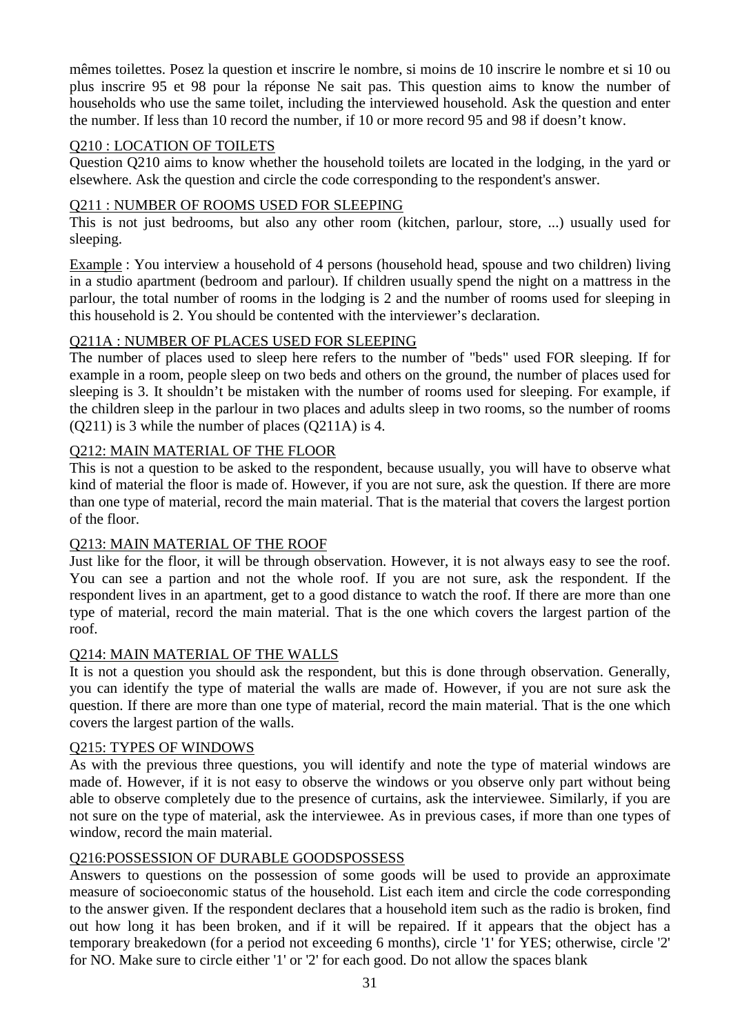mêmes toilettes. Posez la question et inscrire le nombre, si moins de 10 inscrire le nombre et si 10 ou plus inscrire 95 et 98 pour la réponse Ne sait pas. This question aims to know the number of households who use the same toilet, including the interviewed household. Ask the question and enter the number. If less than 10 record the number, if 10 or more record 95 and 98 if doesn't know.

Q210 : LOCATION OF TOILETS

Question Q210 aims to know whether the household toilets are located in the lodging, in the yard or elsewhere. Ask the question and circle the code corresponding to the respondent's answer.

Q211 : NUMBER OF ROOMS USED FOR SLEEPING

This is not just bedrooms, but also any other room (kitchen, parlour, store, ...) usually used for sleeping.

Example : You interview a household of 4 persons (household head, spouse and two children) living in a studio apartment (bedroom and parlour). If children usually spend the night on a mattress in the parlour, the total number of rooms in the lodging is 2 and the number of rooms used for sleeping in this household is 2. You should be contented with the interviewer's declaration.

Q211A : NUMBER OF PLACES USED FOR SLEEPING

The number of places used to sleep here refers to the number of "beds" used FOR sleeping. If for example in a room, people sleep on two beds and others on the ground, the number of places used for sleeping is 3. It shouldn't be mistaken with the number of rooms used for sleeping. For example, if the children sleep in the parlour in two places and adults sleep in two rooms, so the number of rooms (Q211) is 3 while the number of places (Q211A) is 4.

Q212: MAIN MATERIAL OF THE FLOOR

This is not a question to be asked to the respondent, because usually, you will have to observe what kind of material the floor is made of. However, if you are not sure, ask the question. If there are more than one type of material, record the main material. That is the material that covers the largest portion of the floor.

Q213: MAIN MATERIAL OF THE ROOF

Just like for the floor, it will be through observation. However, it is not always easy to see the roof. You can see a partion and not the whole roof. If you are not sure, ask the respondent. If the respondent lives in an apartment, get to a good distance to watch the roof. If there are more than one type of material, record the main material. That is the one which covers the largest partion of the roof.

Q214: MAIN MATERIAL OF THE WALLS

It is not a question you should ask the respondent, but this is done through observation. Generally, you can identify the type of material the walls are made of. However, if you are not sure ask the question. If there are more than one type of material, record the main material. That is the one which covers the largest partion of the walls.

Q215: TYPES OF WINDOWS

As with the previous three questions, you will identify and note the type of material windows are made of. However, if it is not easy to observe the windows or you observe only part without being able to observe completely due to the presence of curtains, ask the interviewee. Similarly, if you are not sure on the type of material, ask the interviewee. As in previous cases, if more than one types of window, record the main material.

Q216:POSSESSION OF DURABLE GOODSPOSSESS

Answers to questions on the possession of some goods will be used to provide an approximate measure of socioeconomic status of the household. List each item and circle the code corresponding to the answer given. If the respondent declares that a household item such as the radio is broken, find out how long it has been broken, and if it will be repaired. If it appears that the object has a temporary breakedown (for a period not exceeding 6 months), circle '1' for YES; otherwise, circle '2' for NO. Make sure to circle either '1' or '2' for each good. Do not allow the spaces blank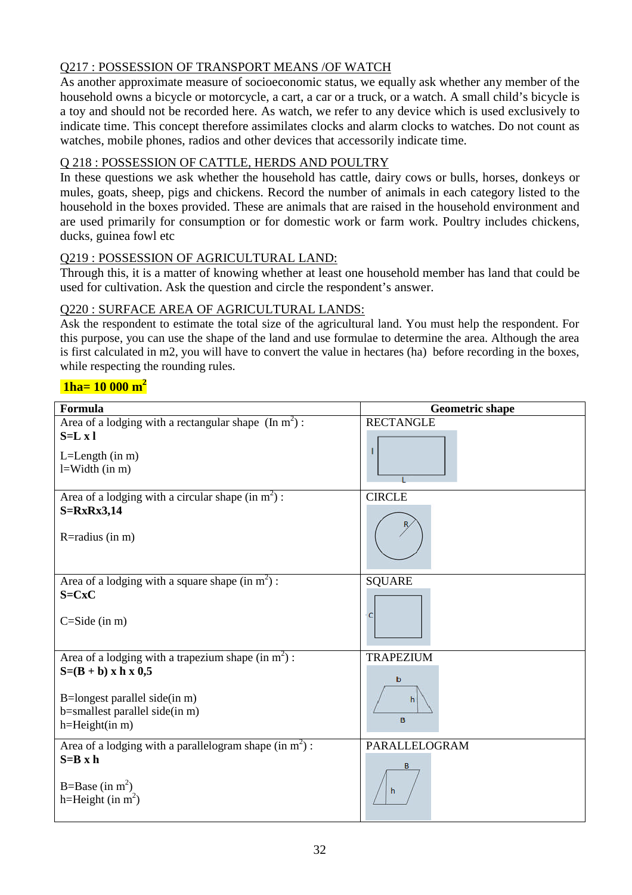Q217 : POSSESSION OF TRANSPORT MEANS /OF WATCH

As another approximate measure of socioeconomic status, we equally ask whether any member of the household owns a bicycle or motorcycle, a cart, a car or a truck, or a watch. A small child's bicycle is a toy and should not be recorded here. As watch, we refer to any device which is used exclusively to indicate time. This concept therefore assimilates clocks and alarm clocks to watches. Do not count as watches, mobile phones, radios and other devices that accessorily indicate time.

Q 218 : POSSESSION OF CATTLE, HERDS AND POULTRY

In these questions we ask whether the household has cattle, dairy cows or bulls, horses, donkeys or mules, goats, sheep, pigs and chickens. Record the number of animals in each category listed to the household in the boxes provided. These are animals that are raised in the household environment and are used primarily for consumption or for domestic work or farm work. Poultry includes chickens, ducks, guinea fowl etc

Q219 : POSSESSION OF AGRICULTURAL LAND:

Through this, it is a matter of knowing whether at least one household member has land that could be used for cultivation. Ask the question and circle the respondent's answer.

Q220 : SURFACE AREA OF AGRICULTURAL LANDS:

Ask the respondent to estimate the total size of the agricultural land. You must help the respondent. For this purpose, you can use the shape of the land and use formulae to determine the area. Although the area is first calculated in m2, you will have to convert the value in hectares (ha) before recording in the boxes, while respecting the rounding rules.

**1ha= 10 000 m$^2$**

| Formula | Geometric shape |
|---|---|
| Area of a lodging with a rectangular shape (In m$^2$) : **S=L x l** <br> L=Length (in m) <br> l=Width (in m) | RECTANGLE |
| Area of a lodging with a circular shape (in m$^2$) : **S=RxRx3,14** <br> R=radius (in m) | CIRCLE |
| Area of a lodging with a square shape (in m$^2$) : **S=CxC** <br> C=Side (in m) | SQUARE |
| Area of a lodging with a trapezium shape (in m$^2$) : **S=(B + b) x h x 0,5** <br> B=longest parallel side(in m) <br> b=smallest parallel side(in m) <br> h=Height(in m) | TRAPEZIUM |
| Area of a lodging with a parallelogram shape (in m$^2$) : **S=B x h** <br> B=Base (in m$^2$) <br> h=Height (in m$^2$) | PARALLELOGRAM |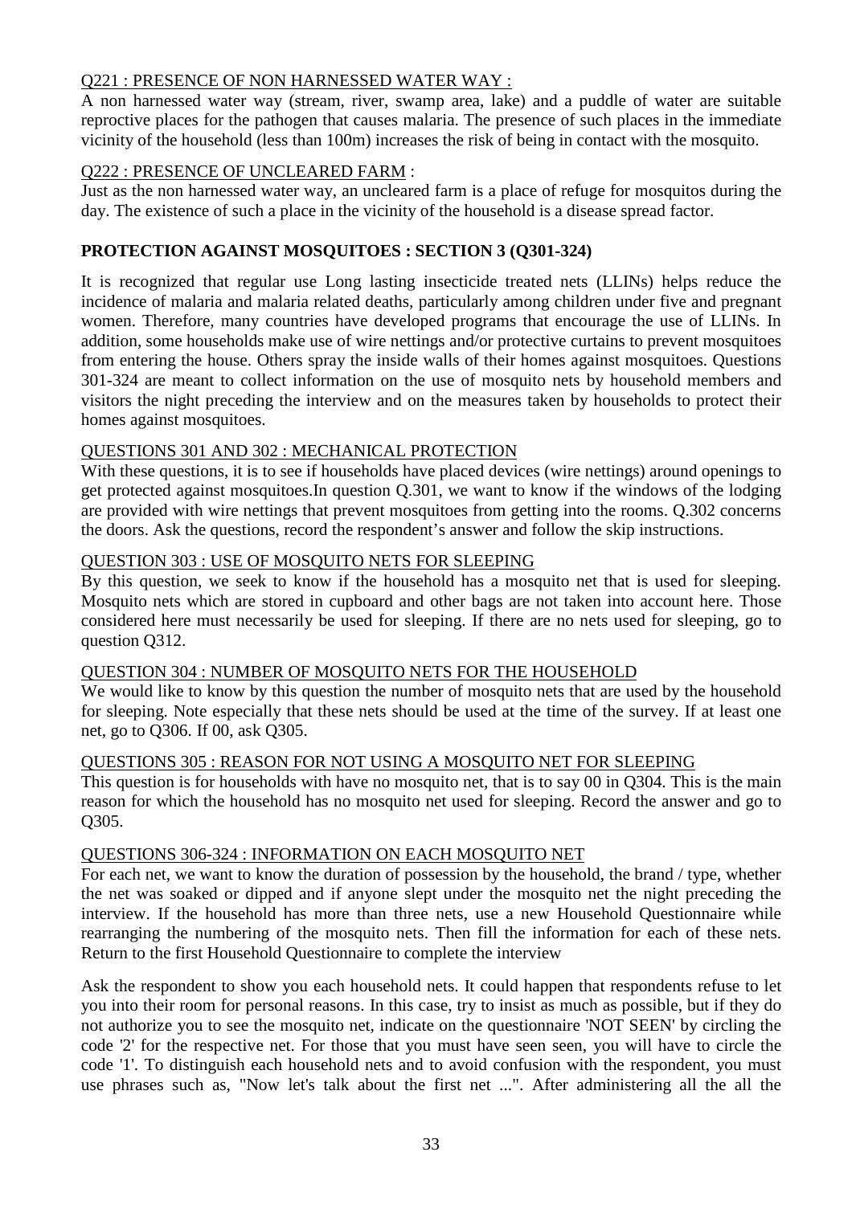Q221 : PRESENCE OF NON HARNESSED WATER WAY :

A non harnessed water way (stream, river, swamp area, lake) and a puddle of water are suitable reproctive places for the pathogen that causes malaria. The presence of such places in the immediate vicinity of the household (less than 100m) increases the risk of being in contact with the mosquito.

Q222 : PRESENCE OF UNCLEARED FARM :

Just as the non harnessed water way, an uncleared farm is a place of refuge for mosquitos during the day. The existence of such a place in the vicinity of the household is a disease spread factor.

**PROTECTION AGAINST MOSQUITOES : SECTION 3 (Q301-324)**

It is recognized that regular use Long lasting insecticide treated nets (LLINs) helps reduce the incidence of malaria and malaria related deaths, particularly among children under five and pregnant women. Therefore, many countries have developed programs that encourage the use of LLINs. In addition, some households make use of wire nettings and/or protective curtains to prevent mosquitoes from entering the house. Others spray the inside walls of their homes against mosquitoes. Questions 301-324 are meant to collect information on the use of mosquito nets by household members and visitors the night preceding the interview and on the measures taken by households to protect their homes against mosquitoes.

QUESTIONS 301 AND 302 : MECHANICAL PROTECTION

With these questions, it is to see if households have placed devices (wire nettings) around openings to get protected against mosquitoes.In question Q.301, we want to know if the windows of the lodging are provided with wire nettings that prevent mosquitoes from getting into the rooms. Q.302 concerns the doors. Ask the questions, record the respondent's answer and follow the skip instructions.

QUESTION 303 : USE OF MOSQUITO NETS FOR SLEEPING

By this question, we seek to know if the household has a mosquito net that is used for sleeping. Mosquito nets which are stored in cupboard and other bags are not taken into account here. Those considered here must necessarily be used for sleeping. If there are no nets used for sleeping, go to question Q312.

QUESTION 304 : NUMBER OF MOSQUITO NETS FOR THE HOUSEHOLD

We would like to know by this question the number of mosquito nets that are used by the household for sleeping. Note especially that these nets should be used at the time of the survey. If at least one net, go to Q306. If 00, ask Q305.

QUESTIONS 305 : REASON FOR NOT USING A MOSQUITO NET FOR SLEEPING

This question is for households with have no mosquito net, that is to say 00 in Q304. This is the main reason for which the household has no mosquito net used for sleeping. Record the answer and go to Q305.

QUESTIONS 306-324 : INFORMATION ON EACH MOSQUITO NET

For each net, we want to know the duration of possession by the household, the brand / type, whether the net was soaked or dipped and if anyone slept under the mosquito net the night preceding the interview. If the household has more than three nets, use a new Household Questionnaire while rearranging the numbering of the mosquito nets. Then fill the information for each of these nets. Return to the first Household Questionnaire to complete the interview

Ask the respondent to show you each household nets. It could happen that respondents refuse to let you into their room for personal reasons. In this case, try to insist as much as possible, but if they do not authorize you to see the mosquito net, indicate on the questionnaire 'NOT SEEN' by circling the code '2' for the respective net. For those that you must have seen seen, you will have to circle the code '1'. To distinguish each household nets and to avoid confusion with the respondent, you must use phrases such as, "Now let's talk about the first net ...". After administering all the all the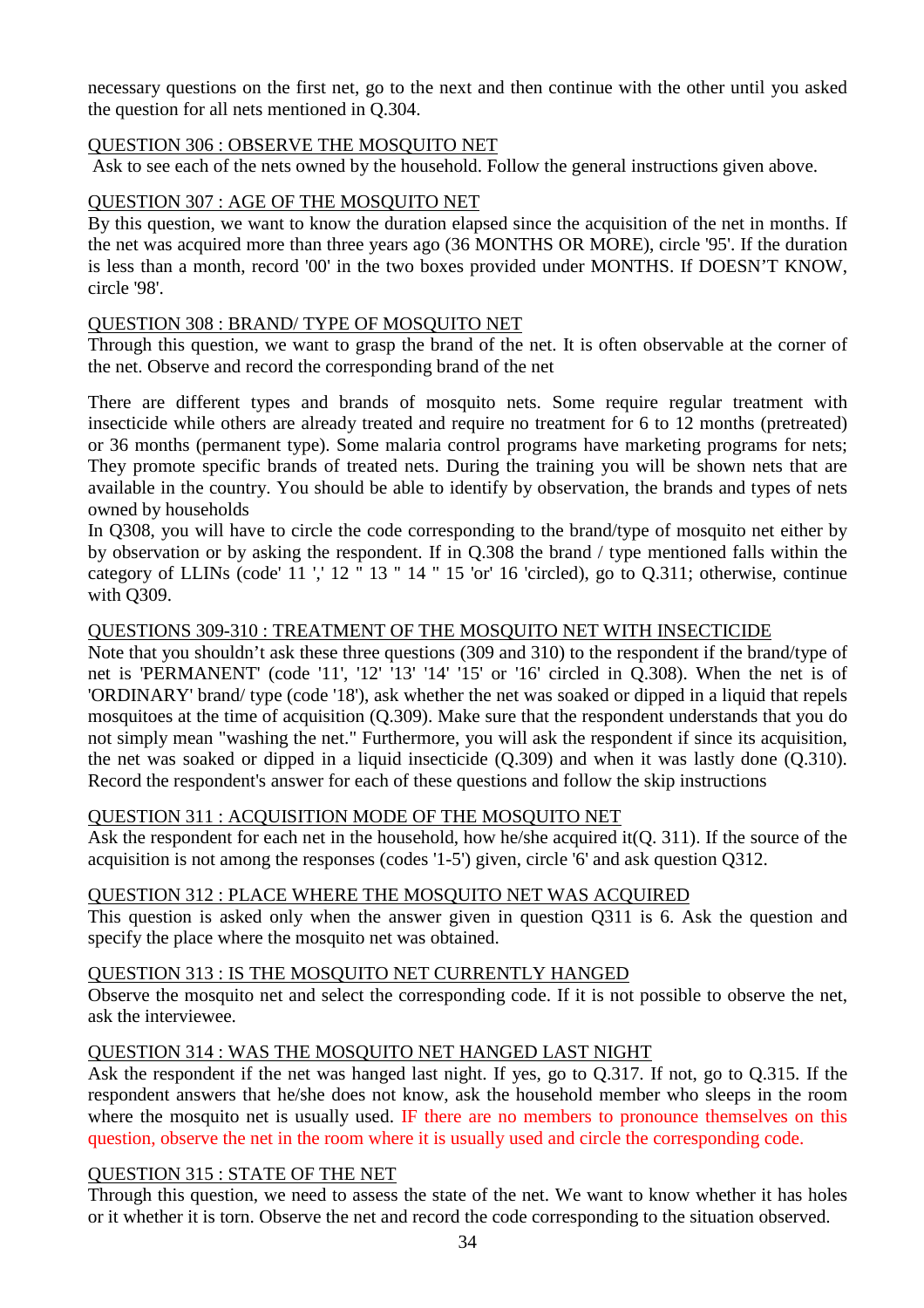necessary questions on the first net, go to the next and then continue with the other until you asked the question for all nets mentioned in Q.304.

QUESTION 306 : OBSERVE THE MOSQUITO NET

Ask to see each of the nets owned by the household. Follow the general instructions given above.

QUESTION 307 : AGE OF THE MOSQUITO NET

By this question, we want to know the duration elapsed since the acquisition of the net in months. If the net was acquired more than three years ago (36 MONTHS OR MORE), circle '95'. If the duration is less than a month, record '00' in the two boxes provided under MONTHS. If DOESN'T KNOW, circle '98'.

QUESTION 308 : BRAND/ TYPE OF MOSQUITO NET

Through this question, we want to grasp the brand of the net. It is often observable at the corner of the net. Observe and record the corresponding brand of the net

There are different types and brands of mosquito nets. Some require regular treatment with insecticide while others are already treated and require no treatment for 6 to 12 months (pretreated) or 36 months (permanent type). Some malaria control programs have marketing programs for nets; They promote specific brands of treated nets. During the training you will be shown nets that are available in the country. You should be able to identify by observation, the brands and types of nets owned by households

In Q308, you will have to circle the code corresponding to the brand/type of mosquito net either by by observation or by asking the respondent. If in Q.308 the brand / type mentioned falls within the category of LLINs (code' 11 ',' 12 " 13 " 14 " 15 'or' 16 'circled), go to Q.311; otherwise, continue with Q309.

QUESTIONS 309-310 : TREATMENT OF THE MOSQUITO NET WITH INSECTICIDE

Note that you shouldn't ask these three questions (309 and 310) to the respondent if the brand/type of net is 'PERMANENT' (code '11', '12' '13' '14' '15' or '16' circled in Q.308). When the net is of 'ORDINARY' brand/ type (code '18'), ask whether the net was soaked or dipped in a liquid that repels mosquitoes at the time of acquisition (Q.309). Make sure that the respondent understands that you do not simply mean "washing the net." Furthermore, you will ask the respondent if since its acquisition, the net was soaked or dipped in a liquid insecticide (Q.309) and when it was lastly done (Q.310). Record the respondent's answer for each of these questions and follow the skip instructions

QUESTION 311 : ACQUISITION MODE OF THE MOSQUITO NET

Ask the respondent for each net in the household, how he/she acquired it(Q. 311). If the source of the acquisition is not among the responses (codes '1-5') given, circle '6' and ask question Q312.

QUESTION 312 : PLACE WHERE THE MOSQUITO NET WAS ACQUIRED

This question is asked only when the answer given in question Q311 is 6. Ask the question and specify the place where the mosquito net was obtained.

QUESTION 313 : IS THE MOSQUITO NET CURRENTLY HANGED

Observe the mosquito net and select the corresponding code. If it is not possible to observe the net, ask the interviewee.

QUESTION 314 : WAS THE MOSQUITO NET HANGED LAST NIGHT

Ask the respondent if the net was hanged last night. If yes, go to Q.317. If not, go to Q.315. If the respondent answers that he/she does not know, ask the household member who sleeps in the room where the mosquito net is usually used. IF there are no members to pronounce themselves on this question, observe the net in the room where it is usually used and circle the corresponding code.

QUESTION 315 : STATE OF THE NET

Through this question, we need to assess the state of the net. We want to know whether it has holes or it whether it is torn. Observe the net and record the code corresponding to the situation observed.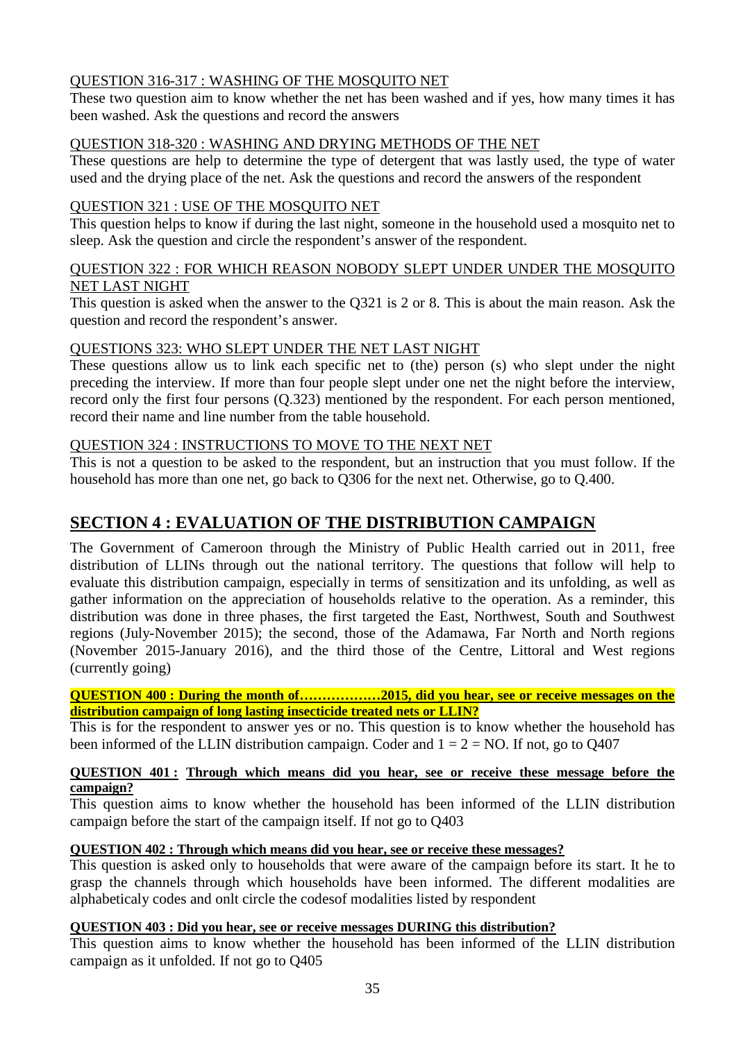QUESTION 316-317 : WASHING OF THE MOSQUITO NET

These two question aim to know whether the net has been washed and if yes, how many times it has been washed. Ask the questions and record the answers

QUESTION 318-320 : WASHING AND DRYING METHODS OF THE NET

These questions are help to determine the type of detergent that was lastly used, the type of water used and the drying place of the net. Ask the questions and record the answers of the respondent

QUESTION 321 : USE OF THE MOSQUITO NET

This question helps to know if during the last night, someone in the household used a mosquito net to sleep. Ask the question and circle the respondent's answer of the respondent.

QUESTION 322 : FOR WHICH REASON NOBODY SLEPT UNDER UNDER THE MOSQUITO NET LAST NIGHT

This question is asked when the answer to the Q321 is 2 or 8. This is about the main reason. Ask the question and record the respondent's answer.

QUESTIONS 323: WHO SLEPT UNDER THE NET LAST NIGHT

These questions allow us to link each specific net to (the) person (s) who slept under the night preceding the interview. If more than four people slept under one net the night before the interview, record only the first four persons (Q.323) mentioned by the respondent. For each person mentioned, record their name and line number from the table household.

QUESTION 324 : INSTRUCTIONS TO MOVE TO THE NEXT NET

This is not a question to be asked to the respondent, but an instruction that you must follow. If the household has more than one net, go back to Q306 for the next net. Otherwise, go to Q.400.

## SECTION 4 : EVALUATION OF THE DISTRIBUTION CAMPAIGN

The Government of Cameroon through the Ministry of Public Health carried out in 2011, free distribution of LLINs through out the national territory. The questions that follow will help to evaluate this distribution campaign, especially in terms of sensitization and its unfolding, as well as gather information on the appreciation of households relative to the operation. As a reminder, this distribution was done in three phases, the first targeted the East, Northwest, South and Southwest regions (July-November 2015); the second, those of the Adamawa, Far North and North regions (November 2015-January 2016), and the third those of the Centre, Littoral and West regions (currently going)

**QUESTION 400 : During the month of………………2015, did you hear, see or receive messages on the distribution campaign of long lasting insecticide treated nets or LLIN?**

This is for the respondent to answer yes or no. This question is to know whether the household has been informed of the LLIN distribution campaign. Coder and 1 = 2 = NO. If not, go to Q407

**QUESTION 401 : Through which means did you hear, see or receive these message before the campaign?**

This question aims to know whether the household has been informed of the LLIN distribution campaign before the start of the campaign itself. If not go to Q403

**QUESTION 402 : Through which means did you hear, see or receive these messages?**

This question is asked only to households that were aware of the campaign before its start. It he to grasp the channels through which households have been informed. The different modalities are alphabeticaly codes and onlt circle the codesof modalities listed by respondent

**QUESTION 403 : Did you hear, see or receive messages DURING this distribution?**

This question aims to know whether the household has been informed of the LLIN distribution campaign as it unfolded. If not go to Q405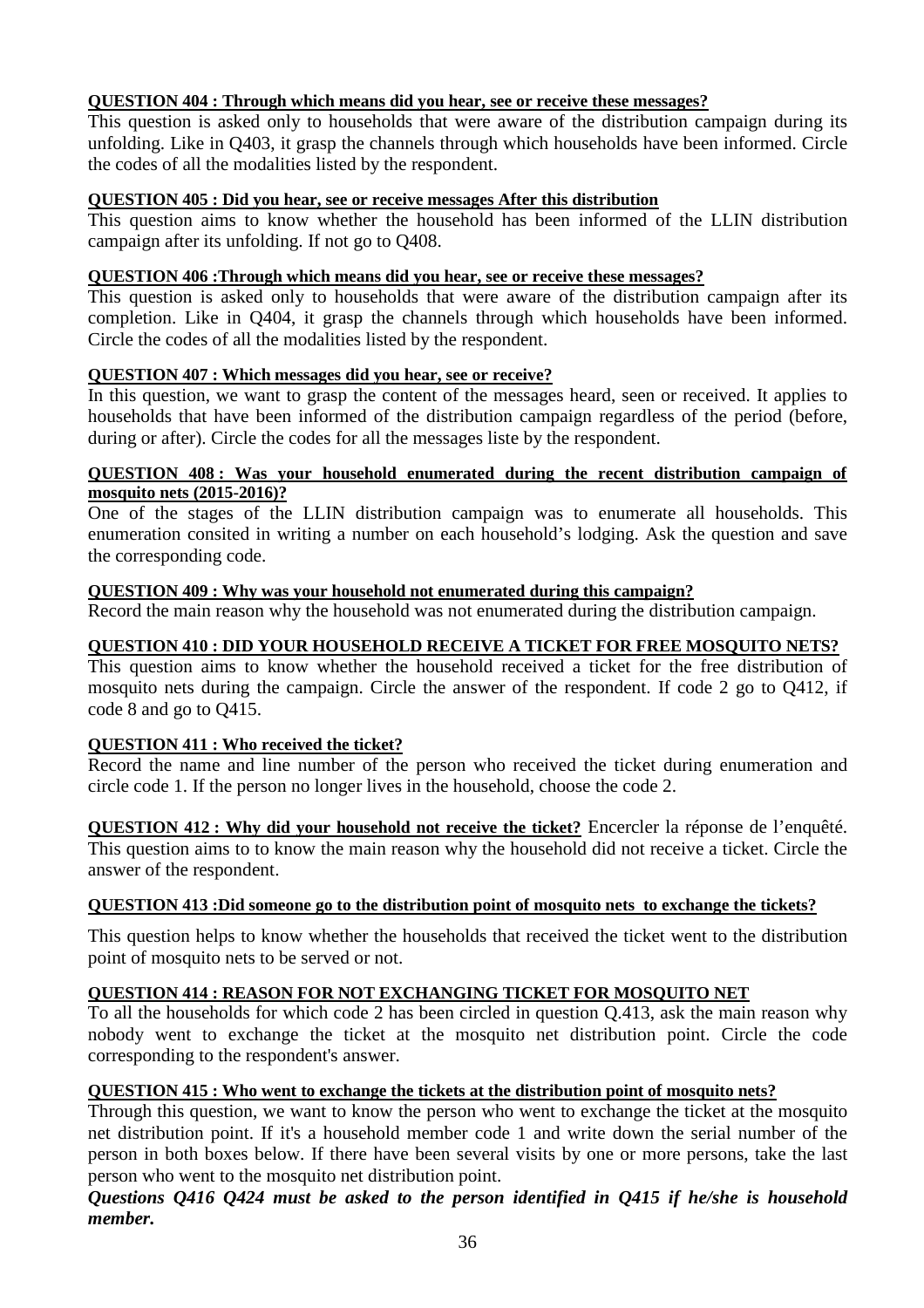**QUESTION 404 : Through which means did you hear, see or receive these messages?**

This question is asked only to households that were aware of the distribution campaign during its unfolding. Like in Q403, it grasp the channels through which households have been informed. Circle the codes of all the modalities listed by the respondent.

**QUESTION 405 : Did you hear, see or receive messages After this distribution**

This question aims to know whether the household has been informed of the LLIN distribution campaign after its unfolding. If not go to Q408.

**QUESTION 406 :Through which means did you hear, see or receive these messages?**

This question is asked only to households that were aware of the distribution campaign after its completion. Like in Q404, it grasp the channels through which households have been informed. Circle the codes of all the modalities listed by the respondent.

**QUESTION 407 : Which messages did you hear, see or receive?**

In this question, we want to grasp the content of the messages heard, seen or received. It applies to households that have been informed of the distribution campaign regardless of the period (before, during or after). Circle the codes for all the messages liste by the respondent.

**QUESTION 408 : Was your household enumerated during the recent distribution campaign of mosquito nets (2015-2016)?**

One of the stages of the LLIN distribution campaign was to enumerate all households. This enumeration consited in writing a number on each household's lodging. Ask the question and save the corresponding code.

**QUESTION 409 : Why was your household not enumerated during this campaign?**

Record the main reason why the household was not enumerated during the distribution campaign.

**QUESTION 410 : DID YOUR HOUSEHOLD RECEIVE A TICKET FOR FREE MOSQUITO NETS?**

This question aims to know whether the household received a ticket for the free distribution of mosquito nets during the campaign. Circle the answer of the respondent. If code 2 go to Q412, if code 8 and go to Q415.

**QUESTION 411 : Who received the ticket?**

Record the name and line number of the person who received the ticket during enumeration and circle code 1. If the person no longer lives in the household, choose the code 2.

**QUESTION 412 : Why did your household not receive the ticket?** Encercler la réponse de l'enquêté. This question aims to to know the main reason why the household did not receive a ticket. Circle the answer of the respondent.

**QUESTION 413 :Did someone go to the distribution point of mosquito nets to exchange the tickets?**

This question helps to know whether the households that received the ticket went to the distribution point of mosquito nets to be served or not.

**QUESTION 414 : REASON FOR NOT EXCHANGING TICKET FOR MOSQUITO NET**

To all the households for which code 2 has been circled in question Q.413, ask the main reason why nobody went to exchange the ticket at the mosquito net distribution point. Circle the code corresponding to the respondent's answer.

**QUESTION 415 : Who went to exchange the tickets at the distribution point of mosquito nets?**

Through this question, we want to know the person who went to exchange the ticket at the mosquito net distribution point. If it's a household member code 1 and write down the serial number of the person in both boxes below. If there have been several visits by one or more persons, take the last person who went to the mosquito net distribution point.

***Questions Q416 Q424 must be asked to the person identified in Q415 if he/she is household member.***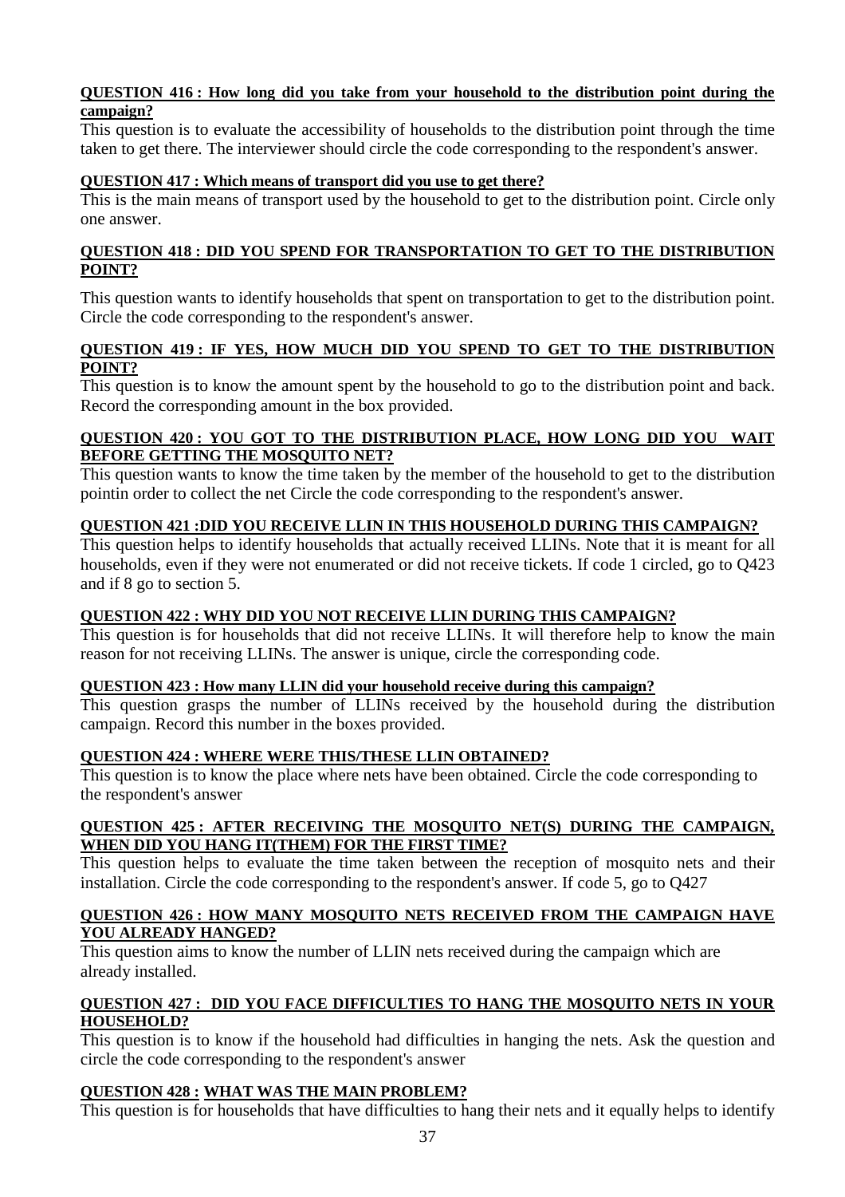**QUESTION 416 : How long did you take from your household to the distribution point during the campaign?**

This question is to evaluate the accessibility of households to the distribution point through the time taken to get there. The interviewer should circle the code corresponding to the respondent's answer.

**QUESTION 417 : Which means of transport did you use to get there?**

This is the main means of transport used by the household to get to the distribution point. Circle only one answer.

**QUESTION 418 : DID YOU SPEND FOR TRANSPORTATION TO GET TO THE DISTRIBUTION POINT?**

This question wants to identify households that spent on transportation to get to the distribution point. Circle the code corresponding to the respondent's answer.

**QUESTION 419 : IF YES, HOW MUCH DID YOU SPEND TO GET TO THE DISTRIBUTION POINT?**

This question is to know the amount spent by the household to go to the distribution point and back. Record the corresponding amount in the box provided.

**QUESTION 420 : YOU GOT TO THE DISTRIBUTION PLACE, HOW LONG DID YOU WAIT BEFORE GETTING THE MOSQUITO NET?**

This question wants to know the time taken by the member of the household to get to the distribution pointin order to collect the net Circle the code corresponding to the respondent's answer.

**QUESTION 421 :DID YOU RECEIVE LLIN IN THIS HOUSEHOLD DURING THIS CAMPAIGN?**

This question helps to identify households that actually received LLINs. Note that it is meant for all households, even if they were not enumerated or did not receive tickets. If code 1 circled, go to Q423 and if 8 go to section 5.

**QUESTION 422 : WHY DID YOU NOT RECEIVE LLIN DURING THIS CAMPAIGN?**

This question is for households that did not receive LLINs. It will therefore help to know the main reason for not receiving LLINs. The answer is unique, circle the corresponding code.

**QUESTION 423 : How many LLIN did your household receive during this campaign?**

This question grasps the number of LLINs received by the household during the distribution campaign. Record this number in the boxes provided.

**QUESTION 424 : WHERE WERE THIS/THESE LLIN OBTAINED?**

This question is to know the place where nets have been obtained. Circle the code corresponding to the respondent's answer

**QUESTION 425 : AFTER RECEIVING THE MOSQUITO NET(S) DURING THE CAMPAIGN, WHEN DID YOU HANG IT(THEM) FOR THE FIRST TIME?**

This question helps to evaluate the time taken between the reception of mosquito nets and their installation. Circle the code corresponding to the respondent's answer. If code 5, go to Q427

**QUESTION 426 : HOW MANY MOSQUITO NETS RECEIVED FROM THE CAMPAIGN HAVE YOU ALREADY HANGED?**

This question aims to know the number of LLIN nets received during the campaign which are already installed.

**QUESTION 427 : DID YOU FACE DIFFICULTIES TO HANG THE MOSQUITO NETS IN YOUR HOUSEHOLD?**

This question is to know if the household had difficulties in hanging the nets. Ask the question and circle the code corresponding to the respondent's answer

**QUESTION 428 : WHAT WAS THE MAIN PROBLEM?**

This question is for households that have difficulties to hang their nets and it equally helps to identify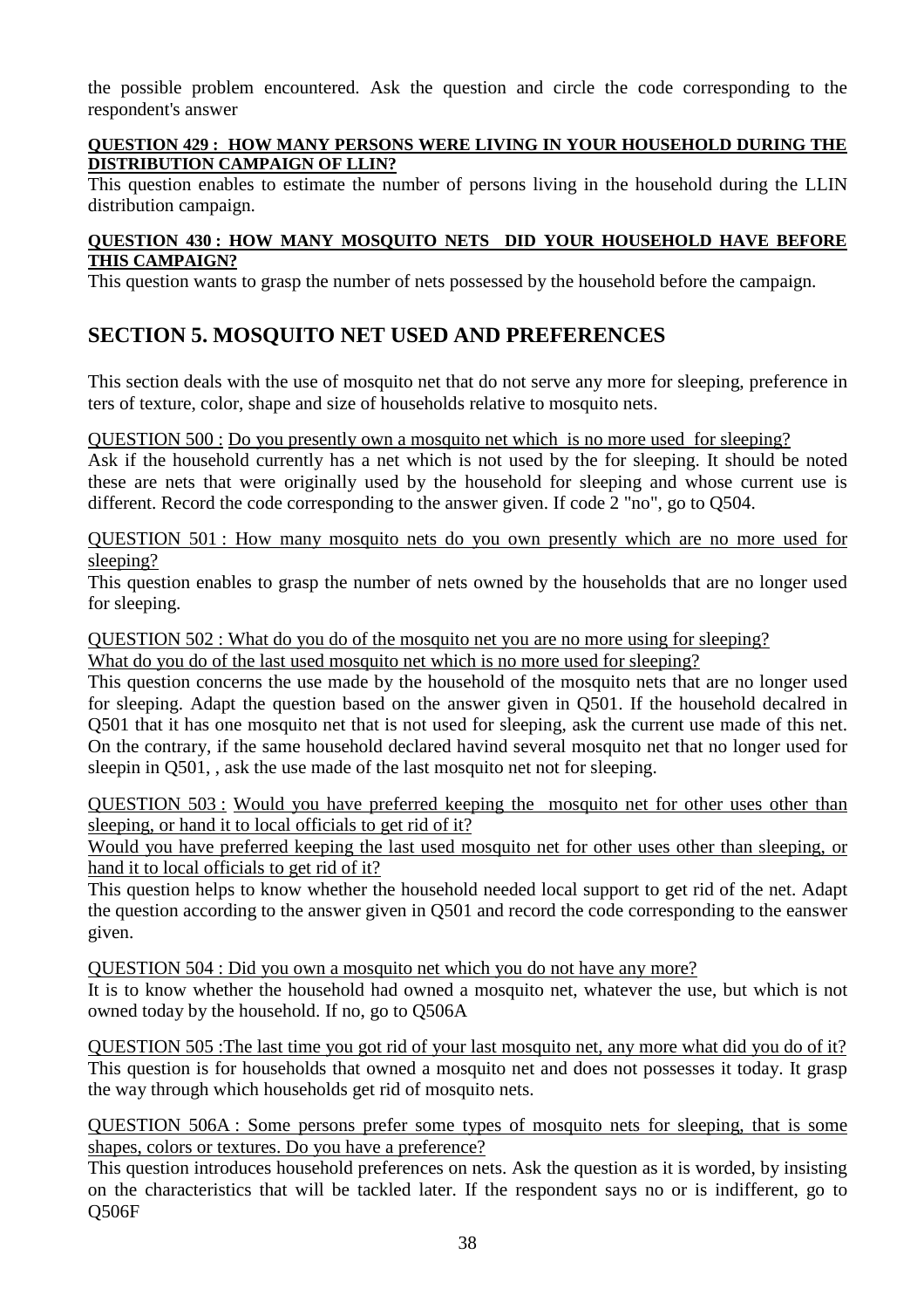the possible problem encountered. Ask the question and circle the code corresponding to the respondent's answer

**QUESTION 429 : HOW MANY PERSONS WERE LIVING IN YOUR HOUSEHOLD DURING THE DISTRIBUTION CAMPAIGN OF LLIN?**

This question enables to estimate the number of persons living in the household during the LLIN distribution campaign.

**QUESTION 430 : HOW MANY MOSQUITO NETS DID YOUR HOUSEHOLD HAVE BEFORE THIS CAMPAIGN?**

This question wants to grasp the number of nets possessed by the household before the campaign.

## SECTION 5. MOSQUITO NET USED AND PREFERENCES

This section deals with the use of mosquito net that do not serve any more for sleeping, preference in ters of texture, color, shape and size of households relative to mosquito nets.

QUESTION 500 : Do you presently own a mosquito net which is no more used for sleeping?

Ask if the household currently has a net which is not used by the for sleeping. It should be noted these are nets that were originally used by the household for sleeping and whose current use is different. Record the code corresponding to the answer given. If code 2 "no", go to Q504.

QUESTION 501 : How many mosquito nets do you own presently which are no more used for sleeping?

This question enables to grasp the number of nets owned by the households that are no longer used for sleeping.

QUESTION 502 : What do you do of the mosquito net you are no more using for sleeping?
What do you do of the last used mosquito net which is no more used for sleeping?

This question concerns the use made by the household of the mosquito nets that are no longer used for sleeping. Adapt the question based on the answer given in Q501. If the household decalred in Q501 that it has one mosquito net that is not used for sleeping, ask the current use made of this net. On the contrary, if the same household declared havind several mosquito net that no longer used for sleepin in Q501, , ask the use made of the last mosquito net not for sleeping.

QUESTION 503 : Would you have preferred keeping the mosquito net for other uses other than sleeping, or hand it to local officials to get rid of it?
Would you have preferred keeping the last used mosquito net for other uses other than sleeping, or hand it to local officials to get rid of it?

This question helps to know whether the household needed local support to get rid of the net. Adapt the question according to the answer given in Q501 and record the code corresponding to the eanswer given.

QUESTION 504 : Did you own a mosquito net which you do not have any more?

It is to know whether the household had owned a mosquito net, whatever the use, but which is not owned today by the household. If no, go to Q506A

QUESTION 505 :The last time you got rid of your last mosquito net, any more what did you do of it?

This question is for households that owned a mosquito net and does not possesses it today. It grasp the way through which households get rid of mosquito nets.

QUESTION 506A : Some persons prefer some types of mosquito nets for sleeping, that is some shapes, colors or textures. Do you have a preference?

This question introduces household preferences on nets. Ask the question as it is worded, by insisting on the characteristics that will be tackled later. If the respondent says no or is indifferent, go to Q506F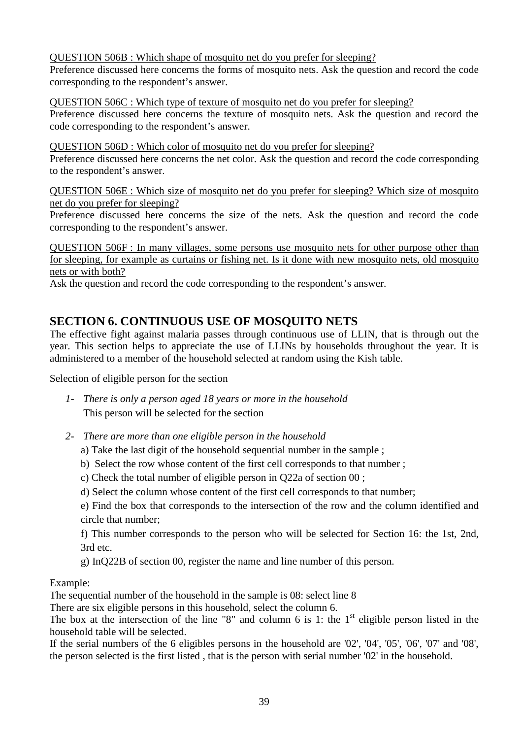<u>QUESTION 506B : Which shape of mosquito net do you prefer for sleeping?</u>
Preference discussed here concerns the forms of mosquito nets. Ask the question and record the code corresponding to the respondent's answer.

<u>QUESTION 506C : Which type of texture of mosquito net do you prefer for sleeping?</u>
Preference discussed here concerns the texture of mosquito nets. Ask the question and record the code corresponding to the respondent's answer.

<u>QUESTION 506D : Which color of mosquito net do you prefer for sleeping?</u>
Preference discussed here concerns the net color. Ask the question and record the code corresponding to the respondent's answer.

<u>QUESTION 506E : Which size of mosquito net do you prefer for sleeping? Which size of mosquito net do you prefer for sleeping?</u>
Preference discussed here concerns the size of the nets. Ask the question and record the code corresponding to the respondent's answer.

<u>QUESTION 506F : In many villages, some persons use mosquito nets for other purpose other than for sleeping, for example as curtains or fishing net. Is it done with new mosquito nets, old mosquito nets or with both?</u>
Ask the question and record the code corresponding to the respondent's answer.

## SECTION 6. CONTINUOUS USE OF MOSQUITO NETS

The effective fight against malaria passes through continuous use of LLIN, that is through out the year. This section helps to appreciate the use of LLINs by households throughout the year. It is administered to a member of the household selected at random using the Kish table.

Selection of eligible person for the section

1- *There is only a person aged 18 years or more in the household*
   This person will be selected for the section

2- *There are more than one eligible person in the household*
   a) Take the last digit of the household sequential number in the sample ;
   b) Select the row whose content of the first cell corresponds to that number ;
   c) Check the total number of eligible person in Q22a of section 00 ;
   d) Select the column whose content of the first cell corresponds to that number;
   e) Find the box that corresponds to the intersection of the row and the column identified and circle that number;
   f) This number corresponds to the person who will be selected for Section 16: the 1st, 2nd, 3rd etc.
   g) InQ22B of section 00, register the name and line number of this person.

Example:
The sequential number of the household in the sample is 08: select line 8
There are six eligible persons in this household, select the column 6.
The box at the intersection of the line "8" and column 6 is 1: the 1st eligible person listed in the household table will be selected.
If the serial numbers of the 6 eligibles persons in the household are '02', '04', '05', '06', '07' and '08', the person selected is the first listed , that is the person with serial number '02' in the household.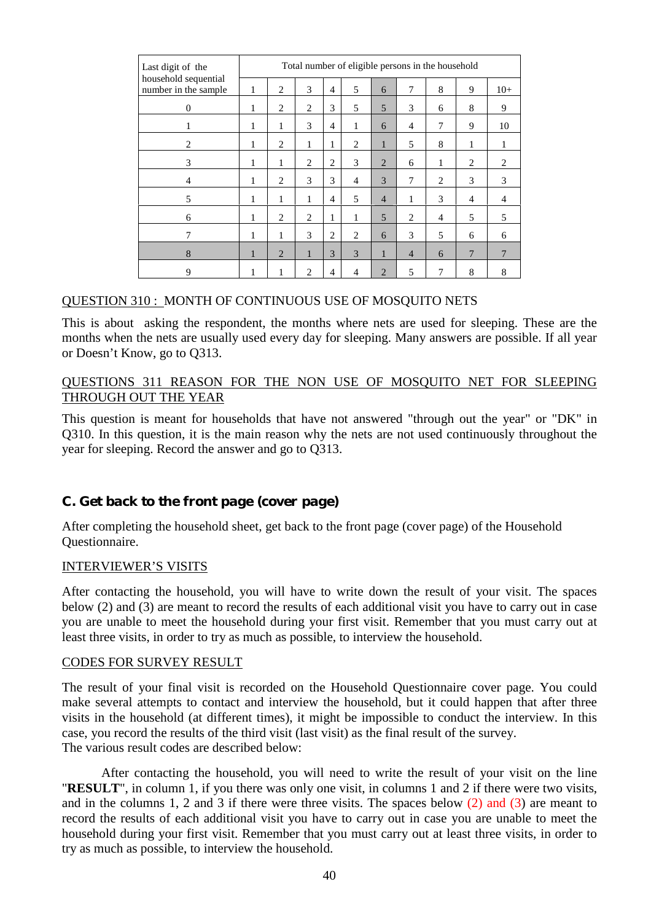| Last digit of the household sequential number in the sample | Total number of eligible persons in the household | | | | | | | | | |
|---|---|---|---|---|---|---|---|---|---|---|
| | 1 | 2 | 3 | 4 | 5 | 6 | 7 | 8 | 9 | 10+ |
| 0 | 1 | 2 | 2 | 3 | 5 | 5 | 3 | 6 | 8 | 9 |
| 1 | 1 | 1 | 3 | 4 | 1 | 6 | 4 | 7 | 9 | 10 |
| 2 | 1 | 2 | 1 | 1 | 2 | 1 | 5 | 8 | 1 | 1 |
| 3 | 1 | 1 | 2 | 2 | 3 | 2 | 6 | 1 | 2 | 2 |
| 4 | 1 | 2 | 3 | 3 | 4 | 3 | 7 | 2 | 3 | 3 |
| 5 | 1 | 1 | 1 | 4 | 5 | 4 | 1 | 3 | 4 | 4 |
| 6 | 1 | 2 | 2 | 1 | 1 | 5 | 2 | 4 | 5 | 5 |
| 7 | 1 | 1 | 3 | 2 | 2 | 6 | 3 | 5 | 6 | 6 |
| 8 | 1 | 2 | 1 | 3 | 3 | 1 | 4 | 6 | 7 | 7 |
| 9 | 1 | 1 | 2 | 4 | 4 | 2 | 5 | 7 | 8 | 8 |

QUESTION 310 : MONTH OF CONTINUOUS USE OF MOSQUITO NETS

This is about asking the respondent, the months where nets are used for sleeping. These are the months when the nets are usually used every day for sleeping. Many answers are possible. If all year or Doesn't Know, go to Q313.

QUESTIONS 311 REASON FOR THE NON USE OF MOSQUITO NET FOR SLEEPING THROUGH OUT THE YEAR

This question is meant for households that have not answered "through out the year" or "DK" in Q310. In this question, it is the main reason why the nets are not used continuously throughout the year for sleeping. Record the answer and go to Q313.

## C. Get back to the front page (cover page)

After completing the household sheet, get back to the front page (cover page) of the Household Questionnaire.

INTERVIEWER'S VISITS

After contacting the household, you will have to write down the result of your visit. The spaces below (2) and (3) are meant to record the results of each additional visit you have to carry out in case you are unable to meet the household during your first visit. Remember that you must carry out at least three visits, in order to try as much as possible, to interview the household.

CODES FOR SURVEY RESULT

The result of your final visit is recorded on the Household Questionnaire cover page. You could make several attempts to contact and interview the household, but it could happen that after three visits in the household (at different times), it might be impossible to conduct the interview. In this case, you record the results of the third visit (last visit) as the final result of the survey.
The various result codes are described below:

After contacting the household, you will need to write the result of your visit on the line "**RESULT**", in column 1, if you there was only one visit, in columns 1 and 2 if there were two visits, and in the columns 1, 2 and 3 if there were three visits. The spaces below (2) and (3) are meant to record the results of each additional visit you have to carry out in case you are unable to meet the household during your first visit. Remember that you must carry out at least three visits, in order to try as much as possible, to interview the household.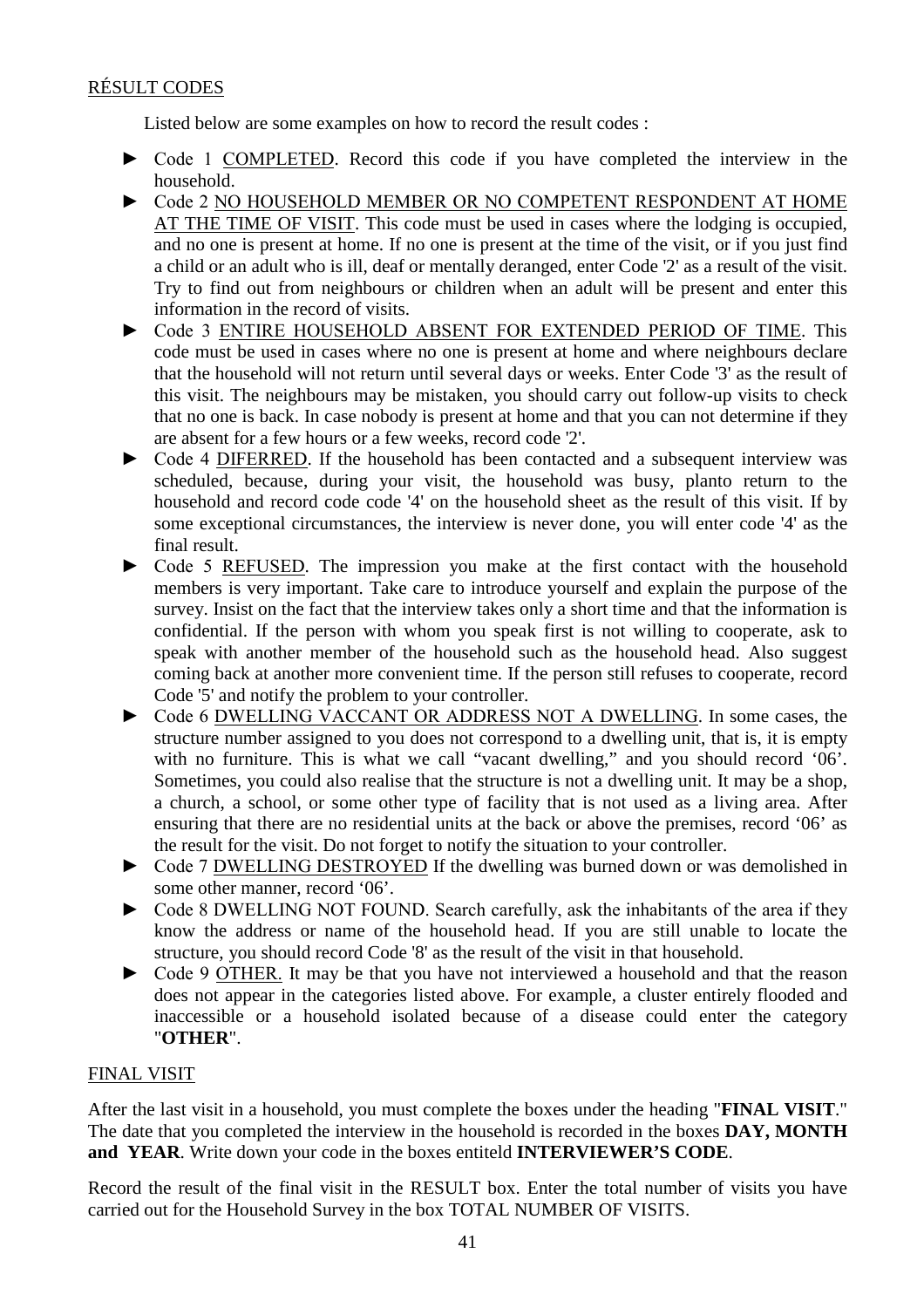RÉSULT CODES

Listed below are some examples on how to record the result codes :

- ► Code 1 COMPLETED. Record this code if you have completed the interview in the household.
- ► Code 2 NO HOUSEHOLD MEMBER OR NO COMPETENT RESPONDENT AT HOME AT THE TIME OF VISIT. This code must be used in cases where the lodging is occupied, and no one is present at home. If no one is present at the time of the visit, or if you just find a child or an adult who is ill, deaf or mentally deranged, enter Code '2' as a result of the visit. Try to find out from neighbours or children when an adult will be present and enter this information in the record of visits.
- ► Code 3 ENTIRE HOUSEHOLD ABSENT FOR EXTENDED PERIOD OF TIME. This code must be used in cases where no one is present at home and where neighbours declare that the household will not return until several days or weeks. Enter Code '3' as the result of this visit. The neighbours may be mistaken, you should carry out follow-up visits to check that no one is back. In case nobody is present at home and that you can not determine if they are absent for a few hours or a few weeks, record code '2'.
- ► Code 4 DIFERRED. If the household has been contacted and a subsequent interview was scheduled, because, during your visit, the household was busy, planto return to the household and record code code '4' on the household sheet as the result of this visit. If by some exceptional circumstances, the interview is never done, you will enter code '4' as the final result.
- ► Code 5 REFUSED. The impression you make at the first contact with the household members is very important. Take care to introduce yourself and explain the purpose of the survey. Insist on the fact that the interview takes only a short time and that the information is confidential. If the person with whom you speak first is not willing to cooperate, ask to speak with another member of the household such as the household head. Also suggest coming back at another more convenient time. If the person still refuses to cooperate, record Code '5' and notify the problem to your controller.
- ► Code 6 DWELLING VACCANT OR ADDRESS NOT A DWELLING. In some cases, the structure number assigned to you does not correspond to a dwelling unit, that is, it is empty with no furniture. This is what we call "vacant dwelling," and you should record '06'. Sometimes, you could also realise that the structure is not a dwelling unit. It may be a shop, a church, a school, or some other type of facility that is not used as a living area. After ensuring that there are no residential units at the back or above the premises, record '06' as the result for the visit. Do not forget to notify the situation to your controller.
- ► Code 7 DWELLING DESTROYED If the dwelling was burned down or was demolished in some other manner, record '06'.
- ► Code 8 DWELLING NOT FOUND. Search carefully, ask the inhabitants of the area if they know the address or name of the household head. If you are still unable to locate the structure, you should record Code '8' as the result of the visit in that household.
- ► Code 9 OTHER. It may be that you have not interviewed a household and that the reason does not appear in the categories listed above. For example, a cluster entirely flooded and inaccessible or a household isolated because of a disease could enter the category "**OTHER**".

FINAL VISIT

After the last visit in a household, you must complete the boxes under the heading "**FINAL VISIT**." The date that you completed the interview in the household is recorded in the boxes **DAY, MONTH and YEAR**. Write down your code in the boxes entiteld **INTERVIEWER'S CODE**.

Record the result of the final visit in the RESULT box. Enter the total number of visits you have carried out for the Household Survey in the box TOTAL NUMBER OF VISITS.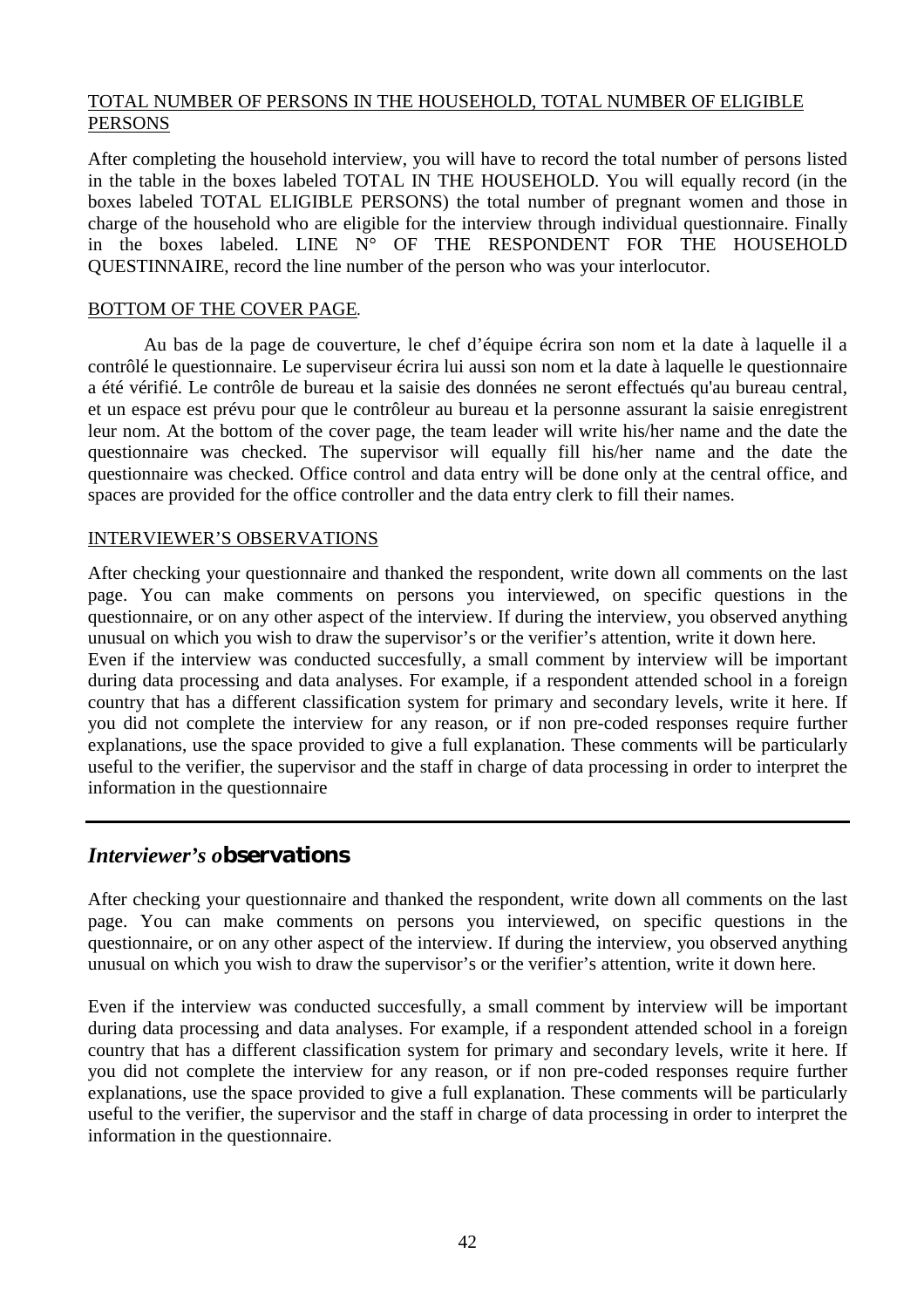TOTAL NUMBER OF PERSONS IN THE HOUSEHOLD, TOTAL NUMBER OF ELIGIBLE PERSONS

After completing the household interview, you will have to record the total number of persons listed in the table in the boxes labeled TOTAL IN THE HOUSEHOLD. You will equally record (in the boxes labeled TOTAL ELIGIBLE PERSONS) the total number of pregnant women and those in charge of the household who are eligible for the interview through individual questionnaire. Finally in the boxes labeled. LINE N° OF THE RESPONDENT FOR THE HOUSEHOLD QUESTINNAIRE, record the line number of the person who was your interlocutor.

BOTTOM OF THE COVER PAGE.

Au bas de la page de couverture, le chef d'équipe écrira son nom et la date à laquelle il a contrôlé le questionnaire. Le superviseur écrira lui aussi son nom et la date à laquelle le questionnaire a été vérifié. Le contrôle de bureau et la saisie des données ne seront effectués qu'au bureau central, et un espace est prévu pour que le contrôleur au bureau et la personne assurant la saisie enregistrent leur nom. At the bottom of the cover page, the team leader will write his/her name and the date the questionnaire was checked. The supervisor will equally fill his/her name and the date the questionnaire was checked. Office control and data entry will be done only at the central office, and spaces are provided for the office controller and the data entry clerk to fill their names.

INTERVIEWER'S OBSERVATIONS

After checking your questionnaire and thanked the respondent, write down all comments on the last page. You can make comments on persons you interviewed, on specific questions in the questionnaire, or on any other aspect of the interview. If during the interview, you observed anything unusual on which you wish to draw the supervisor's or the verifier's attention, write it down here.
Even if the interview was conducted succesfully, a small comment by interview will be important during data processing and data analyses. For example, if a respondent attended school in a foreign country that has a different classification system for primary and secondary levels, write it here. If you did not complete the interview for any reason, or if non pre-coded responses require further explanations, use the space provided to give a full explanation. These comments will be particularly useful to the verifier, the supervisor and the staff in charge of data processing in order to interpret the information in the questionnaire

---

## *Interviewer's o***bservations**

After checking your questionnaire and thanked the respondent, write down all comments on the last page. You can make comments on persons you interviewed, on specific questions in the questionnaire, or on any other aspect of the interview. If during the interview, you observed anything unusual on which you wish to draw the supervisor's or the verifier's attention, write it down here.

Even if the interview was conducted succesfully, a small comment by interview will be important during data processing and data analyses. For example, if a respondent attended school in a foreign country that has a different classification system for primary and secondary levels, write it here. If you did not complete the interview for any reason, or if non pre-coded responses require further explanations, use the space provided to give a full explanation. These comments will be particularly useful to the verifier, the supervisor and the staff in charge of data processing in order to interpret the information in the questionnaire.